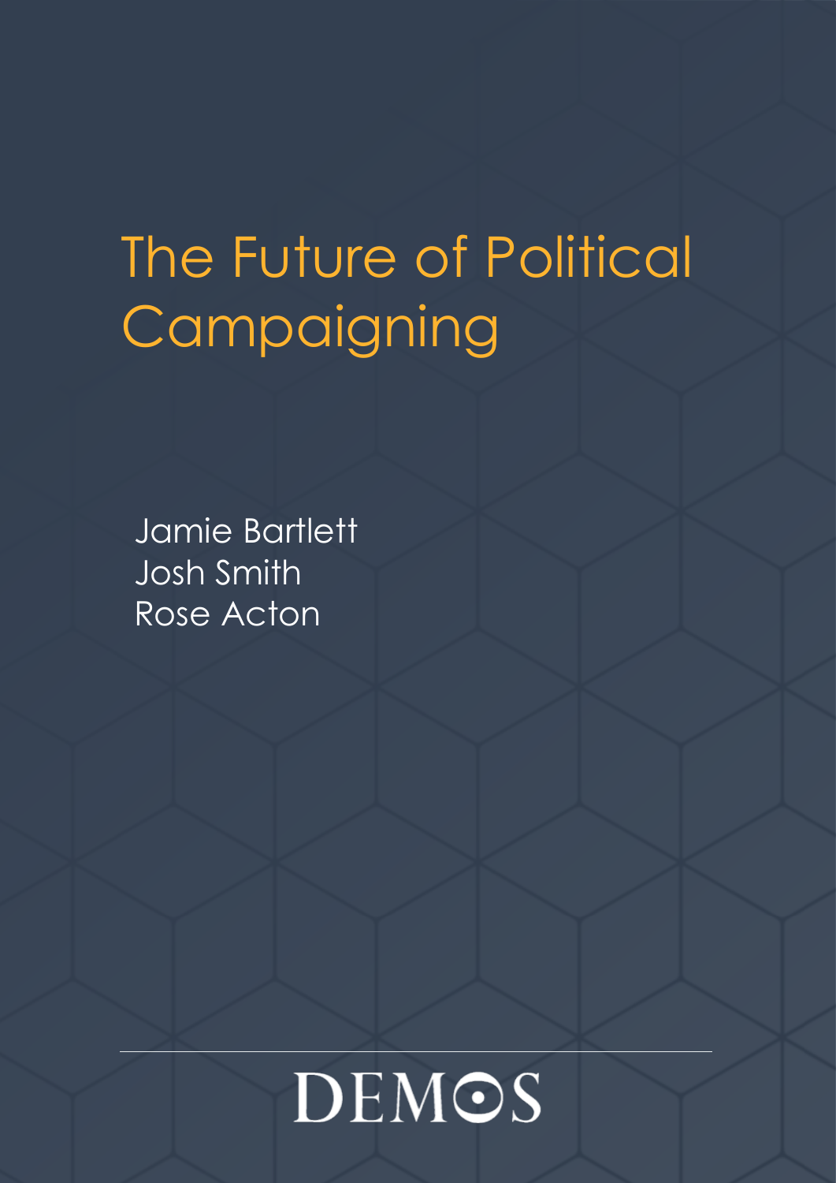# The Future of Political Campaigning

Jamie Bartlett
Josh Smith
Rose Acton

DEMOS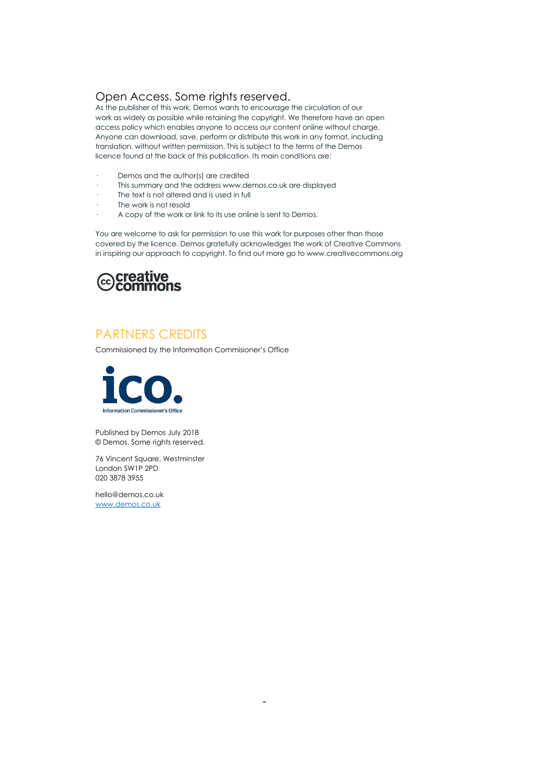## Open Access. Some rights reserved.

As the publisher of this work, Demos wants to encourage the circulation of our work as widely as possible while retaining the copyright. We therefore have an open access policy which enables anyone to access our content online without charge. Anyone can download, save, perform or distribute this work in any format, including translation, without written permission. This is subject to the terms of the Demos licence found at the back of this publication. Its main conditions are:

- Demos and the author(s) are credited
- This summary and the address www.demos.co.uk are displayed
- The text is not altered and is used in full
- The work is not resold
- A copy of the work or link to its use online is sent to Demos.

You are welcome to ask for permission to use this work for purposes other than those covered by the licence. Demos gratefully acknowledges the work of Creative Commons in inspiring our approach to copyright. To find out more go to www.creativecommons.org

## PARTNERS CREDITS

Commissioned by the Information Commisioner's Office

Published by Demos July 2018
© Demos. Some rights reserved.

76 Vincent Square, Westminster
London SW1P 2PD
020 3878 3955

hello@demos.co.uk
www.demos.co.uk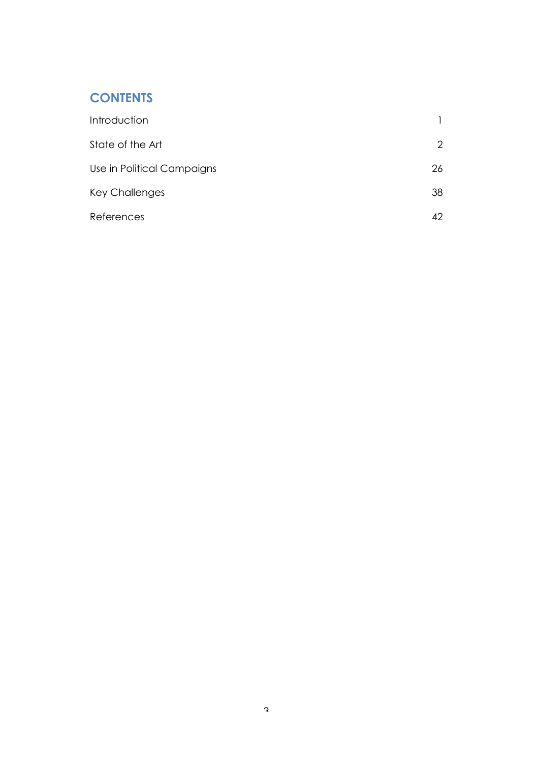## CONTENTS

| | |
|---|---|
| Introduction | 1 |
| State of the Art | 2 |
| Use in Political Campaigns | 26 |
| Key Challenges | 38 |
| References | 42 |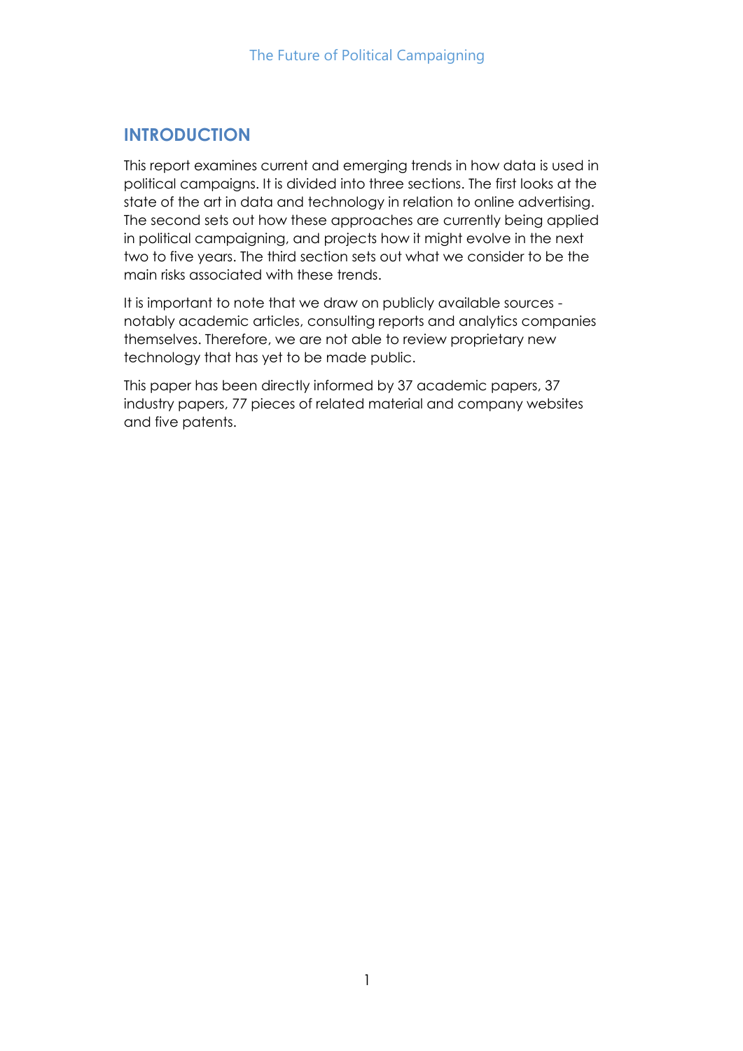## INTRODUCTION

This report examines current and emerging trends in how data is used in political campaigns. It is divided into three sections. The first looks at the state of the art in data and technology in relation to online advertising. The second sets out how these approaches are currently being applied in political campaigning, and projects how it might evolve in the next two to five years. The third section sets out what we consider to be the main risks associated with these trends.

It is important to note that we draw on publicly available sources - notably academic articles, consulting reports and analytics companies themselves. Therefore, we are not able to review proprietary new technology that has yet to be made public.

This paper has been directly informed by 37 academic papers, 37 industry papers, 77 pieces of related material and company websites and five patents.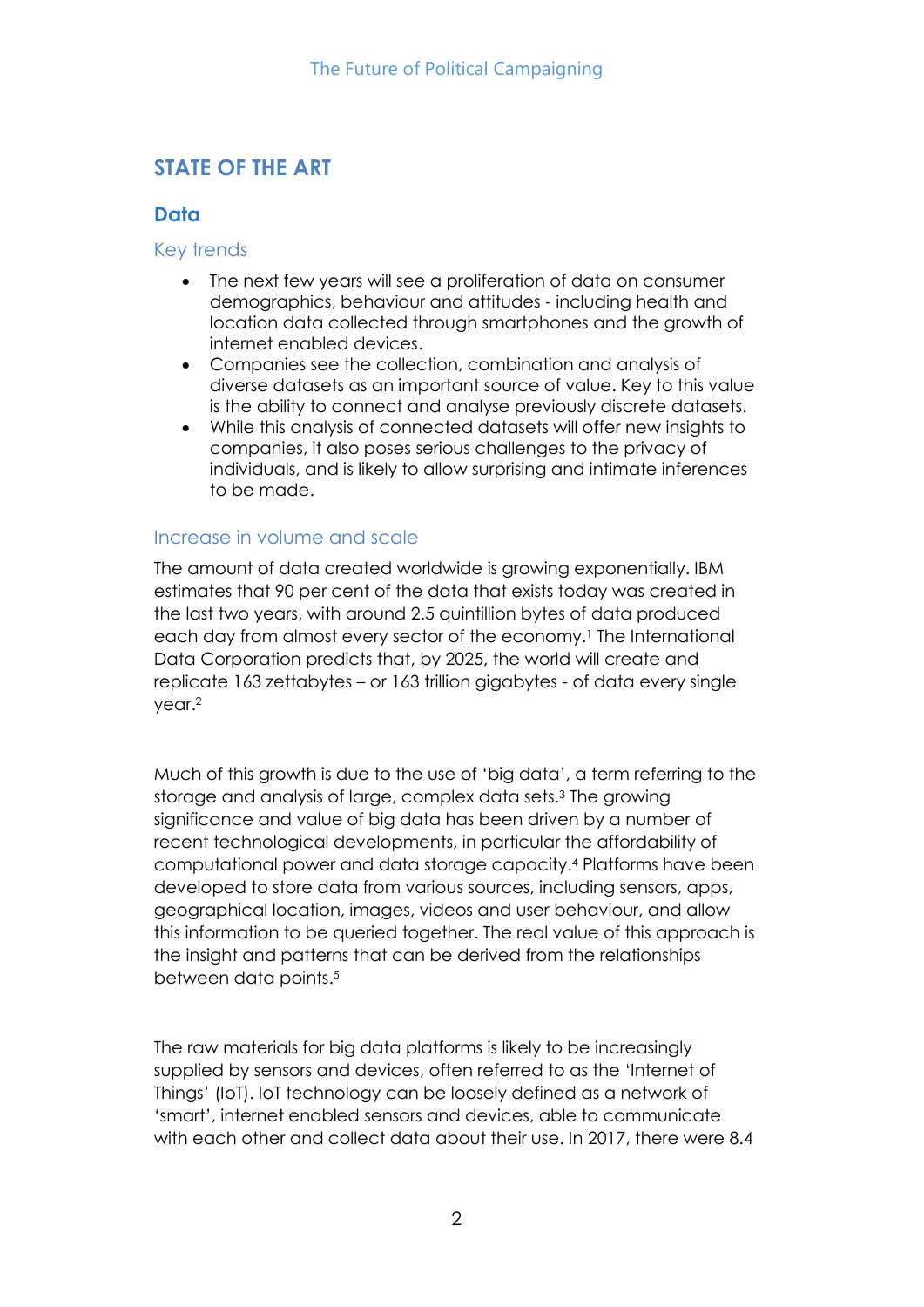## STATE OF THE ART

### Data

#### Key trends

- The next few years will see a proliferation of data on consumer demographics, behaviour and attitudes - including health and location data collected through smartphones and the growth of internet enabled devices.
- Companies see the collection, combination and analysis of diverse datasets as an important source of value. Key to this value is the ability to connect and analyse previously discrete datasets.
- While this analysis of connected datasets will offer new insights to companies, it also poses serious challenges to the privacy of individuals, and is likely to allow surprising and intimate inferences to be made.

#### Increase in volume and scale

The amount of data created worldwide is growing exponentially. IBM estimates that 90 per cent of the data that exists today was created in the last two years, with around 2.5 quintillion bytes of data produced each day from almost every sector of the economy.[1] The International Data Corporation predicts that, by 2025, the world will create and replicate 163 zettabytes – or 163 trillion gigabytes - of data every single year.[2]

Much of this growth is due to the use of 'big data', a term referring to the storage and analysis of large, complex data sets.[3] The growing significance and value of big data has been driven by a number of recent technological developments, in particular the affordability of computational power and data storage capacity.[4] Platforms have been developed to store data from various sources, including sensors, apps, geographical location, images, videos and user behaviour, and allow this information to be queried together. The real value of this approach is the insight and patterns that can be derived from the relationships between data points.[5]

The raw materials for big data platforms is likely to be increasingly supplied by sensors and devices, often referred to as the 'Internet of Things' (IoT). IoT technology can be loosely defined as a network of 'smart', internet enabled sensors and devices, able to communicate with each other and collect data about their use. In 2017, there were 8.4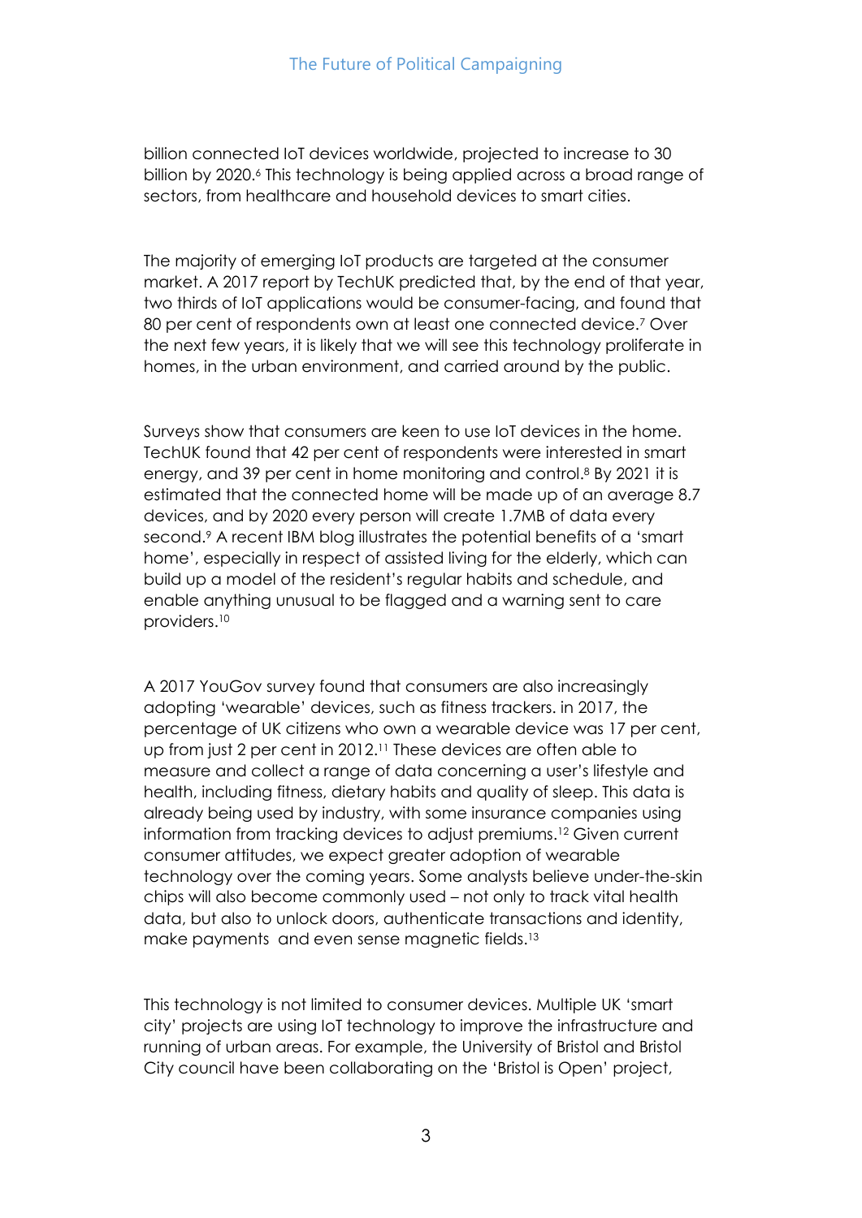billion connected IoT devices worldwide, projected to increase to 30 billion by 2020.[6] This technology is being applied across a broad range of sectors, from healthcare and household devices to smart cities.

The majority of emerging IoT products are targeted at the consumer market. A 2017 report by TechUK predicted that, by the end of that year, two thirds of IoT applications would be consumer-facing, and found that 80 per cent of respondents own at least one connected device.[7] Over the next few years, it is likely that we will see this technology proliferate in homes, in the urban environment, and carried around by the public.

Surveys show that consumers are keen to use IoT devices in the home. TechUK found that 42 per cent of respondents were interested in smart energy, and 39 per cent in home monitoring and control.[8] By 2021 it is estimated that the connected home will be made up of an average 8.7 devices, and by 2020 every person will create 1.7MB of data every second.[9] A recent IBM blog illustrates the potential benefits of a 'smart home', especially in respect of assisted living for the elderly, which can build up a model of the resident's regular habits and schedule, and enable anything unusual to be flagged and a warning sent to care providers.[10]

A 2017 YouGov survey found that consumers are also increasingly adopting 'wearable' devices, such as fitness trackers. in 2017, the percentage of UK citizens who own a wearable device was 17 per cent, up from just 2 per cent in 2012.[11] These devices are often able to measure and collect a range of data concerning a user's lifestyle and health, including fitness, dietary habits and quality of sleep. This data is already being used by industry, with some insurance companies using information from tracking devices to adjust premiums.[12] Given current consumer attitudes, we expect greater adoption of wearable technology over the coming years. Some analysts believe under-the-skin chips will also become commonly used – not only to track vital health data, but also to unlock doors, authenticate transactions and identity, make payments and even sense magnetic fields.[13]

This technology is not limited to consumer devices. Multiple UK 'smart city' projects are using IoT technology to improve the infrastructure and running of urban areas. For example, the University of Bristol and Bristol City council have been collaborating on the 'Bristol is Open' project,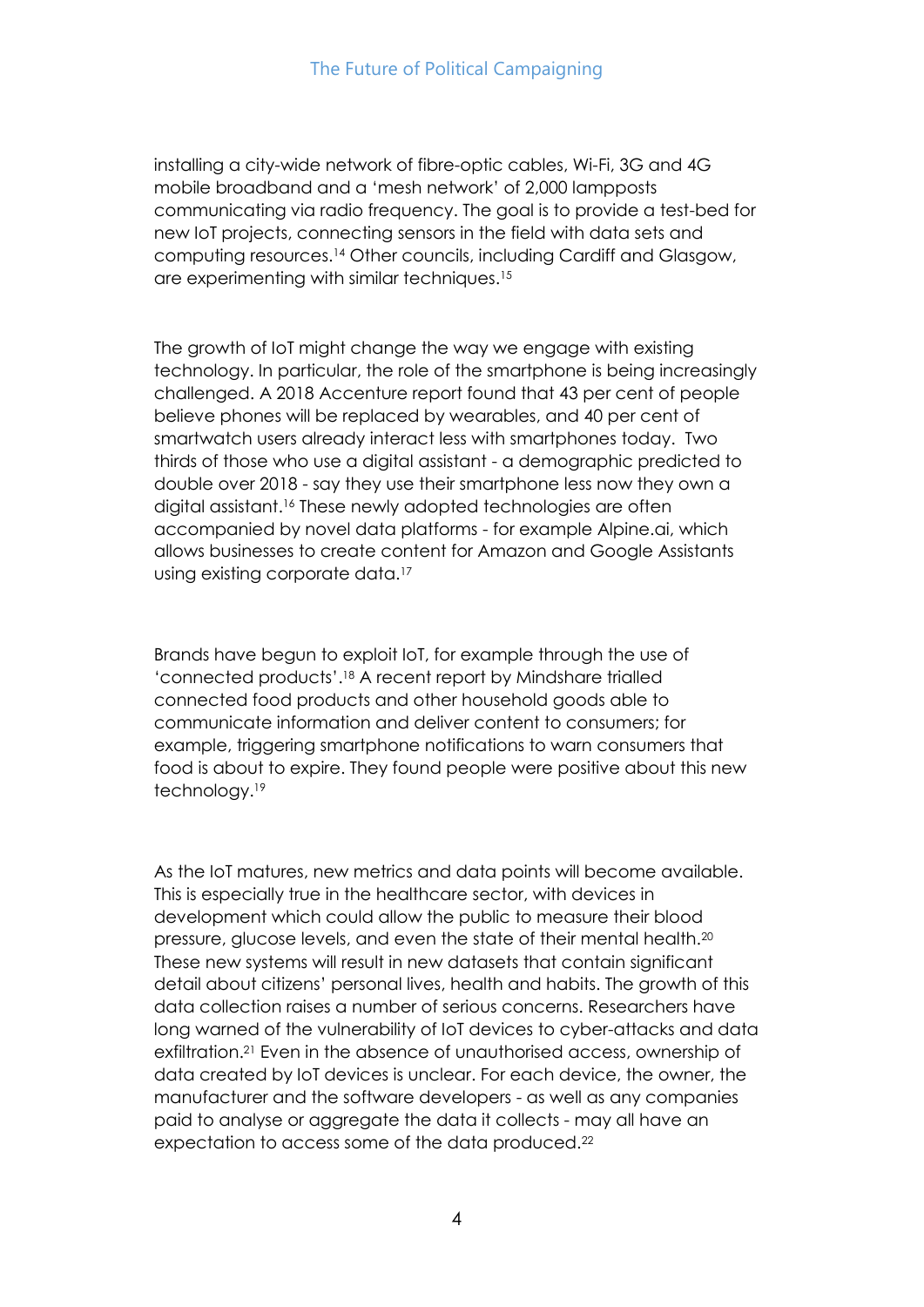installing a city-wide network of fibre-optic cables, Wi-Fi, 3G and 4G mobile broadband and a 'mesh network' of 2,000 lampposts communicating via radio frequency. The goal is to provide a test-bed for new IoT projects, connecting sensors in the field with data sets and computing resources.[14] Other councils, including Cardiff and Glasgow, are experimenting with similar techniques.[15]

The growth of IoT might change the way we engage with existing technology. In particular, the role of the smartphone is being increasingly challenged. A 2018 Accenture report found that 43 per cent of people believe phones will be replaced by wearables, and 40 per cent of smartwatch users already interact less with smartphones today. Two thirds of those who use a digital assistant - a demographic predicted to double over 2018 - say they use their smartphone less now they own a digital assistant.[16] These newly adopted technologies are often accompanied by novel data platforms - for example Alpine.ai, which allows businesses to create content for Amazon and Google Assistants using existing corporate data.[17]

Brands have begun to exploit IoT, for example through the use of 'connected products'.[18] A recent report by Mindshare trialled connected food products and other household goods able to communicate information and deliver content to consumers; for example, triggering smartphone notifications to warn consumers that food is about to expire. They found people were positive about this new technology.[19]

As the IoT matures, new metrics and data points will become available. This is especially true in the healthcare sector, with devices in development which could allow the public to measure their blood pressure, glucose levels, and even the state of their mental health.[20] These new systems will result in new datasets that contain significant detail about citizens' personal lives, health and habits. The growth of this data collection raises a number of serious concerns. Researchers have long warned of the vulnerability of IoT devices to cyber-attacks and data exfiltration.[21] Even in the absence of unauthorised access, ownership of data created by IoT devices is unclear. For each device, the owner, the manufacturer and the software developers - as well as any companies paid to analyse or aggregate the data it collects - may all have an expectation to access some of the data produced.[22]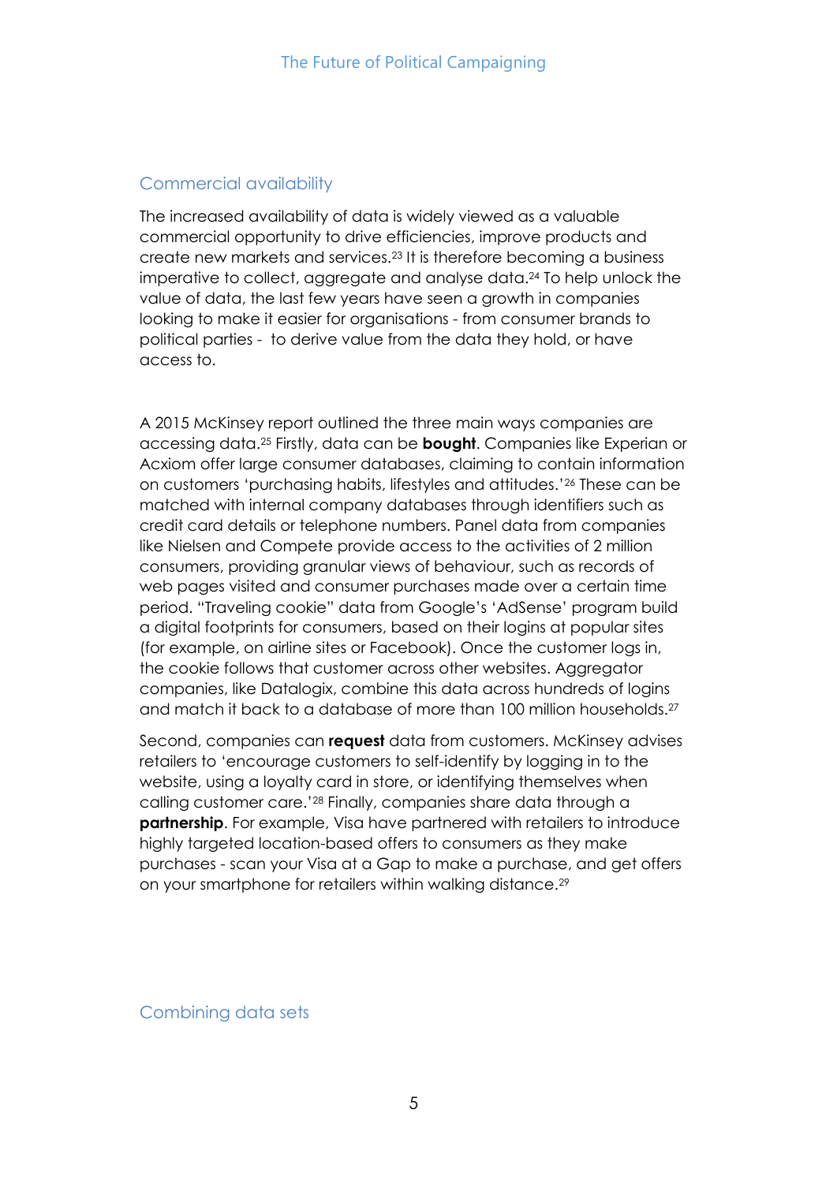## Commercial availability

The increased availability of data is widely viewed as a valuable commercial opportunity to drive efficiencies, improve products and create new markets and services.[23] It is therefore becoming a business imperative to collect, aggregate and analyse data.[24] To help unlock the value of data, the last few years have seen a growth in companies looking to make it easier for organisations - from consumer brands to political parties - to derive value from the data they hold, or have access to.

A 2015 McKinsey report outlined the three main ways companies are accessing data.[25] Firstly, data can be **bought**. Companies like Experian or Acxiom offer large consumer databases, claiming to contain information on customers 'purchasing habits, lifestyles and attitudes.'[26] These can be matched with internal company databases through identifiers such as credit card details or telephone numbers. Panel data from companies like Nielsen and Compete provide access to the activities of 2 million consumers, providing granular views of behaviour, such as records of web pages visited and consumer purchases made over a certain time period. "Traveling cookie" data from Google's 'AdSense' program build a digital footprints for consumers, based on their logins at popular sites (for example, on airline sites or Facebook). Once the customer logs in, the cookie follows that customer across other websites. Aggregator companies, like Datalogix, combine this data across hundreds of logins and match it back to a database of more than 100 million households.[27]

Second, companies can **request** data from customers. McKinsey advises retailers to 'encourage customers to self-identify by logging in to the website, using a loyalty card in store, or identifying themselves when calling customer care.'[28] Finally, companies share data through a **partnership**. For example, Visa have partnered with retailers to introduce highly targeted location-based offers to consumers as they make purchases - scan your Visa at a Gap to make a purchase, and get offers on your smartphone for retailers within walking distance.[29]

## Combining data sets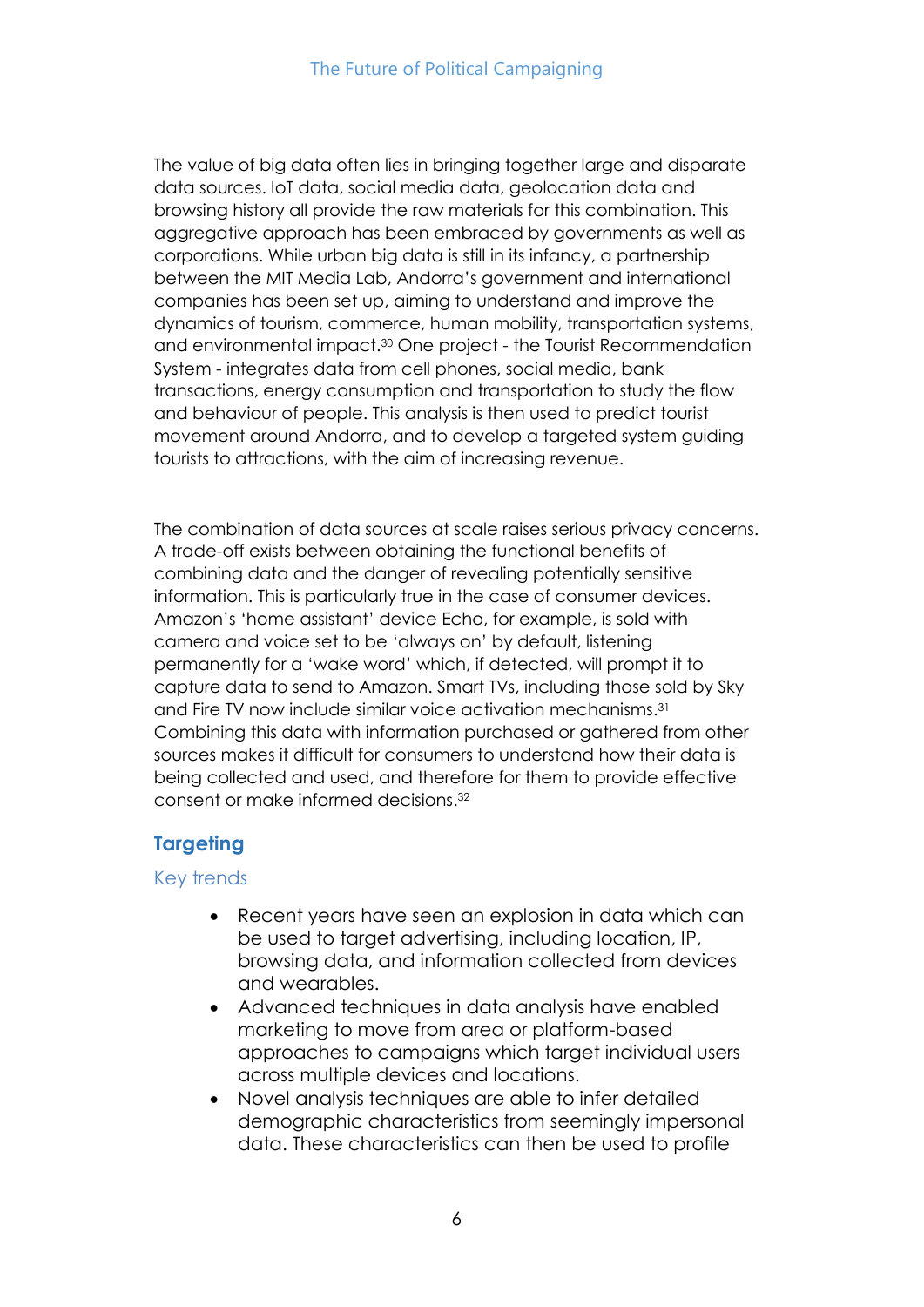The value of big data often lies in bringing together large and disparate data sources. IoT data, social media data, geolocation data and browsing history all provide the raw materials for this combination. This aggregative approach has been embraced by governments as well as corporations. While urban big data is still in its infancy, a partnership between the MIT Media Lab, Andorra's government and international companies has been set up, aiming to understand and improve the dynamics of tourism, commerce, human mobility, transportation systems, and environmental impact.[30] One project - the Tourist Recommendation System - integrates data from cell phones, social media, bank transactions, energy consumption and transportation to study the flow and behaviour of people. This analysis is then used to predict tourist movement around Andorra, and to develop a targeted system guiding tourists to attractions, with the aim of increasing revenue.

The combination of data sources at scale raises serious privacy concerns. A trade-off exists between obtaining the functional benefits of combining data and the danger of revealing potentially sensitive information. This is particularly true in the case of consumer devices. Amazon's 'home assistant' device Echo, for example, is sold with camera and voice set to be 'always on' by default, listening permanently for a 'wake word' which, if detected, will prompt it to capture data to send to Amazon. Smart TVs, including those sold by Sky and Fire TV now include similar voice activation mechanisms.[31] Combining this data with information purchased or gathered from other sources makes it difficult for consumers to understand how their data is being collected and used, and therefore for them to provide effective consent or make informed decisions.[32]

## Targeting

### Key trends

- Recent years have seen an explosion in data which can be used to target advertising, including location, IP, browsing data, and information collected from devices and wearables.
- Advanced techniques in data analysis have enabled marketing to move from area or platform-based approaches to campaigns which target individual users across multiple devices and locations.
- Novel analysis techniques are able to infer detailed demographic characteristics from seemingly impersonal data. These characteristics can then be used to profile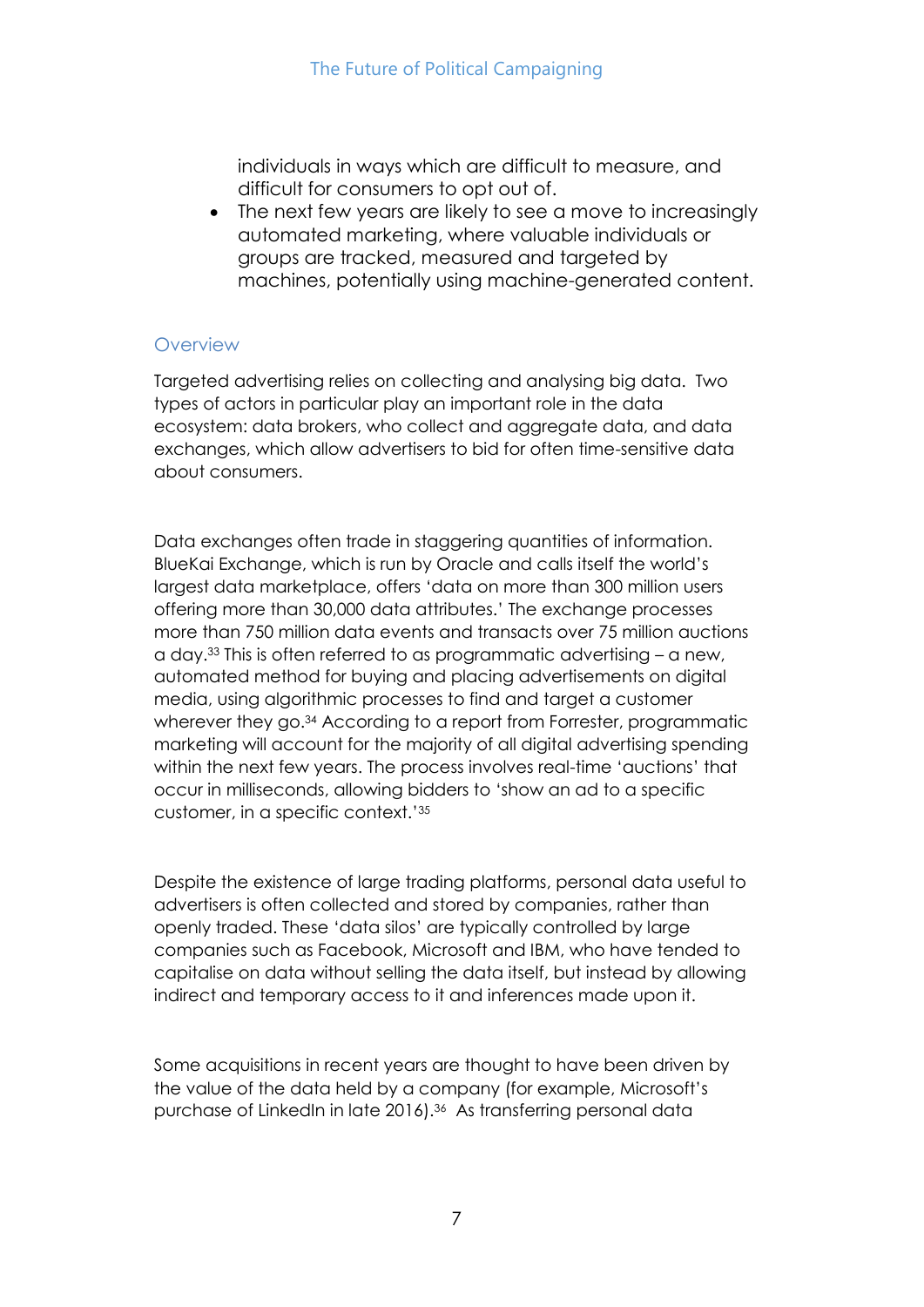individuals in ways which are difficult to measure, and difficult for consumers to opt out of.

- The next few years are likely to see a move to increasingly automated marketing, where valuable individuals or groups are tracked, measured and targeted by machines, potentially using machine-generated content.

## Overview

Targeted advertising relies on collecting and analysing big data. Two types of actors in particular play an important role in the data ecosystem: data brokers, who collect and aggregate data, and data exchanges, which allow advertisers to bid for often time-sensitive data about consumers.

Data exchanges often trade in staggering quantities of information. BlueKai Exchange, which is run by Oracle and calls itself the world's largest data marketplace, offers 'data on more than 300 million users offering more than 30,000 data attributes.' The exchange processes more than 750 million data events and transacts over 75 million auctions a day.[33] This is often referred to as programmatic advertising – a new, automated method for buying and placing advertisements on digital media, using algorithmic processes to find and target a customer wherever they go.[34] According to a report from Forrester, programmatic marketing will account for the majority of all digital advertising spending within the next few years. The process involves real-time 'auctions' that occur in milliseconds, allowing bidders to 'show an ad to a specific customer, in a specific context.'[35]

Despite the existence of large trading platforms, personal data useful to advertisers is often collected and stored by companies, rather than openly traded. These 'data silos' are typically controlled by large companies such as Facebook, Microsoft and IBM, who have tended to capitalise on data without selling the data itself, but instead by allowing indirect and temporary access to it and inferences made upon it.

Some acquisitions in recent years are thought to have been driven by the value of the data held by a company (for example, Microsoft's purchase of LinkedIn in late 2016).[36] As transferring personal data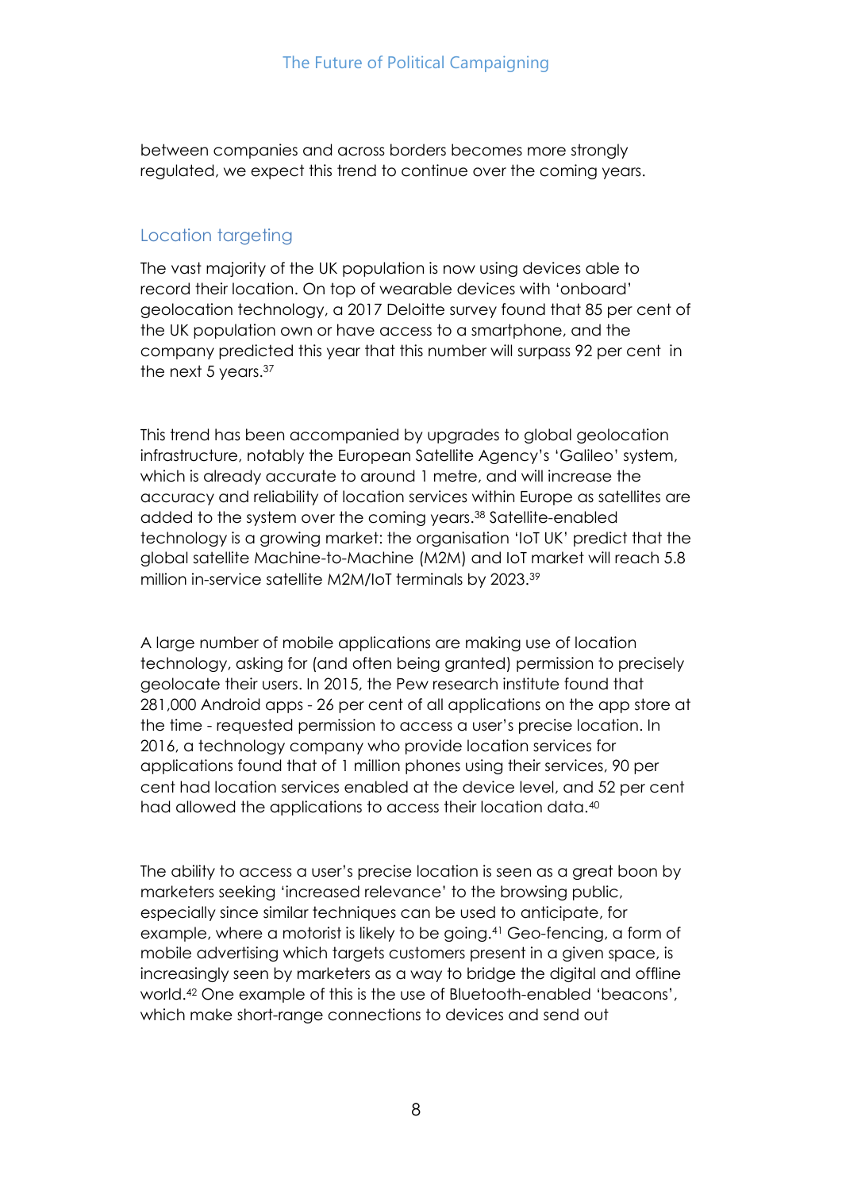between companies and across borders becomes more strongly regulated, we expect this trend to continue over the coming years.

## Location targeting

The vast majority of the UK population is now using devices able to record their location. On top of wearable devices with 'onboard' geolocation technology, a 2017 Deloitte survey found that 85 per cent of the UK population own or have access to a smartphone, and the company predicted this year that this number will surpass 92 per cent in the next 5 years.[37]

This trend has been accompanied by upgrades to global geolocation infrastructure, notably the European Satellite Agency's 'Galileo' system, which is already accurate to around 1 metre, and will increase the accuracy and reliability of location services within Europe as satellites are added to the system over the coming years.[38] Satellite-enabled technology is a growing market: the organisation 'IoT UK' predict that the global satellite Machine-to-Machine (M2M) and IoT market will reach 5.8 million in-service satellite M2M/IoT terminals by 2023.[39]

A large number of mobile applications are making use of location technology, asking for (and often being granted) permission to precisely geolocate their users. In 2015, the Pew research institute found that 281,000 Android apps - 26 per cent of all applications on the app store at the time - requested permission to access a user's precise location. In 2016, a technology company who provide location services for applications found that of 1 million phones using their services, 90 per cent had location services enabled at the device level, and 52 per cent had allowed the applications to access their location data.[40]

The ability to access a user's precise location is seen as a great boon by marketers seeking 'increased relevance' to the browsing public, especially since similar techniques can be used to anticipate, for example, where a motorist is likely to be going.[41] Geo-fencing, a form of mobile advertising which targets customers present in a given space, is increasingly seen by marketers as a way to bridge the digital and offline world.[42] One example of this is the use of Bluetooth-enabled 'beacons', which make short-range connections to devices and send out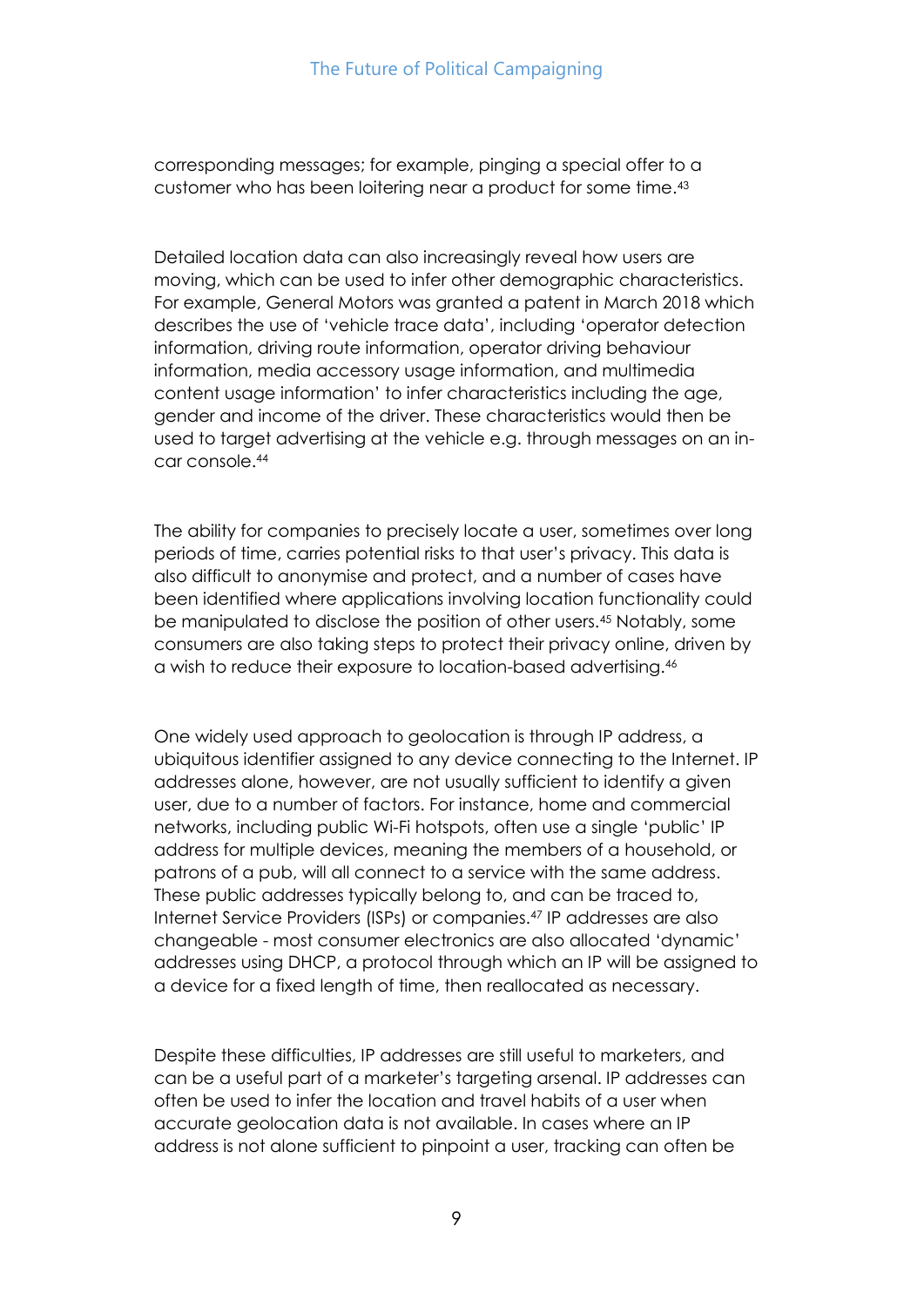corresponding messages; for example, pinging a special offer to a customer who has been loitering near a product for some time.[43]

Detailed location data can also increasingly reveal how users are moving, which can be used to infer other demographic characteristics. For example, General Motors was granted a patent in March 2018 which describes the use of 'vehicle trace data', including 'operator detection information, driving route information, operator driving behaviour information, media accessory usage information, and multimedia content usage information' to infer characteristics including the age, gender and income of the driver. These characteristics would then be used to target advertising at the vehicle e.g. through messages on an in-car console.[44]

The ability for companies to precisely locate a user, sometimes over long periods of time, carries potential risks to that user's privacy. This data is also difficult to anonymise and protect, and a number of cases have been identified where applications involving location functionality could be manipulated to disclose the position of other users.[45] Notably, some consumers are also taking steps to protect their privacy online, driven by a wish to reduce their exposure to location-based advertising.[46]

One widely used approach to geolocation is through IP address, a ubiquitous identifier assigned to any device connecting to the Internet. IP addresses alone, however, are not usually sufficient to identify a given user, due to a number of factors. For instance, home and commercial networks, including public Wi-Fi hotspots, often use a single 'public' IP address for multiple devices, meaning the members of a household, or patrons of a pub, will all connect to a service with the same address. These public addresses typically belong to, and can be traced to, Internet Service Providers (ISPs) or companies.[47] IP addresses are also changeable - most consumer electronics are also allocated 'dynamic' addresses using DHCP, a protocol through which an IP will be assigned to a device for a fixed length of time, then reallocated as necessary.

Despite these difficulties, IP addresses are still useful to marketers, and can be a useful part of a marketer's targeting arsenal. IP addresses can often be used to infer the location and travel habits of a user when accurate geolocation data is not available. In cases where an IP address is not alone sufficient to pinpoint a user, tracking can often be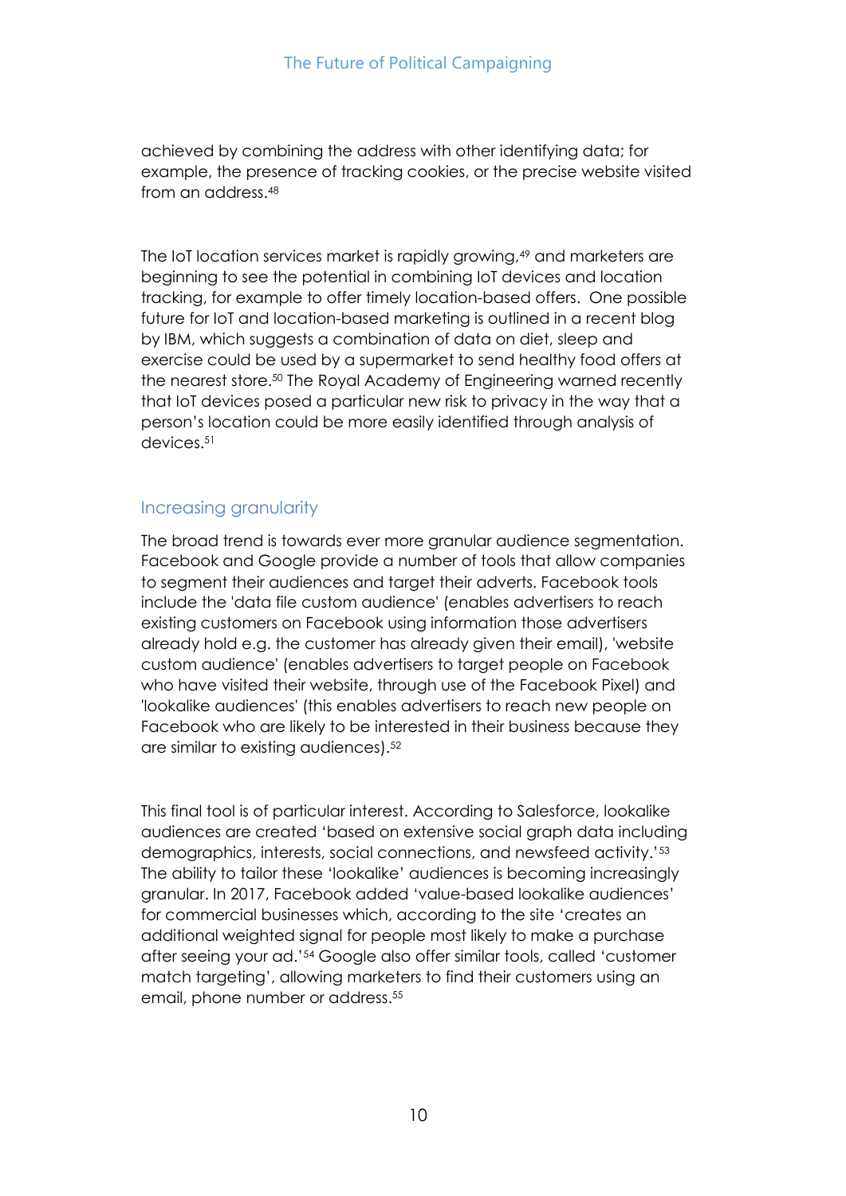achieved by combining the address with other identifying data; for example, the presence of tracking cookies, or the precise website visited from an address.[48]

The IoT location services market is rapidly growing,[49] and marketers are beginning to see the potential in combining IoT devices and location tracking, for example to offer timely location-based offers. One possible future for IoT and location-based marketing is outlined in a recent blog by IBM, which suggests a combination of data on diet, sleep and exercise could be used by a supermarket to send healthy food offers at the nearest store.[50] The Royal Academy of Engineering warned recently that IoT devices posed a particular new risk to privacy in the way that a person's location could be more easily identified through analysis of devices.[51]

## Increasing granularity

The broad trend is towards ever more granular audience segmentation. Facebook and Google provide a number of tools that allow companies to segment their audiences and target their adverts. Facebook tools include the 'data file custom audience' (enables advertisers to reach existing customers on Facebook using information those advertisers already hold e.g. the customer has already given their email), 'website custom audience' (enables advertisers to target people on Facebook who have visited their website, through use of the Facebook Pixel) and 'lookalike audiences' (this enables advertisers to reach new people on Facebook who are likely to be interested in their business because they are similar to existing audiences).[52]

This final tool is of particular interest. According to Salesforce, lookalike audiences are created 'based on extensive social graph data including demographics, interests, social connections, and newsfeed activity.'[53] The ability to tailor these 'lookalike' audiences is becoming increasingly granular. In 2017, Facebook added 'value-based lookalike audiences' for commercial businesses which, according to the site 'creates an additional weighted signal for people most likely to make a purchase after seeing your ad.'[54] Google also offer similar tools, called 'customer match targeting', allowing marketers to find their customers using an email, phone number or address.[55]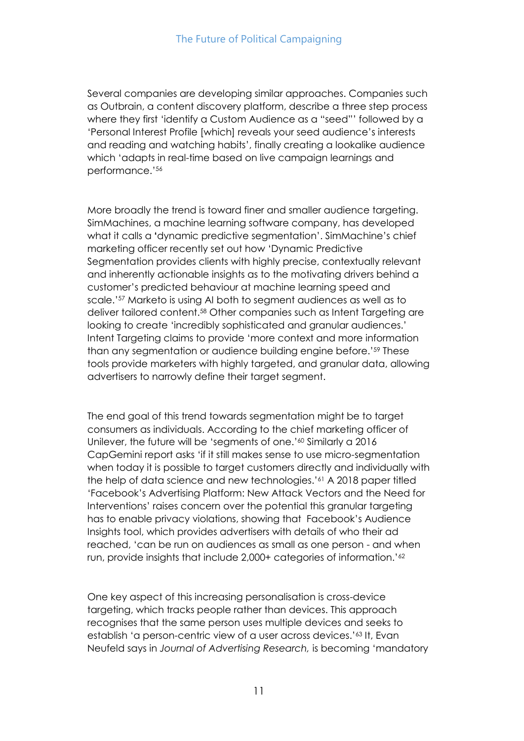Several companies are developing similar approaches. Companies such as Outbrain, a content discovery platform, describe a three step process where they first 'identify a Custom Audience as a "seed"' followed by a 'Personal Interest Profile [which] reveals your seed audience's interests and reading and watching habits', finally creating a lookalike audience which 'adapts in real-time based on live campaign learnings and performance.'[56]

More broadly the trend is toward finer and smaller audience targeting. SimMachines, a machine learning software company, has developed what it calls a 'dynamic predictive segmentation'. SimMachine's chief marketing officer recently set out how 'Dynamic Predictive Segmentation provides clients with highly precise, contextually relevant and inherently actionable insights as to the motivating drivers behind a customer's predicted behaviour at machine learning speed and scale.'[57] Marketo is using AI both to segment audiences as well as to deliver tailored content.[58] Other companies such as Intent Targeting are looking to create 'incredibly sophisticated and granular audiences.' Intent Targeting claims to provide 'more context and more information than any segmentation or audience building engine before.'[59] These tools provide marketers with highly targeted, and granular data, allowing advertisers to narrowly define their target segment.

The end goal of this trend towards segmentation might be to target consumers as individuals. According to the chief marketing officer of Unilever, the future will be 'segments of one.'[60] Similarly a 2016 CapGemini report asks 'if it still makes sense to use micro-segmentation when today it is possible to target customers directly and individually with the help of data science and new technologies.'[61] A 2018 paper titled 'Facebook's Advertising Platform: New Attack Vectors and the Need for Interventions' raises concern over the potential this granular targeting has to enable privacy violations, showing that Facebook's Audience Insights tool, which provides advertisers with details of who their ad reached, 'can be run on audiences as small as one person - and when run, provide insights that include 2,000+ categories of information.'[62]

One key aspect of this increasing personalisation is cross-device targeting, which tracks people rather than devices. This approach recognises that the same person uses multiple devices and seeks to establish 'a person-centric view of a user across devices.'[63] It, Evan Neufeld says in *Journal of Advertising Research,* is becoming 'mandatory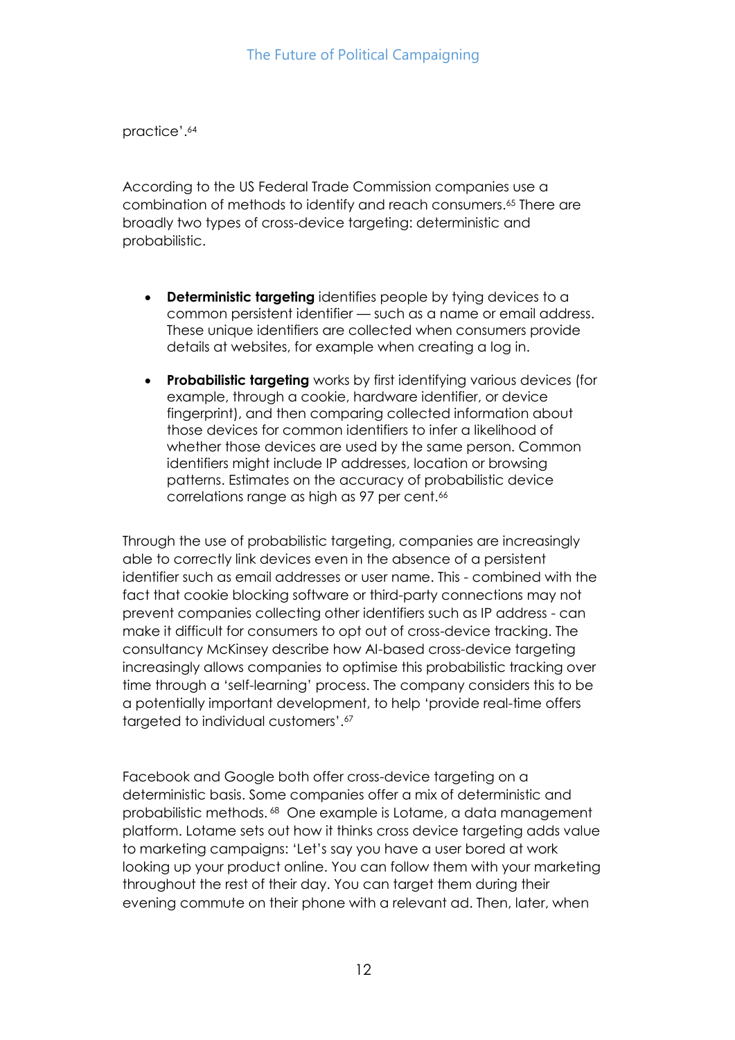practice'.[64]

According to the US Federal Trade Commission companies use a combination of methods to identify and reach consumers.[65] There are broadly two types of cross-device targeting: deterministic and probabilistic.

- **Deterministic targeting** identifies people by tying devices to a common persistent identifier — such as a name or email address. These unique identifiers are collected when consumers provide details at websites, for example when creating a log in.
- **Probabilistic targeting** works by first identifying various devices (for example, through a cookie, hardware identifier, or device fingerprint), and then comparing collected information about those devices for common identifiers to infer a likelihood of whether those devices are used by the same person. Common identifiers might include IP addresses, location or browsing patterns. Estimates on the accuracy of probabilistic device correlations range as high as 97 per cent.[66]

Through the use of probabilistic targeting, companies are increasingly able to correctly link devices even in the absence of a persistent identifier such as email addresses or user name. This - combined with the fact that cookie blocking software or third-party connections may not prevent companies collecting other identifiers such as IP address - can make it difficult for consumers to opt out of cross-device tracking. The consultancy McKinsey describe how AI-based cross-device targeting increasingly allows companies to optimise this probabilistic tracking over time through a 'self-learning' process. The company considers this to be a potentially important development, to help 'provide real-time offers targeted to individual customers'.[67]

Facebook and Google both offer cross-device targeting on a deterministic basis. Some companies offer a mix of deterministic and probabilistic methods.[68] One example is Lotame, a data management platform. Lotame sets out how it thinks cross device targeting adds value to marketing campaigns: 'Let's say you have a user bored at work looking up your product online. You can follow them with your marketing throughout the rest of their day. You can target them during their evening commute on their phone with a relevant ad. Then, later, when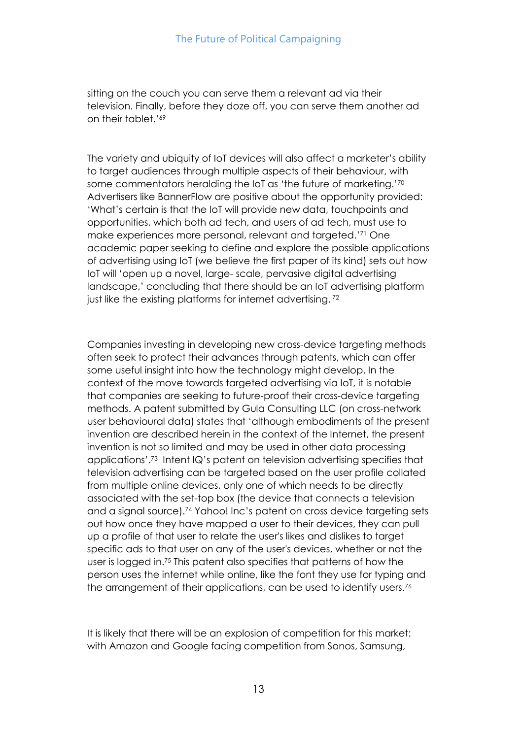sitting on the couch you can serve them a relevant ad via their television. Finally, before they doze off, you can serve them another ad on their tablet.'[69]

The variety and ubiquity of IoT devices will also affect a marketer's ability to target audiences through multiple aspects of their behaviour, with some commentators heralding the IoT as 'the future of marketing.'[70] Advertisers like BannerFlow are positive about the opportunity provided: 'What's certain is that the IoT will provide new data, touchpoints and opportunities, which both ad tech, and users of ad tech, must use to make experiences more personal, relevant and targeted.'[71] One academic paper seeking to define and explore the possible applications of advertising using IoT (we believe the first paper of its kind) sets out how IoT will 'open up a novel, large- scale, pervasive digital advertising landscape,' concluding that there should be an IoT advertising platform just like the existing platforms for internet advertising.[72]

Companies investing in developing new cross-device targeting methods often seek to protect their advances through patents, which can offer some useful insight into how the technology might develop. In the context of the move towards targeted advertising via IoT, it is notable that companies are seeking to future-proof their cross-device targeting methods. A patent submitted by Gula Consulting LLC (on cross-network user behavioural data) states that 'although embodiments of the present invention are described herein in the context of the Internet, the present invention is not so limited and may be used in other data processing applications'.[73] Intent IQ's patent on television advertising specifies that television advertising can be targeted based on the user profile collated from multiple online devices, only one of which needs to be directly associated with the set-top box (the device that connects a television and a signal source).[74] Yahoo! Inc's patent on cross device targeting sets out how once they have mapped a user to their devices, they can pull up a profile of that user to relate the user's likes and dislikes to target specific ads to that user on any of the user's devices, whether or not the user is logged in.[75] This patent also specifies that patterns of how the person uses the internet while online, like the font they use for typing and the arrangement of their applications, can be used to identify users.[76]

It is likely that there will be an explosion of competition for this market: with Amazon and Google facing competition from Sonos, Samsung,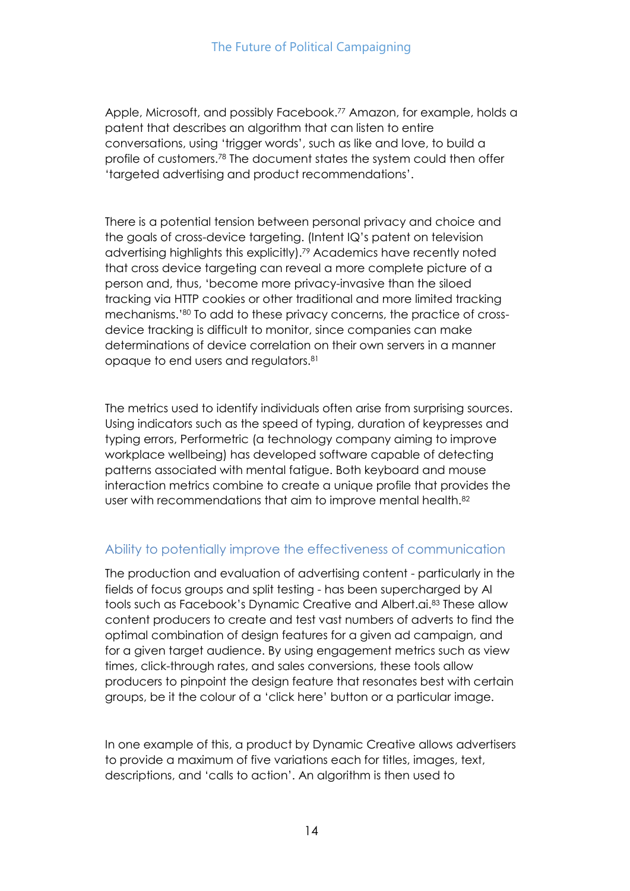Apple, Microsoft, and possibly Facebook.[77] Amazon, for example, holds a patent that describes an algorithm that can listen to entire conversations, using 'trigger words', such as like and love, to build a profile of customers.[78] The document states the system could then offer 'targeted advertising and product recommendations'.

There is a potential tension between personal privacy and choice and the goals of cross-device targeting. (Intent IQ's patent on television advertising highlights this explicitly).[79] Academics have recently noted that cross device targeting can reveal a more complete picture of a person and, thus, 'become more privacy-invasive than the siloed tracking via HTTP cookies or other traditional and more limited tracking mechanisms.'[80] To add to these privacy concerns, the practice of cross-device tracking is difficult to monitor, since companies can make determinations of device correlation on their own servers in a manner opaque to end users and regulators.[81]

The metrics used to identify individuals often arise from surprising sources. Using indicators such as the speed of typing, duration of keypresses and typing errors, Performetric (a technology company aiming to improve workplace wellbeing) has developed software capable of detecting patterns associated with mental fatigue. Both keyboard and mouse interaction metrics combine to create a unique profile that provides the user with recommendations that aim to improve mental health.[82]

## Ability to potentially improve the effectiveness of communication

The production and evaluation of advertising content - particularly in the fields of focus groups and split testing - has been supercharged by AI tools such as Facebook's Dynamic Creative and Albert.ai.[83] These allow content producers to create and test vast numbers of adverts to find the optimal combination of design features for a given ad campaign, and for a given target audience. By using engagement metrics such as view times, click-through rates, and sales conversions, these tools allow producers to pinpoint the design feature that resonates best with certain groups, be it the colour of a 'click here' button or a particular image.

In one example of this, a product by Dynamic Creative allows advertisers to provide a maximum of five variations each for titles, images, text, descriptions, and 'calls to action'. An algorithm is then used to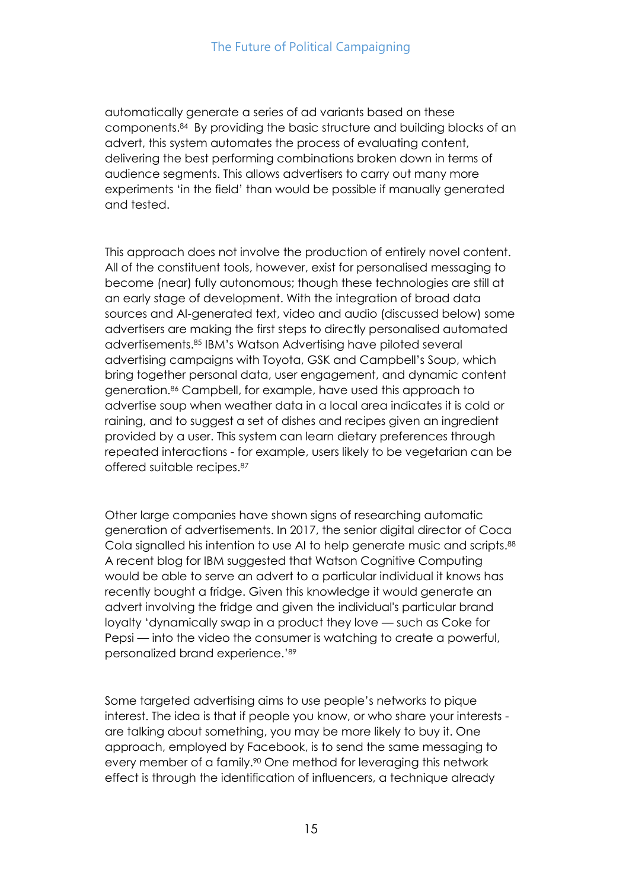automatically generate a series of ad variants based on these components.[84] By providing the basic structure and building blocks of an advert, this system automates the process of evaluating content, delivering the best performing combinations broken down in terms of audience segments. This allows advertisers to carry out many more experiments 'in the field' than would be possible if manually generated and tested.

This approach does not involve the production of entirely novel content. All of the constituent tools, however, exist for personalised messaging to become (near) fully autonomous; though these technologies are still at an early stage of development. With the integration of broad data sources and AI-generated text, video and audio (discussed below) some advertisers are making the first steps to directly personalised automated advertisements.[85] IBM's Watson Advertising have piloted several advertising campaigns with Toyota, GSK and Campbell's Soup, which bring together personal data, user engagement, and dynamic content generation.[86] Campbell, for example, have used this approach to advertise soup when weather data in a local area indicates it is cold or raining, and to suggest a set of dishes and recipes given an ingredient provided by a user. This system can learn dietary preferences through repeated interactions - for example, users likely to be vegetarian can be offered suitable recipes.[87]

Other large companies have shown signs of researching automatic generation of advertisements. In 2017, the senior digital director of Coca Cola signalled his intention to use AI to help generate music and scripts.[88] A recent blog for IBM suggested that Watson Cognitive Computing would be able to serve an advert to a particular individual it knows has recently bought a fridge. Given this knowledge it would generate an advert involving the fridge and given the individual's particular brand loyalty 'dynamically swap in a product they love — such as Coke for Pepsi — into the video the consumer is watching to create a powerful, personalized brand experience.'[89]

Some targeted advertising aims to use people's networks to pique interest. The idea is that if people you know, or who share your interests - are talking about something, you may be more likely to buy it. One approach, employed by Facebook, is to send the same messaging to every member of a family.[90] One method for leveraging this network effect is through the identification of influencers, a technique already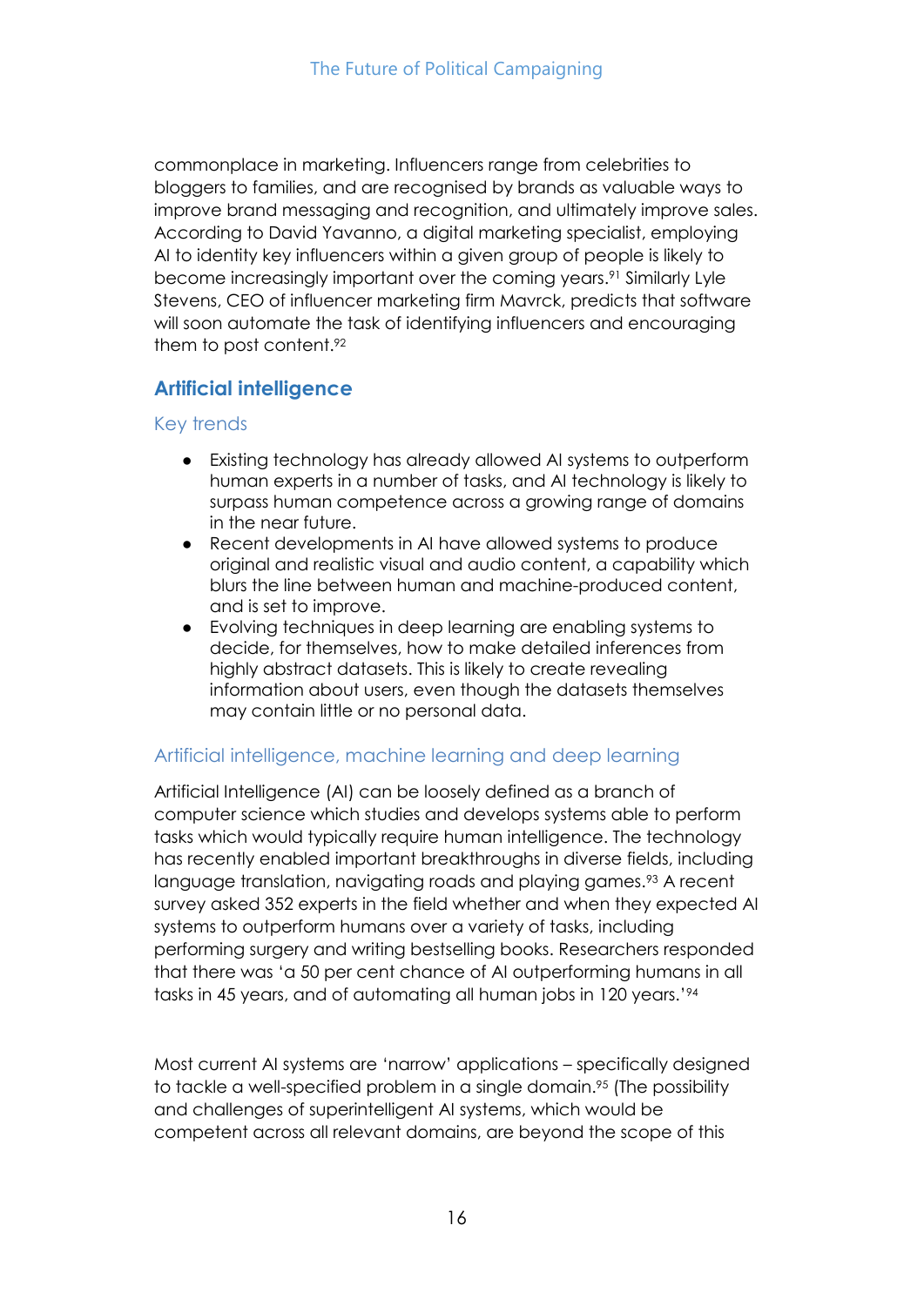commonplace in marketing. Influencers range from celebrities to bloggers to families, and are recognised by brands as valuable ways to improve brand messaging and recognition, and ultimately improve sales. According to David Yavanno, a digital marketing specialist, employing AI to identity key influencers within a given group of people is likely to become increasingly important over the coming years.[91] Similarly Lyle Stevens, CEO of influencer marketing firm Mavrck, predicts that software will soon automate the task of identifying influencers and encouraging them to post content.[92]

## Artificial intelligence

### Key trends

- Existing technology has already allowed AI systems to outperform human experts in a number of tasks, and AI technology is likely to surpass human competence across a growing range of domains in the near future.
- Recent developments in AI have allowed systems to produce original and realistic visual and audio content, a capability which blurs the line between human and machine-produced content, and is set to improve.
- Evolving techniques in deep learning are enabling systems to decide, for themselves, how to make detailed inferences from highly abstract datasets. This is likely to create revealing information about users, even though the datasets themselves may contain little or no personal data.

### Artificial intelligence, machine learning and deep learning

Artificial Intelligence (AI) can be loosely defined as a branch of computer science which studies and develops systems able to perform tasks which would typically require human intelligence. The technology has recently enabled important breakthroughs in diverse fields, including language translation, navigating roads and playing games.[93] A recent survey asked 352 experts in the field whether and when they expected AI systems to outperform humans over a variety of tasks, including performing surgery and writing bestselling books. Researchers responded that there was 'a 50 per cent chance of AI outperforming humans in all tasks in 45 years, and of automating all human jobs in 120 years.'[94]

Most current AI systems are 'narrow' applications – specifically designed to tackle a well-specified problem in a single domain.[95] (The possibility and challenges of superintelligent AI systems, which would be competent across all relevant domains, are beyond the scope of this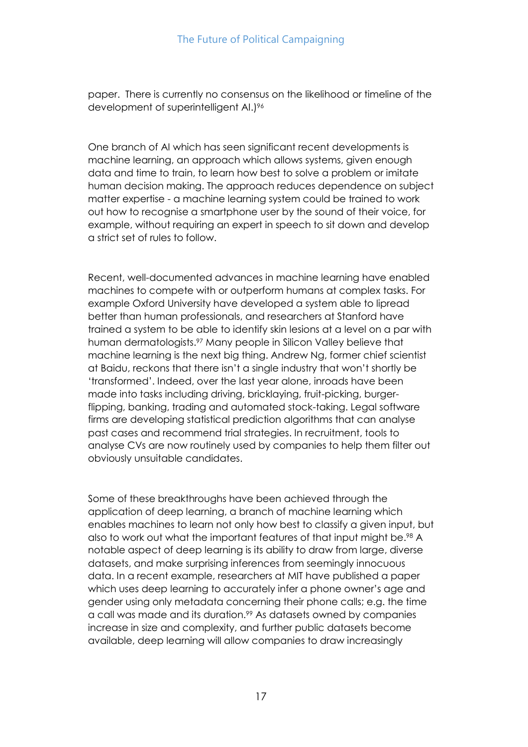paper. There is currently no consensus on the likelihood or timeline of the development of superintelligent AI.)[96]

One branch of AI which has seen significant recent developments is machine learning, an approach which allows systems, given enough data and time to train, to learn how best to solve a problem or imitate human decision making. The approach reduces dependence on subject matter expertise - a machine learning system could be trained to work out how to recognise a smartphone user by the sound of their voice, for example, without requiring an expert in speech to sit down and develop a strict set of rules to follow.

Recent, well-documented advances in machine learning have enabled machines to compete with or outperform humans at complex tasks. For example Oxford University have developed a system able to lipread better than human professionals, and researchers at Stanford have trained a system to be able to identify skin lesions at a level on a par with human dermatologists.[97] Many people in Silicon Valley believe that machine learning is the next big thing. Andrew Ng, former chief scientist at Baidu, reckons that there isn't a single industry that won't shortly be 'transformed'. Indeed, over the last year alone, inroads have been made into tasks including driving, bricklaying, fruit-picking, burger-flipping, banking, trading and automated stock-taking. Legal software firms are developing statistical prediction algorithms that can analyse past cases and recommend trial strategies. In recruitment, tools to analyse CVs are now routinely used by companies to help them filter out obviously unsuitable candidates.

Some of these breakthroughs have been achieved through the application of deep learning, a branch of machine learning which enables machines to learn not only how best to classify a given input, but also to work out what the important features of that input might be.[98] A notable aspect of deep learning is its ability to draw from large, diverse datasets, and make surprising inferences from seemingly innocuous data. In a recent example, researchers at MIT have published a paper which uses deep learning to accurately infer a phone owner's age and gender using only metadata concerning their phone calls; e.g. the time a call was made and its duration.[99] As datasets owned by companies increase in size and complexity, and further public datasets become available, deep learning will allow companies to draw increasingly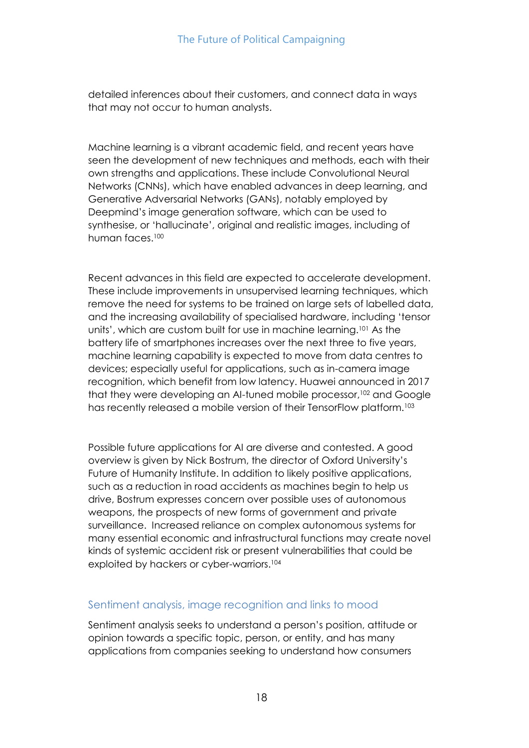detailed inferences about their customers, and connect data in ways that may not occur to human analysts.

Machine learning is a vibrant academic field, and recent years have seen the development of new techniques and methods, each with their own strengths and applications. These include Convolutional Neural Networks (CNNs), which have enabled advances in deep learning, and Generative Adversarial Networks (GANs), notably employed by Deepmind's image generation software, which can be used to synthesise, or 'hallucinate', original and realistic images, including of human faces.[100]

Recent advances in this field are expected to accelerate development. These include improvements in unsupervised learning techniques, which remove the need for systems to be trained on large sets of labelled data, and the increasing availability of specialised hardware, including 'tensor units', which are custom built for use in machine learning.[101] As the battery life of smartphones increases over the next three to five years, machine learning capability is expected to move from data centres to devices; especially useful for applications, such as in-camera image recognition, which benefit from low latency. Huawei announced in 2017 that they were developing an AI-tuned mobile processor,[102] and Google has recently released a mobile version of their TensorFlow platform.[103]

Possible future applications for AI are diverse and contested. A good overview is given by Nick Bostrum, the director of Oxford University's Future of Humanity Institute. In addition to likely positive applications, such as a reduction in road accidents as machines begin to help us drive, Bostrum expresses concern over possible uses of autonomous weapons, the prospects of new forms of government and private surveillance. Increased reliance on complex autonomous systems for many essential economic and infrastructural functions may create novel kinds of systemic accident risk or present vulnerabilities that could be exploited by hackers or cyber-warriors.[104]

## Sentiment analysis, image recognition and links to mood

Sentiment analysis seeks to understand a person's position, attitude or opinion towards a specific topic, person, or entity, and has many applications from companies seeking to understand how consumers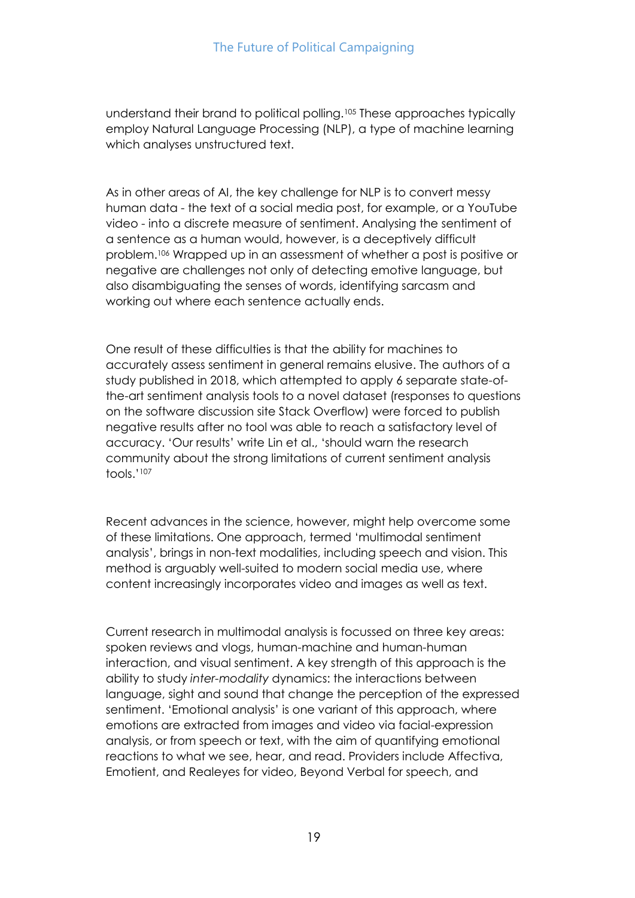understand their brand to political polling.[105] These approaches typically employ Natural Language Processing (NLP), a type of machine learning which analyses unstructured text.

As in other areas of AI, the key challenge for NLP is to convert messy human data - the text of a social media post, for example, or a YouTube video - into a discrete measure of sentiment. Analysing the sentiment of a sentence as a human would, however, is a deceptively difficult problem.[106] Wrapped up in an assessment of whether a post is positive or negative are challenges not only of detecting emotive language, but also disambiguating the senses of words, identifying sarcasm and working out where each sentence actually ends.

One result of these difficulties is that the ability for machines to accurately assess sentiment in general remains elusive. The authors of a study published in 2018, which attempted to apply 6 separate state-of-the-art sentiment analysis tools to a novel dataset (responses to questions on the software discussion site Stack Overflow) were forced to publish negative results after no tool was able to reach a satisfactory level of accuracy. 'Our results' write Lin et al., 'should warn the research community about the strong limitations of current sentiment analysis tools.'[107]

Recent advances in the science, however, might help overcome some of these limitations. One approach, termed 'multimodal sentiment analysis', brings in non-text modalities, including speech and vision. This method is arguably well-suited to modern social media use, where content increasingly incorporates video and images as well as text.

Current research in multimodal analysis is focussed on three key areas: spoken reviews and vlogs, human-machine and human-human interaction, and visual sentiment. A key strength of this approach is the ability to study *inter-modality* dynamics: the interactions between language, sight and sound that change the perception of the expressed sentiment. 'Emotional analysis' is one variant of this approach, where emotions are extracted from images and video via facial-expression analysis, or from speech or text, with the aim of quantifying emotional reactions to what we see, hear, and read. Providers include Affectiva, Emotient, and Realeyes for video, Beyond Verbal for speech, and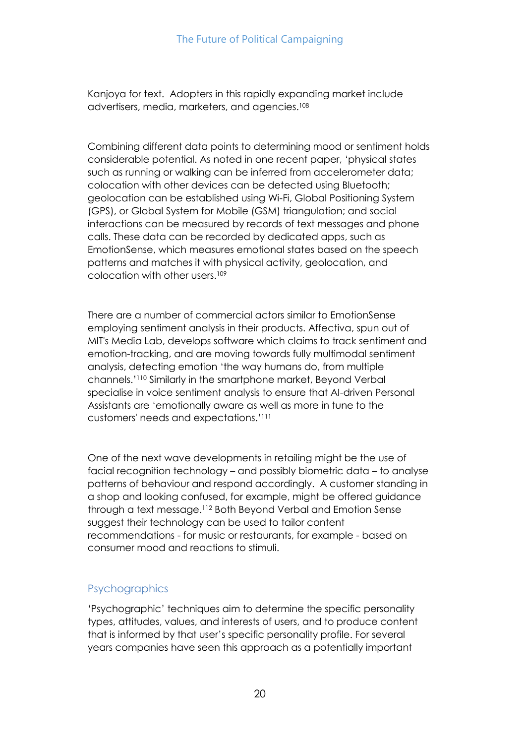Kanjoya for text. Adopters in this rapidly expanding market include advertisers, media, marketers, and agencies.[108]

Combining different data points to determining mood or sentiment holds considerable potential. As noted in one recent paper, 'physical states such as running or walking can be inferred from accelerometer data; colocation with other devices can be detected using Bluetooth; geolocation can be established using Wi-Fi, Global Positioning System (GPS), or Global System for Mobile (GSM) triangulation; and social interactions can be measured by records of text messages and phone calls. These data can be recorded by dedicated apps, such as EmotionSense, which measures emotional states based on the speech patterns and matches it with physical activity, geolocation, and colocation with other users.[109]

There are a number of commercial actors similar to EmotionSense employing sentiment analysis in their products. Affectiva, spun out of MIT's Media Lab, develops software which claims to track sentiment and emotion-tracking, and are moving towards fully multimodal sentiment analysis, detecting emotion 'the way humans do, from multiple channels.'[110] Similarly in the smartphone market, Beyond Verbal specialise in voice sentiment analysis to ensure that AI-driven Personal Assistants are 'emotionally aware as well as more in tune to the customers' needs and expectations.'[111]

One of the next wave developments in retailing might be the use of facial recognition technology – and possibly biometric data – to analyse patterns of behaviour and respond accordingly. A customer standing in a shop and looking confused, for example, might be offered guidance through a text message.[112] Both Beyond Verbal and Emotion Sense suggest their technology can be used to tailor content recommendations - for music or restaurants, for example - based on consumer mood and reactions to stimuli.

## Psychographics

'Psychographic' techniques aim to determine the specific personality types, attitudes, values, and interests of users, and to produce content that is informed by that user's specific personality profile. For several years companies have seen this approach as a potentially important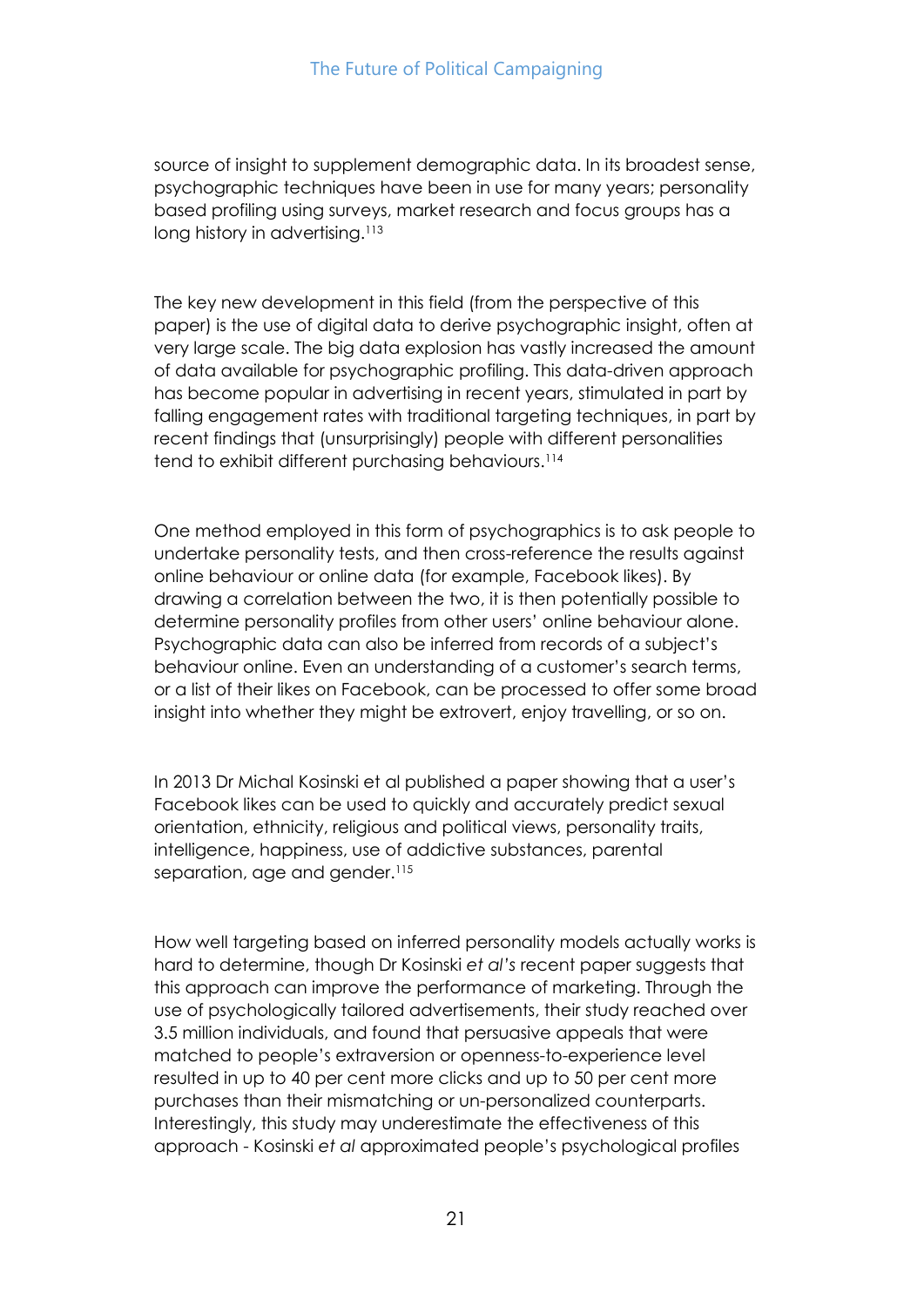source of insight to supplement demographic data. In its broadest sense, psychographic techniques have been in use for many years; personality based profiling using surveys, market research and focus groups has a long history in advertising.[113]

The key new development in this field (from the perspective of this paper) is the use of digital data to derive psychographic insight, often at very large scale. The big data explosion has vastly increased the amount of data available for psychographic profiling. This data-driven approach has become popular in advertising in recent years, stimulated in part by falling engagement rates with traditional targeting techniques, in part by recent findings that (unsurprisingly) people with different personalities tend to exhibit different purchasing behaviours.[114]

One method employed in this form of psychographics is to ask people to undertake personality tests, and then cross-reference the results against online behaviour or online data (for example, Facebook likes). By drawing a correlation between the two, it is then potentially possible to determine personality profiles from other users' online behaviour alone. Psychographic data can also be inferred from records of a subject's behaviour online. Even an understanding of a customer's search terms, or a list of their likes on Facebook, can be processed to offer some broad insight into whether they might be extrovert, enjoy travelling, or so on.

In 2013 Dr Michal Kosinski et al published a paper showing that a user's Facebook likes can be used to quickly and accurately predict sexual orientation, ethnicity, religious and political views, personality traits, intelligence, happiness, use of addictive substances, parental separation, age and gender.[115]

How well targeting based on inferred personality models actually works is hard to determine, though Dr Kosinski *et al's* recent paper suggests that this approach can improve the performance of marketing. Through the use of psychologically tailored advertisements, their study reached over 3.5 million individuals, and found that persuasive appeals that were matched to people's extraversion or openness-to-experience level resulted in up to 40 per cent more clicks and up to 50 per cent more purchases than their mismatching or un-personalized counterparts. Interestingly, this study may underestimate the effectiveness of this approach - Kosinski *et al* approximated people's psychological profiles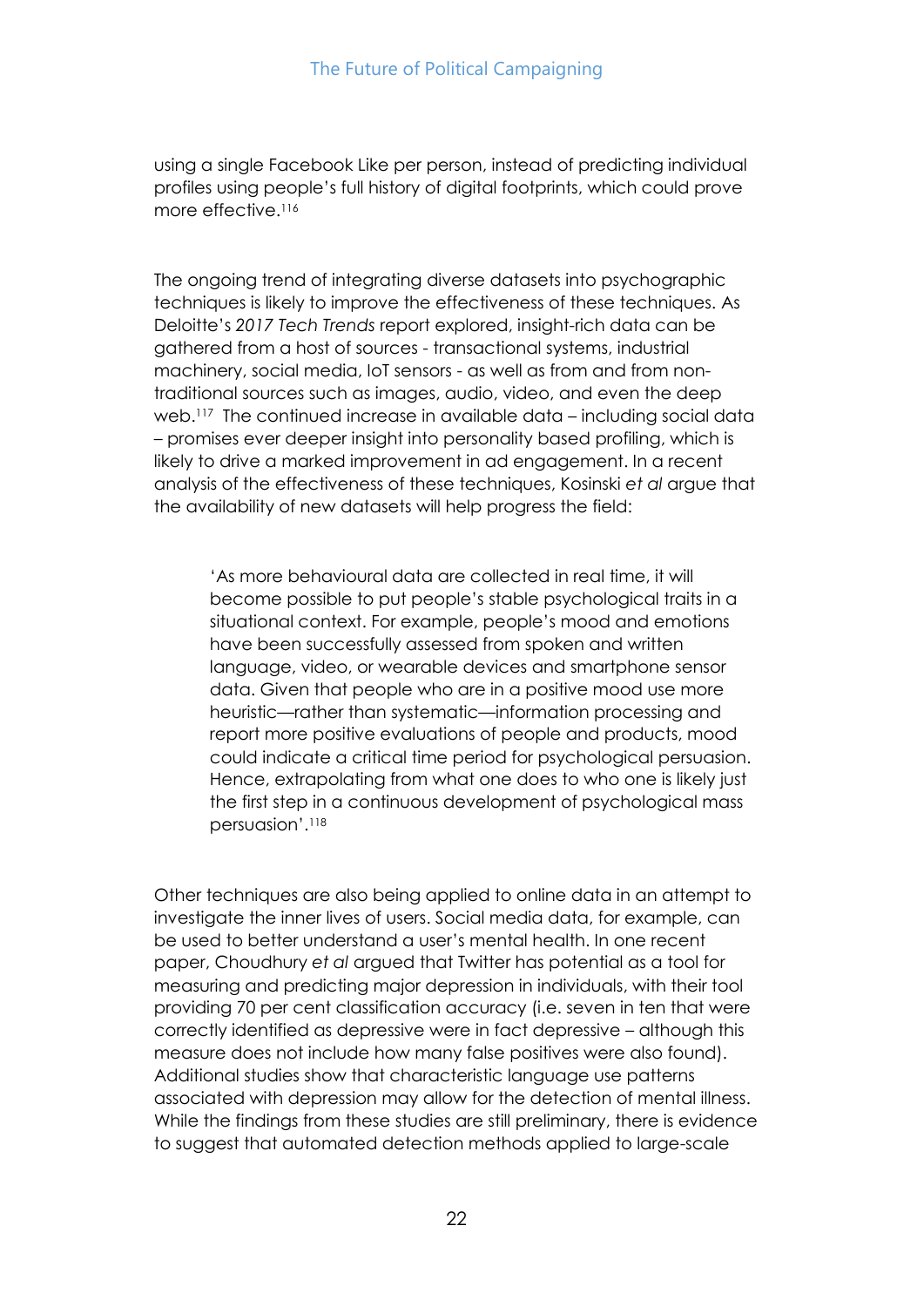using a single Facebook Like per person, instead of predicting individual profiles using people's full history of digital footprints, which could prove more effective.[116]

The ongoing trend of integrating diverse datasets into psychographic techniques is likely to improve the effectiveness of these techniques. As Deloitte's *2017 Tech Trends* report explored, insight-rich data can be gathered from a host of sources - transactional systems, industrial machinery, social media, IoT sensors - as well as from and from non-traditional sources such as images, audio, video, and even the deep web.[117] The continued increase in available data – including social data – promises ever deeper insight into personality based profiling, which is likely to drive a marked improvement in ad engagement. In a recent analysis of the effectiveness of these techniques, Kosinski *et al* argue that the availability of new datasets will help progress the field:

> 'As more behavioural data are collected in real time, it will become possible to put people's stable psychological traits in a situational context. For example, people's mood and emotions have been successfully assessed from spoken and written language, video, or wearable devices and smartphone sensor data. Given that people who are in a positive mood use more heuristic—rather than systematic—information processing and report more positive evaluations of people and products, mood could indicate a critical time period for psychological persuasion. Hence, extrapolating from what one does to who one is likely just the first step in a continuous development of psychological mass persuasion'.[118]

Other techniques are also being applied to online data in an attempt to investigate the inner lives of users. Social media data, for example, can be used to better understand a user's mental health. In one recent paper, Choudhury *et al* argued that Twitter has potential as a tool for measuring and predicting major depression in individuals, with their tool providing 70 per cent classification accuracy (i.e. seven in ten that were correctly identified as depressive were in fact depressive – although this measure does not include how many false positives were also found). Additional studies show that characteristic language use patterns associated with depression may allow for the detection of mental illness. While the findings from these studies are still preliminary, there is evidence to suggest that automated detection methods applied to large-scale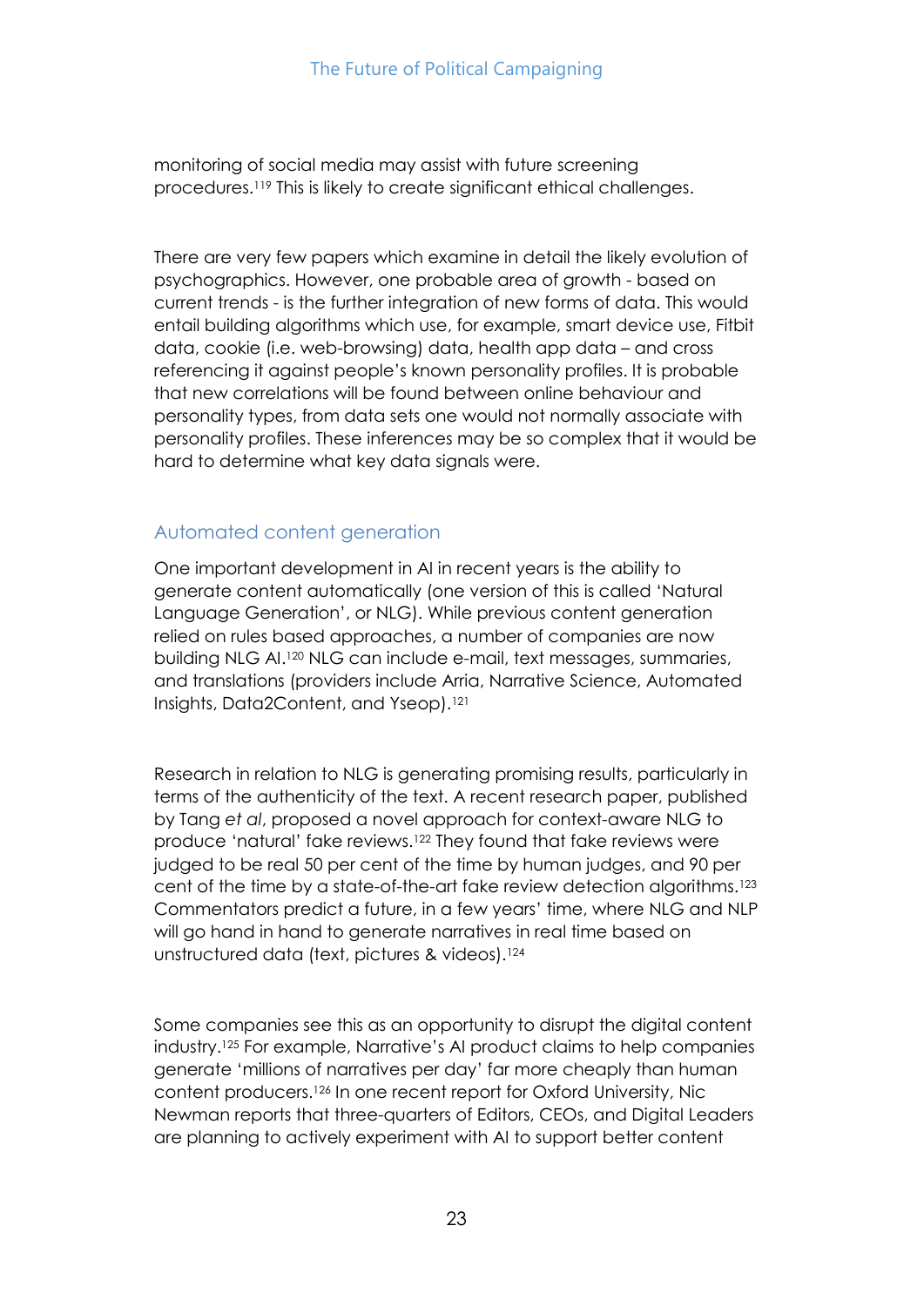monitoring of social media may assist with future screening procedures.[119] This is likely to create significant ethical challenges.

There are very few papers which examine in detail the likely evolution of psychographics. However, one probable area of growth - based on current trends - is the further integration of new forms of data. This would entail building algorithms which use, for example, smart device use, Fitbit data, cookie (i.e. web-browsing) data, health app data – and cross referencing it against people's known personality profiles. It is probable that new correlations will be found between online behaviour and personality types, from data sets one would not normally associate with personality profiles. These inferences may be so complex that it would be hard to determine what key data signals were.

## Automated content generation

One important development in AI in recent years is the ability to generate content automatically (one version of this is called 'Natural Language Generation', or NLG). While previous content generation relied on rules based approaches, a number of companies are now building NLG AI.[120] NLG can include e-mail, text messages, summaries, and translations (providers include Arria, Narrative Science, Automated Insights, Data2Content, and Yseop).[121]

Research in relation to NLG is generating promising results, particularly in terms of the authenticity of the text. A recent research paper, published by Tang *et al*, proposed a novel approach for context-aware NLG to produce 'natural' fake reviews.[122] They found that fake reviews were judged to be real 50 per cent of the time by human judges, and 90 per cent of the time by a state-of-the-art fake review detection algorithms.[123] Commentators predict a future, in a few years' time, where NLG and NLP will go hand in hand to generate narratives in real time based on unstructured data (text, pictures & videos).[124]

Some companies see this as an opportunity to disrupt the digital content industry.[125] For example, Narrative's AI product claims to help companies generate 'millions of narratives per day' far more cheaply than human content producers.[126] In one recent report for Oxford University, Nic Newman reports that three-quarters of Editors, CEOs, and Digital Leaders are planning to actively experiment with AI to support better content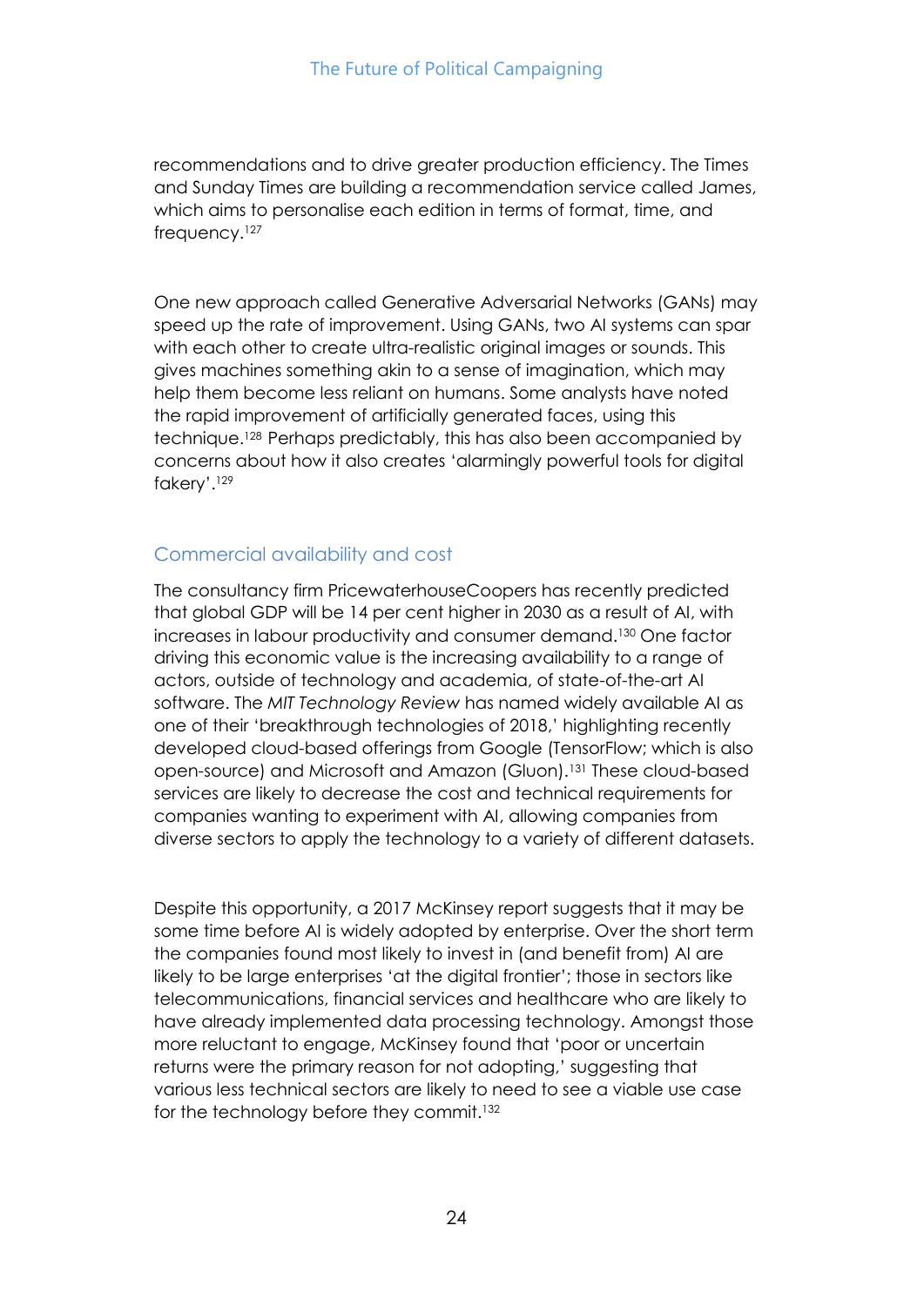recommendations and to drive greater production efficiency. The Times and Sunday Times are building a recommendation service called James, which aims to personalise each edition in terms of format, time, and frequency.[127]

One new approach called Generative Adversarial Networks (GANs) may speed up the rate of improvement. Using GANs, two AI systems can spar with each other to create ultra-realistic original images or sounds. This gives machines something akin to a sense of imagination, which may help them become less reliant on humans. Some analysts have noted the rapid improvement of artificially generated faces, using this technique.[128] Perhaps predictably, this has also been accompanied by concerns about how it also creates 'alarmingly powerful tools for digital fakery'.[129]

## Commercial availability and cost

The consultancy firm PricewaterhouseCoopers has recently predicted that global GDP will be 14 per cent higher in 2030 as a result of AI, with increases in labour productivity and consumer demand.[130] One factor driving this economic value is the increasing availability to a range of actors, outside of technology and academia, of state-of-the-art AI software. The *MIT Technology Review* has named widely available AI as one of their 'breakthrough technologies of 2018,' highlighting recently developed cloud-based offerings from Google (TensorFlow; which is also open-source) and Microsoft and Amazon (Gluon).[131] These cloud-based services are likely to decrease the cost and technical requirements for companies wanting to experiment with AI, allowing companies from diverse sectors to apply the technology to a variety of different datasets.

Despite this opportunity, a 2017 McKinsey report suggests that it may be some time before AI is widely adopted by enterprise. Over the short term the companies found most likely to invest in (and benefit from) AI are likely to be large enterprises 'at the digital frontier'; those in sectors like telecommunications, financial services and healthcare who are likely to have already implemented data processing technology. Amongst those more reluctant to engage, McKinsey found that 'poor or uncertain returns were the primary reason for not adopting,' suggesting that various less technical sectors are likely to need to see a viable use case for the technology before they commit.[132]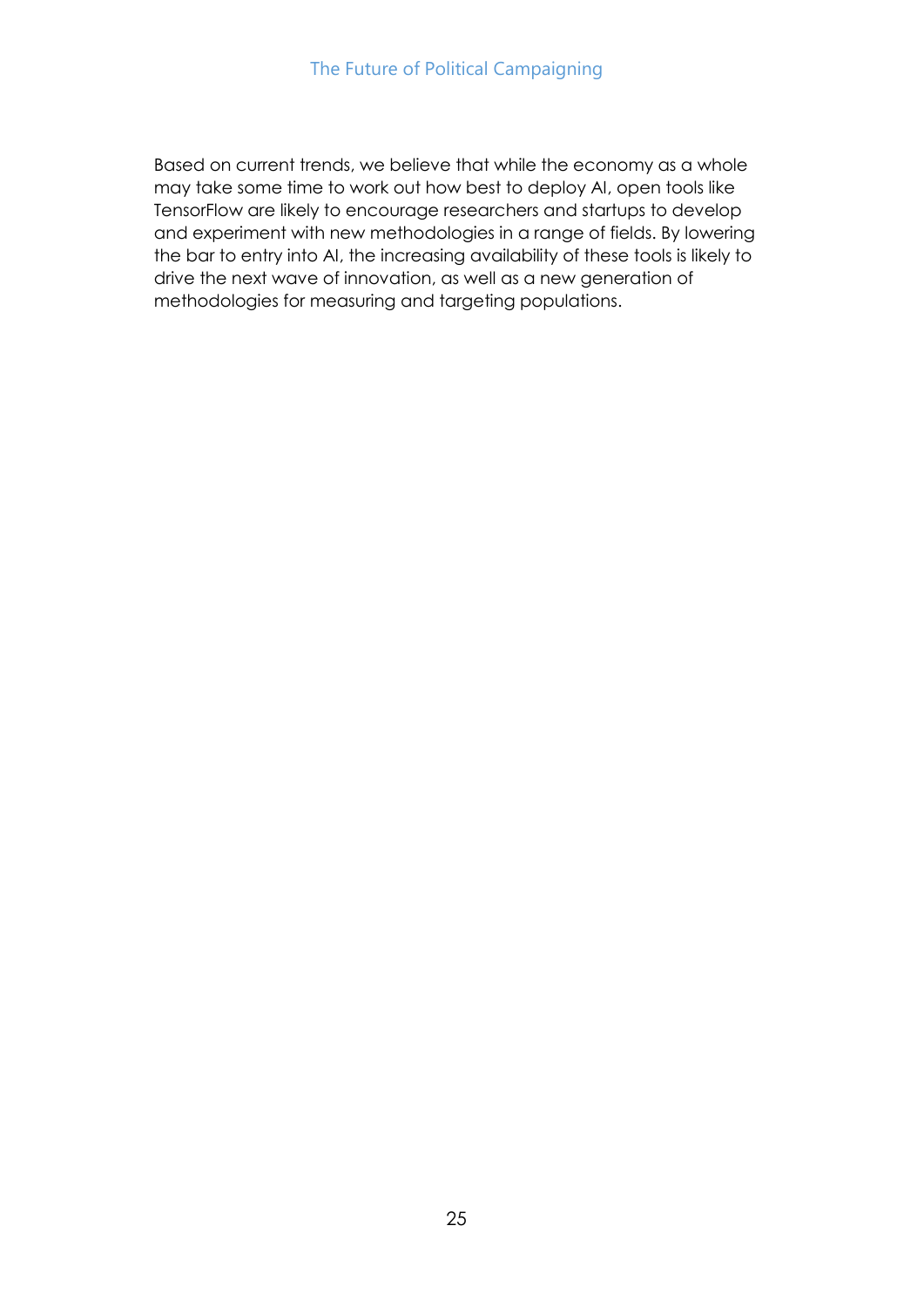Based on current trends, we believe that while the economy as a whole may take some time to work out how best to deploy AI, open tools like TensorFlow are likely to encourage researchers and startups to develop and experiment with new methodologies in a range of fields. By lowering the bar to entry into AI, the increasing availability of these tools is likely to drive the next wave of innovation, as well as a new generation of methodologies for measuring and targeting populations.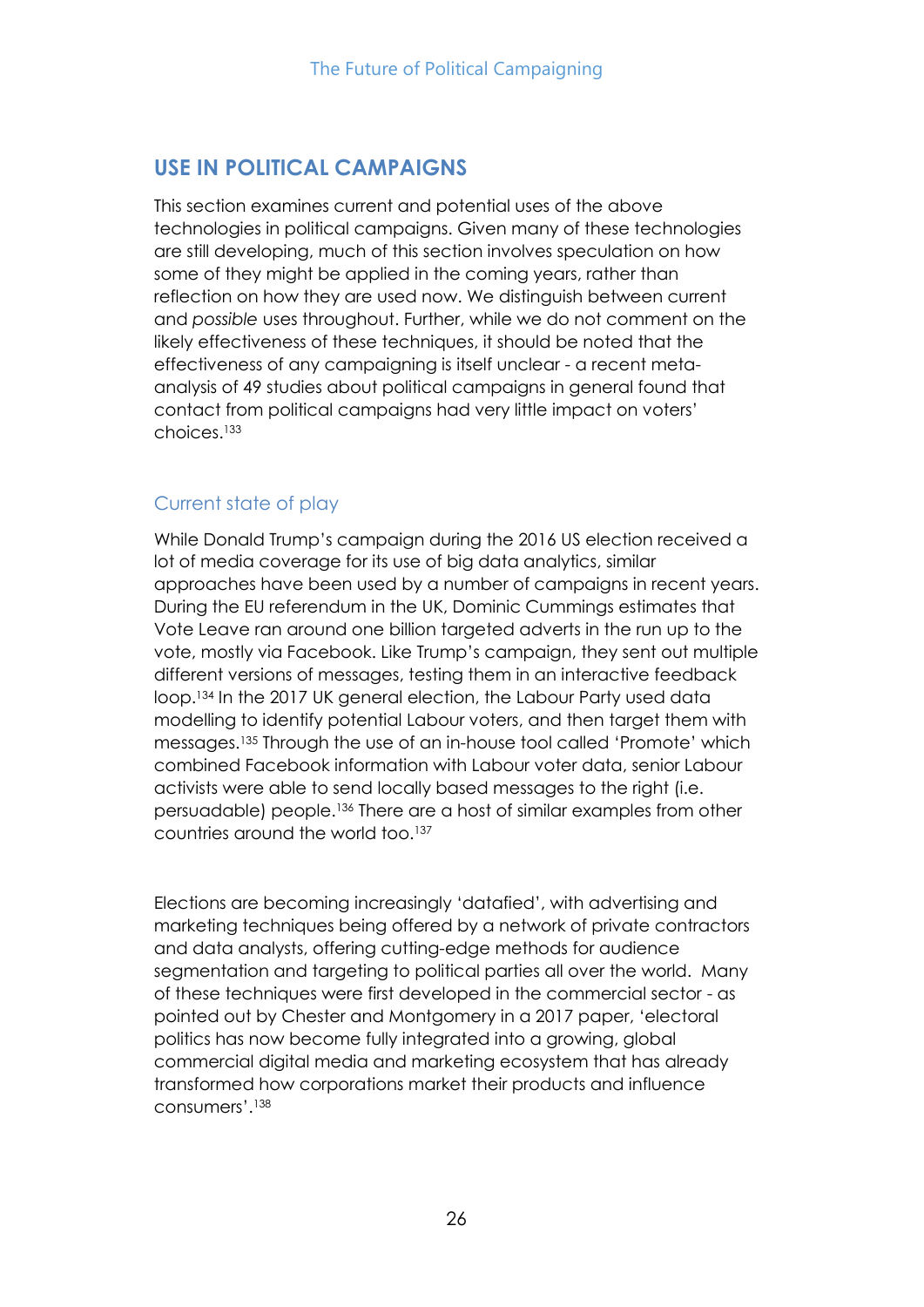## USE IN POLITICAL CAMPAIGNS

This section examines current and potential uses of the above technologies in political campaigns. Given many of these technologies are still developing, much of this section involves speculation on how some of they might be applied in the coming years, rather than reflection on how they are used now. We distinguish between current and *possible* uses throughout. Further, while we do not comment on the likely effectiveness of these techniques, it should be noted that the effectiveness of any campaigning is itself unclear - a recent meta-analysis of 49 studies about political campaigns in general found that contact from political campaigns had very little impact on voters' choices.[133]

### Current state of play

While Donald Trump's campaign during the 2016 US election received a lot of media coverage for its use of big data analytics, similar approaches have been used by a number of campaigns in recent years. During the EU referendum in the UK, Dominic Cummings estimates that Vote Leave ran around one billion targeted adverts in the run up to the vote, mostly via Facebook. Like Trump's campaign, they sent out multiple different versions of messages, testing them in an interactive feedback loop.[134] In the 2017 UK general election, the Labour Party used data modelling to identify potential Labour voters, and then target them with messages.[135] Through the use of an in-house tool called 'Promote' which combined Facebook information with Labour voter data, senior Labour activists were able to send locally based messages to the right (i.e. persuadable) people.[136] There are a host of similar examples from other countries around the world too.[137]

Elections are becoming increasingly 'datafied', with advertising and marketing techniques being offered by a network of private contractors and data analysts, offering cutting-edge methods for audience segmentation and targeting to political parties all over the world. Many of these techniques were first developed in the commercial sector - as pointed out by Chester and Montgomery in a 2017 paper, 'electoral politics has now become fully integrated into a growing, global commercial digital media and marketing ecosystem that has already transformed how corporations market their products and influence consumers'.[138]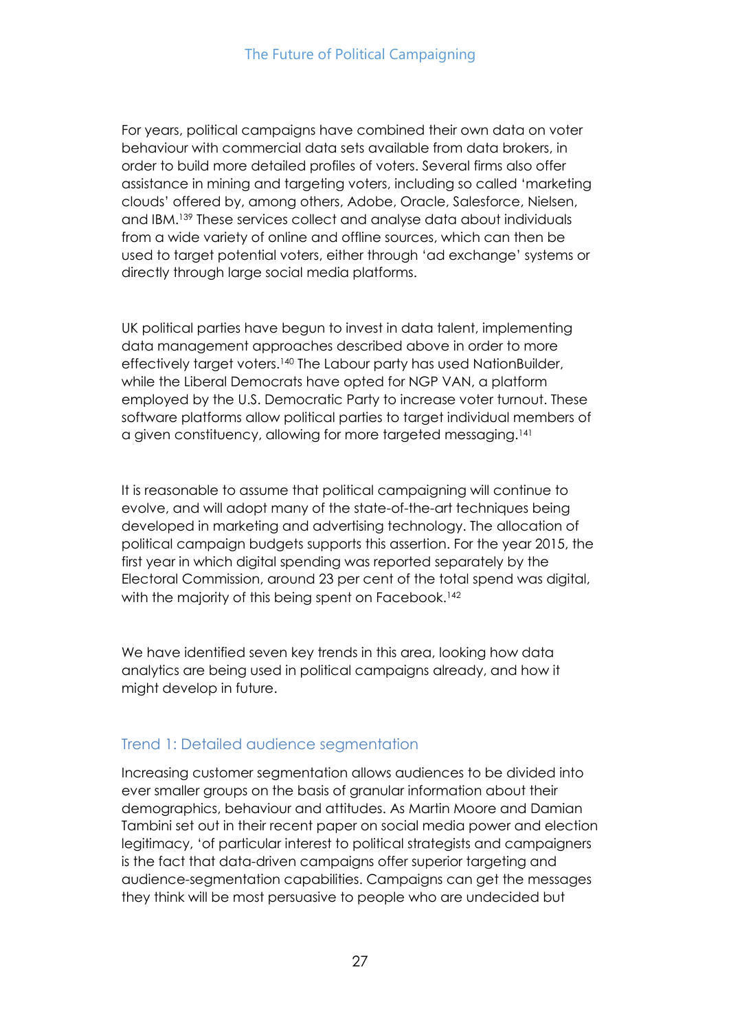For years, political campaigns have combined their own data on voter behaviour with commercial data sets available from data brokers, in order to build more detailed profiles of voters. Several firms also offer assistance in mining and targeting voters, including so called 'marketing clouds' offered by, among others, Adobe, Oracle, Salesforce, Nielsen, and IBM.[139] These services collect and analyse data about individuals from a wide variety of online and offline sources, which can then be used to target potential voters, either through 'ad exchange' systems or directly through large social media platforms.

UK political parties have begun to invest in data talent, implementing data management approaches described above in order to more effectively target voters.[140] The Labour party has used NationBuilder, while the Liberal Democrats have opted for NGP VAN, a platform employed by the U.S. Democratic Party to increase voter turnout. These software platforms allow political parties to target individual members of a given constituency, allowing for more targeted messaging.[141]

It is reasonable to assume that political campaigning will continue to evolve, and will adopt many of the state-of-the-art techniques being developed in marketing and advertising technology. The allocation of political campaign budgets supports this assertion. For the year 2015, the first year in which digital spending was reported separately by the Electoral Commission, around 23 per cent of the total spend was digital, with the majority of this being spent on Facebook.[142]

We have identified seven key trends in this area, looking how data analytics are being used in political campaigns already, and how it might develop in future.

### Trend 1: Detailed audience segmentation

Increasing customer segmentation allows audiences to be divided into ever smaller groups on the basis of granular information about their demographics, behaviour and attitudes. As Martin Moore and Damian Tambini set out in their recent paper on social media power and election legitimacy, 'of particular interest to political strategists and campaigners is the fact that data-driven campaigns offer superior targeting and audience-segmentation capabilities. Campaigns can get the messages they think will be most persuasive to people who are undecided but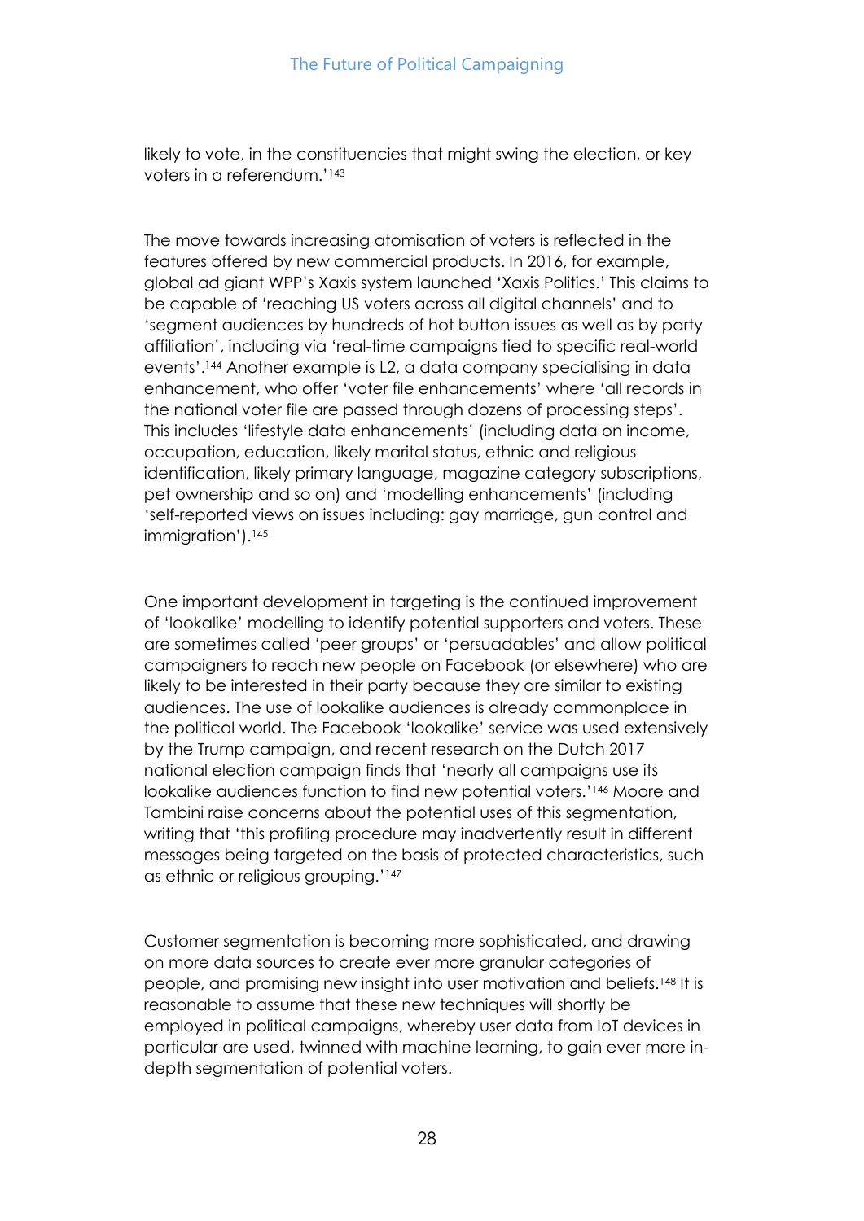likely to vote, in the constituencies that might swing the election, or key voters in a referendum.'[143]

The move towards increasing atomisation of voters is reflected in the features offered by new commercial products. In 2016, for example, global ad giant WPP's Xaxis system launched 'Xaxis Politics.' This claims to be capable of 'reaching US voters across all digital channels' and to 'segment audiences by hundreds of hot button issues as well as by party affiliation', including via 'real-time campaigns tied to specific real-world events'.[144] Another example is L2, a data company specialising in data enhancement, who offer 'voter file enhancements' where 'all records in the national voter file are passed through dozens of processing steps'. This includes 'lifestyle data enhancements' (including data on income, occupation, education, likely marital status, ethnic and religious identification, likely primary language, magazine category subscriptions, pet ownership and so on) and 'modelling enhancements' (including 'self-reported views on issues including: gay marriage, gun control and immigration').[145]

One important development in targeting is the continued improvement of 'lookalike' modelling to identify potential supporters and voters. These are sometimes called 'peer groups' or 'persuadables' and allow political campaigners to reach new people on Facebook (or elsewhere) who are likely to be interested in their party because they are similar to existing audiences. The use of lookalike audiences is already commonplace in the political world. The Facebook 'lookalike' service was used extensively by the Trump campaign, and recent research on the Dutch 2017 national election campaign finds that 'nearly all campaigns use its lookalike audiences function to find new potential voters.'[146] Moore and Tambini raise concerns about the potential uses of this segmentation, writing that 'this profiling procedure may inadvertently result in different messages being targeted on the basis of protected characteristics, such as ethnic or religious grouping.'[147]

Customer segmentation is becoming more sophisticated, and drawing on more data sources to create ever more granular categories of people, and promising new insight into user motivation and beliefs.[148] It is reasonable to assume that these new techniques will shortly be employed in political campaigns, whereby user data from IoT devices in particular are used, twinned with machine learning, to gain ever more in-depth segmentation of potential voters.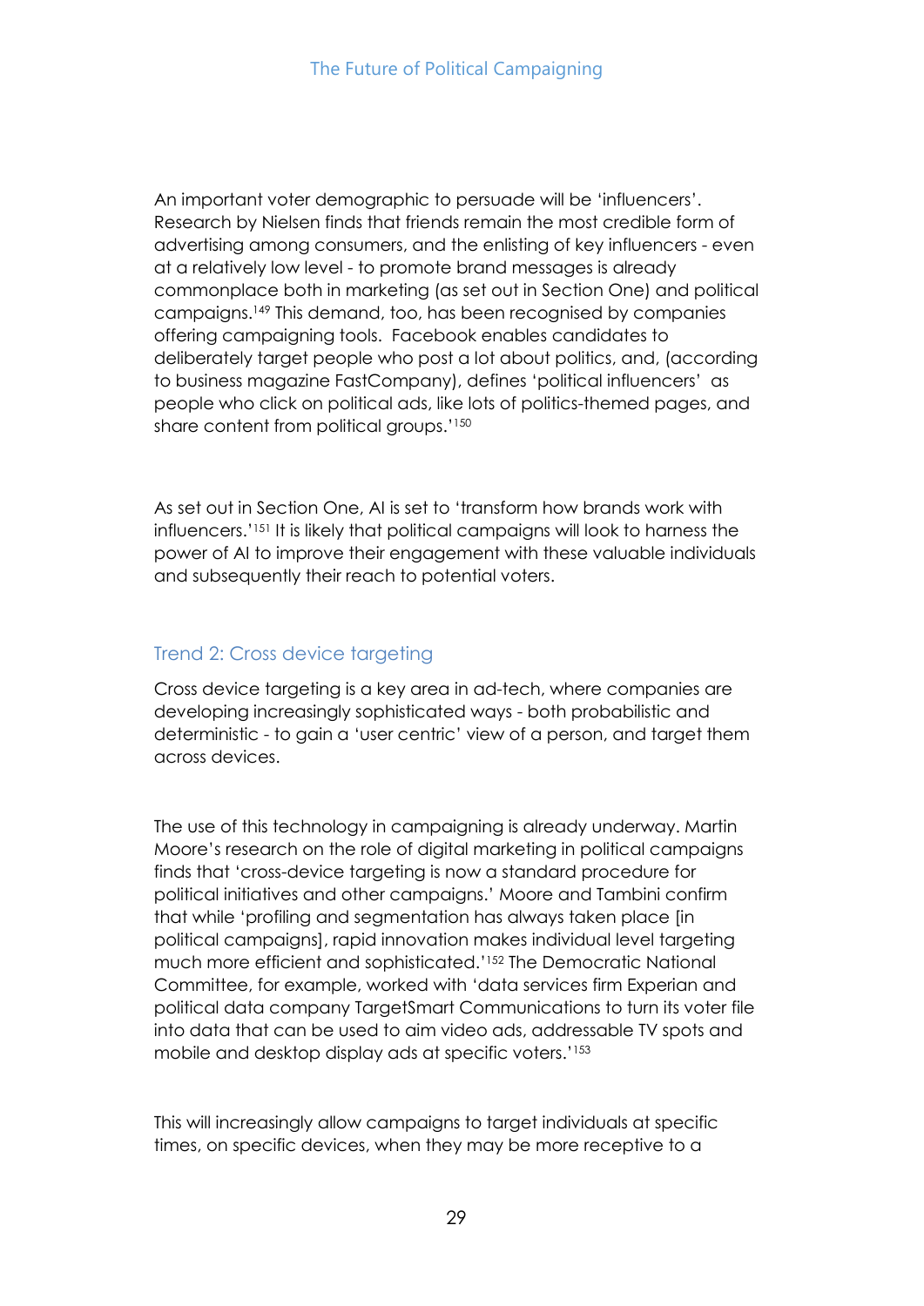An important voter demographic to persuade will be 'influencers'. Research by Nielsen finds that friends remain the most credible form of advertising among consumers, and the enlisting of key influencers - even at a relatively low level - to promote brand messages is already commonplace both in marketing (as set out in Section One) and political campaigns.[149] This demand, too, has been recognised by companies offering campaigning tools. Facebook enables candidates to deliberately target people who post a lot about politics, and, (according to business magazine FastCompany), defines 'political influencers' as people who click on political ads, like lots of politics-themed pages, and share content from political groups.'[150]

As set out in Section One, AI is set to 'transform how brands work with influencers.'[151] It is likely that political campaigns will look to harness the power of AI to improve their engagement with these valuable individuals and subsequently their reach to potential voters.

## Trend 2: Cross device targeting

Cross device targeting is a key area in ad-tech, where companies are developing increasingly sophisticated ways - both probabilistic and deterministic - to gain a 'user centric' view of a person, and target them across devices.

The use of this technology in campaigning is already underway. Martin Moore's research on the role of digital marketing in political campaigns finds that 'cross-device targeting is now a standard procedure for political initiatives and other campaigns.' Moore and Tambini confirm that while 'profiling and segmentation has always taken place [in political campaigns], rapid innovation makes individual level targeting much more efficient and sophisticated.'[152] The Democratic National Committee, for example, worked with 'data services firm Experian and political data company TargetSmart Communications to turn its voter file into data that can be used to aim video ads, addressable TV spots and mobile and desktop display ads at specific voters.'[153]

This will increasingly allow campaigns to target individuals at specific times, on specific devices, when they may be more receptive to a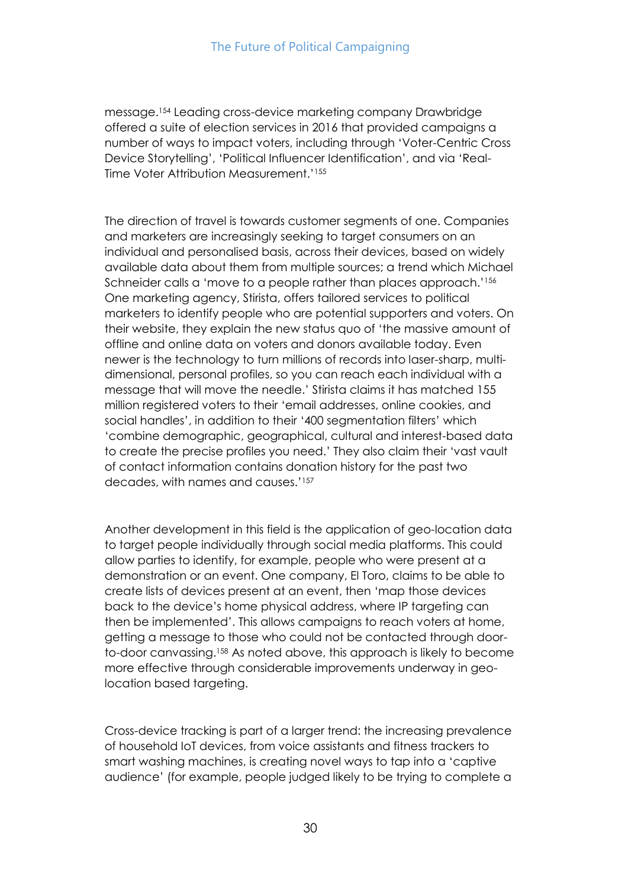message.[154] Leading cross-device marketing company Drawbridge offered a suite of election services in 2016 that provided campaigns a number of ways to impact voters, including through 'Voter-Centric Cross Device Storytelling', 'Political Influencer Identification', and via 'Real-Time Voter Attribution Measurement.'[155]

The direction of travel is towards customer segments of one. Companies and marketers are increasingly seeking to target consumers on an individual and personalised basis, across their devices, based on widely available data about them from multiple sources; a trend which Michael Schneider calls a 'move to a people rather than places approach.'[156] One marketing agency, Stirista, offers tailored services to political marketers to identify people who are potential supporters and voters. On their website, they explain the new status quo of 'the massive amount of offline and online data on voters and donors available today. Even newer is the technology to turn millions of records into laser-sharp, multi-dimensional, personal profiles, so you can reach each individual with a message that will move the needle.' Stirista claims it has matched 155 million registered voters to their 'email addresses, online cookies, and social handles', in addition to their '400 segmentation filters' which 'combine demographic, geographical, cultural and interest-based data to create the precise profiles you need.' They also claim their 'vast vault of contact information contains donation history for the past two decades, with names and causes.'[157]

Another development in this field is the application of geo-location data to target people individually through social media platforms. This could allow parties to identify, for example, people who were present at a demonstration or an event. One company, El Toro, claims to be able to create lists of devices present at an event, then 'map those devices back to the device's home physical address, where IP targeting can then be implemented'. This allows campaigns to reach voters at home, getting a message to those who could not be contacted through door-to-door canvassing.[158] As noted above, this approach is likely to become more effective through considerable improvements underway in geo-location based targeting.

Cross-device tracking is part of a larger trend: the increasing prevalence of household IoT devices, from voice assistants and fitness trackers to smart washing machines, is creating novel ways to tap into a 'captive audience' (for example, people judged likely to be trying to complete a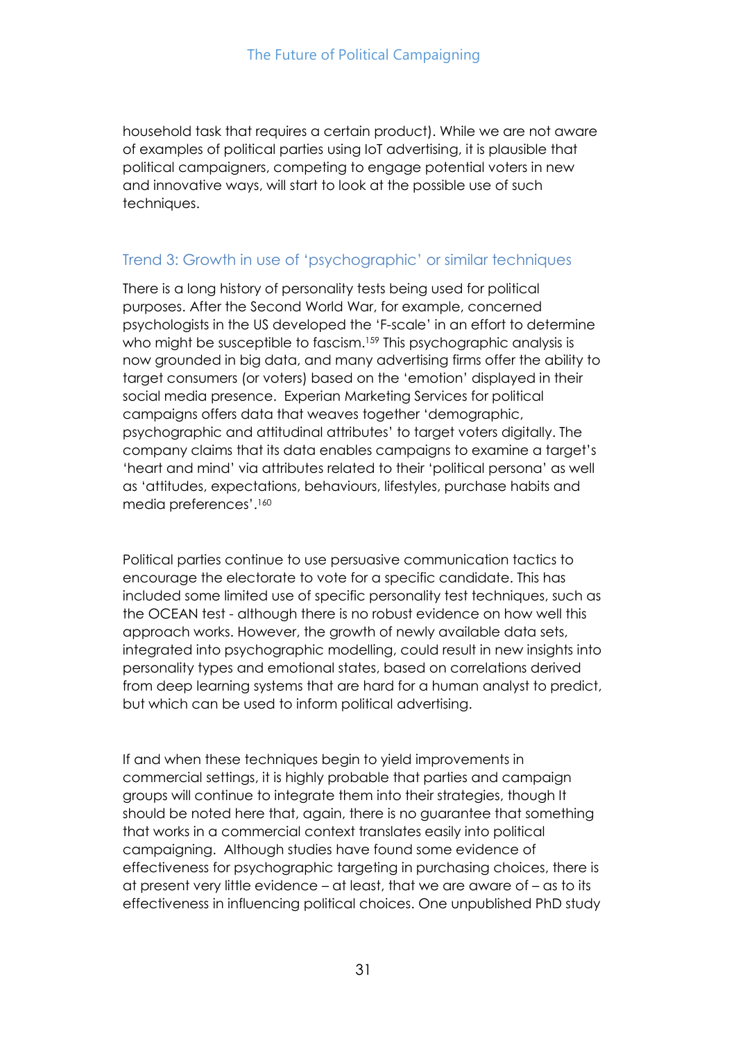household task that requires a certain product). While we are not aware of examples of political parties using IoT advertising, it is plausible that political campaigners, competing to engage potential voters in new and innovative ways, will start to look at the possible use of such techniques.

### Trend 3: Growth in use of 'psychographic' or similar techniques

There is a long history of personality tests being used for political purposes. After the Second World War, for example, concerned psychologists in the US developed the 'F-scale' in an effort to determine who might be susceptible to fascism.[159] This psychographic analysis is now grounded in big data, and many advertising firms offer the ability to target consumers (or voters) based on the 'emotion' displayed in their social media presence. Experian Marketing Services for political campaigns offers data that weaves together 'demographic, psychographic and attitudinal attributes' to target voters digitally. The company claims that its data enables campaigns to examine a target's 'heart and mind' via attributes related to their 'political persona' as well as 'attitudes, expectations, behaviours, lifestyles, purchase habits and media preferences'.[160]

Political parties continue to use persuasive communication tactics to encourage the electorate to vote for a specific candidate. This has included some limited use of specific personality test techniques, such as the OCEAN test - although there is no robust evidence on how well this approach works. However, the growth of newly available data sets, integrated into psychographic modelling, could result in new insights into personality types and emotional states, based on correlations derived from deep learning systems that are hard for a human analyst to predict, but which can be used to inform political advertising.

If and when these techniques begin to yield improvements in commercial settings, it is highly probable that parties and campaign groups will continue to integrate them into their strategies, though It should be noted here that, again, there is no guarantee that something that works in a commercial context translates easily into political campaigning. Although studies have found some evidence of effectiveness for psychographic targeting in purchasing choices, there is at present very little evidence – at least, that we are aware of – as to its effectiveness in influencing political choices. One unpublished PhD study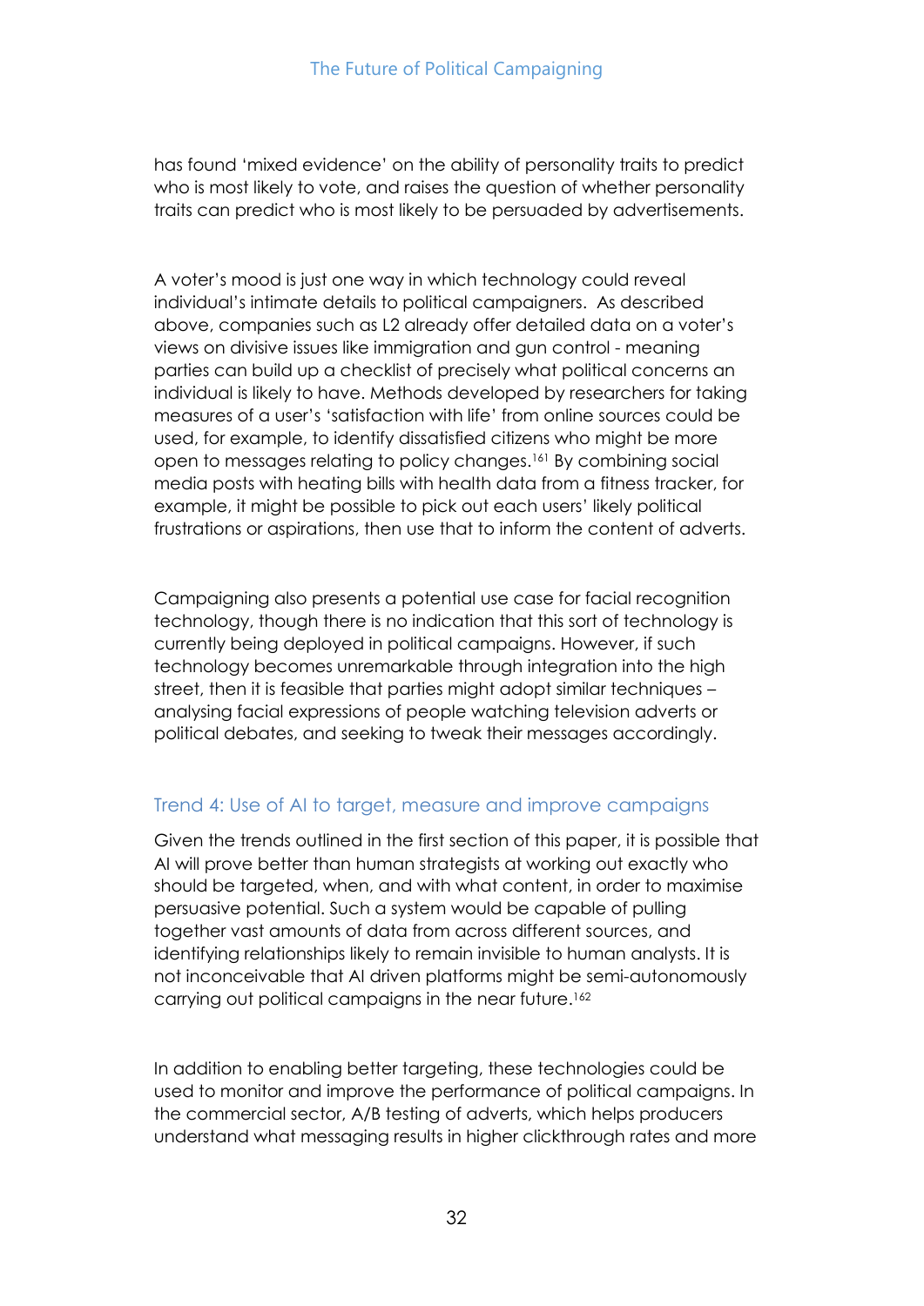has found 'mixed evidence' on the ability of personality traits to predict who is most likely to vote, and raises the question of whether personality traits can predict who is most likely to be persuaded by advertisements.

A voter's mood is just one way in which technology could reveal individual's intimate details to political campaigners. As described above, companies such as L2 already offer detailed data on a voter's views on divisive issues like immigration and gun control - meaning parties can build up a checklist of precisely what political concerns an individual is likely to have. Methods developed by researchers for taking measures of a user's 'satisfaction with life' from online sources could be used, for example, to identify dissatisfied citizens who might be more open to messages relating to policy changes.[161] By combining social media posts with heating bills with health data from a fitness tracker, for example, it might be possible to pick out each users' likely political frustrations or aspirations, then use that to inform the content of adverts.

Campaigning also presents a potential use case for facial recognition technology, though there is no indication that this sort of technology is currently being deployed in political campaigns. However, if such technology becomes unremarkable through integration into the high street, then it is feasible that parties might adopt similar techniques – analysing facial expressions of people watching television adverts or political debates, and seeking to tweak their messages accordingly.

## Trend 4: Use of AI to target, measure and improve campaigns

Given the trends outlined in the first section of this paper, it is possible that AI will prove better than human strategists at working out exactly who should be targeted, when, and with what content, in order to maximise persuasive potential. Such a system would be capable of pulling together vast amounts of data from across different sources, and identifying relationships likely to remain invisible to human analysts. It is not inconceivable that AI driven platforms might be semi-autonomously carrying out political campaigns in the near future.[162]

In addition to enabling better targeting, these technologies could be used to monitor and improve the performance of political campaigns. In the commercial sector, A/B testing of adverts, which helps producers understand what messaging results in higher clickthrough rates and more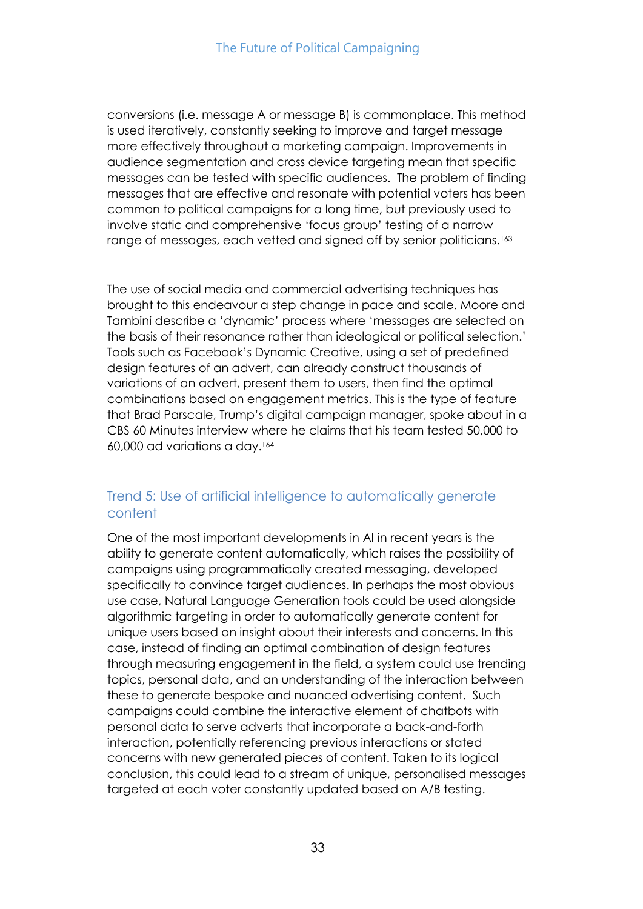conversions (i.e. message A or message B) is commonplace. This method is used iteratively, constantly seeking to improve and target message more effectively throughout a marketing campaign. Improvements in audience segmentation and cross device targeting mean that specific messages can be tested with specific audiences. The problem of finding messages that are effective and resonate with potential voters has been common to political campaigns for a long time, but previously used to involve static and comprehensive 'focus group' testing of a narrow range of messages, each vetted and signed off by senior politicians.[163]

The use of social media and commercial advertising techniques has brought to this endeavour a step change in pace and scale. Moore and Tambini describe a 'dynamic' process where 'messages are selected on the basis of their resonance rather than ideological or political selection.' Tools such as Facebook's Dynamic Creative, using a set of predefined design features of an advert, can already construct thousands of variations of an advert, present them to users, then find the optimal combinations based on engagement metrics. This is the type of feature that Brad Parscale, Trump's digital campaign manager, spoke about in a CBS 60 Minutes interview where he claims that his team tested 50,000 to 60,000 ad variations a day.[164]

### Trend 5: Use of artificial intelligence to automatically generate content

One of the most important developments in AI in recent years is the ability to generate content automatically, which raises the possibility of campaigns using programmatically created messaging, developed specifically to convince target audiences. In perhaps the most obvious use case, Natural Language Generation tools could be used alongside algorithmic targeting in order to automatically generate content for unique users based on insight about their interests and concerns. In this case, instead of finding an optimal combination of design features through measuring engagement in the field, a system could use trending topics, personal data, and an understanding of the interaction between these to generate bespoke and nuanced advertising content. Such campaigns could combine the interactive element of chatbots with personal data to serve adverts that incorporate a back-and-forth interaction, potentially referencing previous interactions or stated concerns with new generated pieces of content. Taken to its logical conclusion, this could lead to a stream of unique, personalised messages targeted at each voter constantly updated based on A/B testing.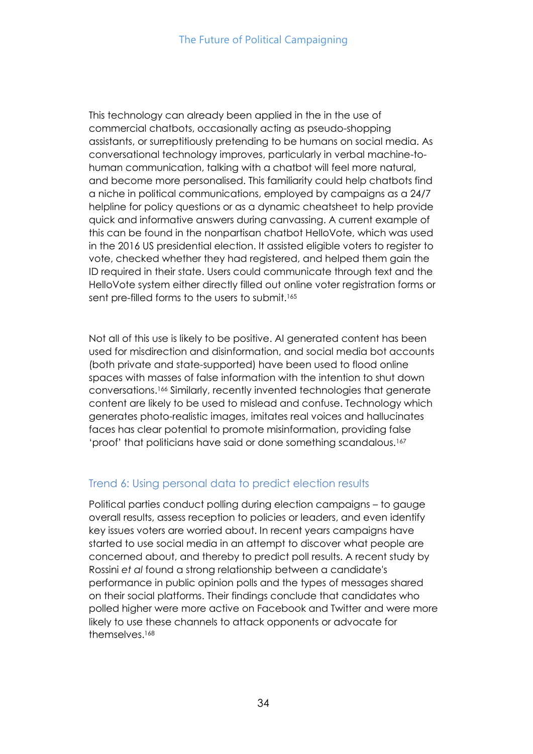This technology can already been applied in the in the use of commercial chatbots, occasionally acting as pseudo-shopping assistants, or surreptitiously pretending to be humans on social media. As conversational technology improves, particularly in verbal machine-to-human communication, talking with a chatbot will feel more natural, and become more personalised. This familiarity could help chatbots find a niche in political communications, employed by campaigns as a 24/7 helpline for policy questions or as a dynamic cheatsheet to help provide quick and informative answers during canvassing. A current example of this can be found in the nonpartisan chatbot HelloVote, which was used in the 2016 US presidential election. It assisted eligible voters to register to vote, checked whether they had registered, and helped them gain the ID required in their state. Users could communicate through text and the HelloVote system either directly filled out online voter registration forms or sent pre-filled forms to the users to submit.[165]

Not all of this use is likely to be positive. AI generated content has been used for misdirection and disinformation, and social media bot accounts (both private and state-supported) have been used to flood online spaces with masses of false information with the intention to shut down conversations.[166] Similarly, recently invented technologies that generate content are likely to be used to mislead and confuse. Technology which generates photo-realistic images, imitates real voices and hallucinates faces has clear potential to promote misinformation, providing false 'proof' that politicians have said or done something scandalous.[167]

### Trend 6: Using personal data to predict election results

Political parties conduct polling during election campaigns – to gauge overall results, assess reception to policies or leaders, and even identify key issues voters are worried about. In recent years campaigns have started to use social media in an attempt to discover what people are concerned about, and thereby to predict poll results. A recent study by Rossini *et al* found a strong relationship between a candidate's performance in public opinion polls and the types of messages shared on their social platforms. Their findings conclude that candidates who polled higher were more active on Facebook and Twitter and were more likely to use these channels to attack opponents or advocate for themselves.[168]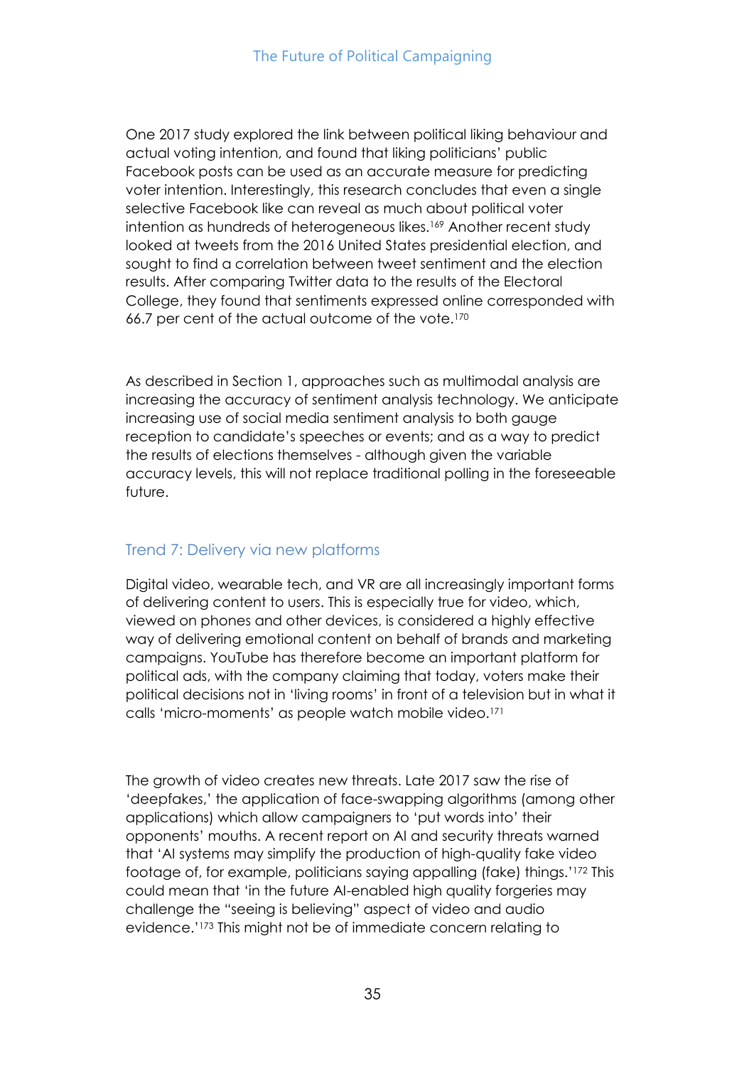One 2017 study explored the link between political liking behaviour and actual voting intention, and found that liking politicians' public Facebook posts can be used as an accurate measure for predicting voter intention. Interestingly, this research concludes that even a single selective Facebook like can reveal as much about political voter intention as hundreds of heterogeneous likes.[169] Another recent study looked at tweets from the 2016 United States presidential election, and sought to find a correlation between tweet sentiment and the election results. After comparing Twitter data to the results of the Electoral College, they found that sentiments expressed online corresponded with 66.7 per cent of the actual outcome of the vote.[170]

As described in Section 1, approaches such as multimodal analysis are increasing the accuracy of sentiment analysis technology. We anticipate increasing use of social media sentiment analysis to both gauge reception to candidate's speeches or events; and as a way to predict the results of elections themselves - although given the variable accuracy levels, this will not replace traditional polling in the foreseeable future.

### Trend 7: Delivery via new platforms

Digital video, wearable tech, and VR are all increasingly important forms of delivering content to users. This is especially true for video, which, viewed on phones and other devices, is considered a highly effective way of delivering emotional content on behalf of brands and marketing campaigns. YouTube has therefore become an important platform for political ads, with the company claiming that today, voters make their political decisions not in 'living rooms' in front of a television but in what it calls 'micro-moments' as people watch mobile video.[171]

The growth of video creates new threats. Late 2017 saw the rise of 'deepfakes,' the application of face-swapping algorithms (among other applications) which allow campaigners to 'put words into' their opponents' mouths. A recent report on AI and security threats warned that 'AI systems may simplify the production of high-quality fake video footage of, for example, politicians saying appalling (fake) things.'[172] This could mean that 'in the future AI-enabled high quality forgeries may challenge the "seeing is believing" aspect of video and audio evidence.'[173] This might not be of immediate concern relating to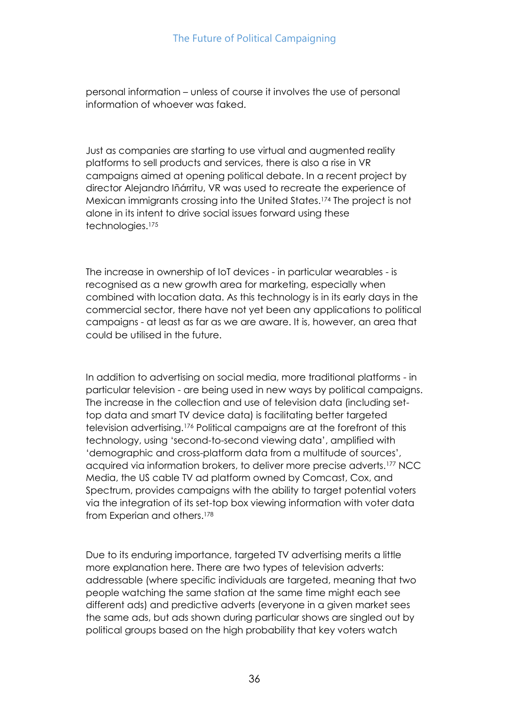personal information – unless of course it involves the use of personal information of whoever was faked.

Just as companies are starting to use virtual and augmented reality platforms to sell products and services, there is also a rise in VR campaigns aimed at opening political debate. In a recent project by director Alejandro Iñárritu, VR was used to recreate the experience of Mexican immigrants crossing into the United States.[174] The project is not alone in its intent to drive social issues forward using these technologies.[175]

The increase in ownership of IoT devices - in particular wearables - is recognised as a new growth area for marketing, especially when combined with location data. As this technology is in its early days in the commercial sector, there have not yet been any applications to political campaigns - at least as far as we are aware. It is, however, an area that could be utilised in the future.

In addition to advertising on social media, more traditional platforms - in particular television - are being used in new ways by political campaigns. The increase in the collection and use of television data (including set-top data and smart TV device data) is facilitating better targeted television advertising.[176] Political campaigns are at the forefront of this technology, using 'second-to-second viewing data', amplified with 'demographic and cross-platform data from a multitude of sources', acquired via information brokers, to deliver more precise adverts.[177] NCC Media, the US cable TV ad platform owned by Comcast, Cox, and Spectrum, provides campaigns with the ability to target potential voters via the integration of its set-top box viewing information with voter data from Experian and others.[178]

Due to its enduring importance, targeted TV advertising merits a little more explanation here. There are two types of television adverts: addressable (where specific individuals are targeted, meaning that two people watching the same station at the same time might each see different ads) and predictive adverts (everyone in a given market sees the same ads, but ads shown during particular shows are singled out by political groups based on the high probability that key voters watch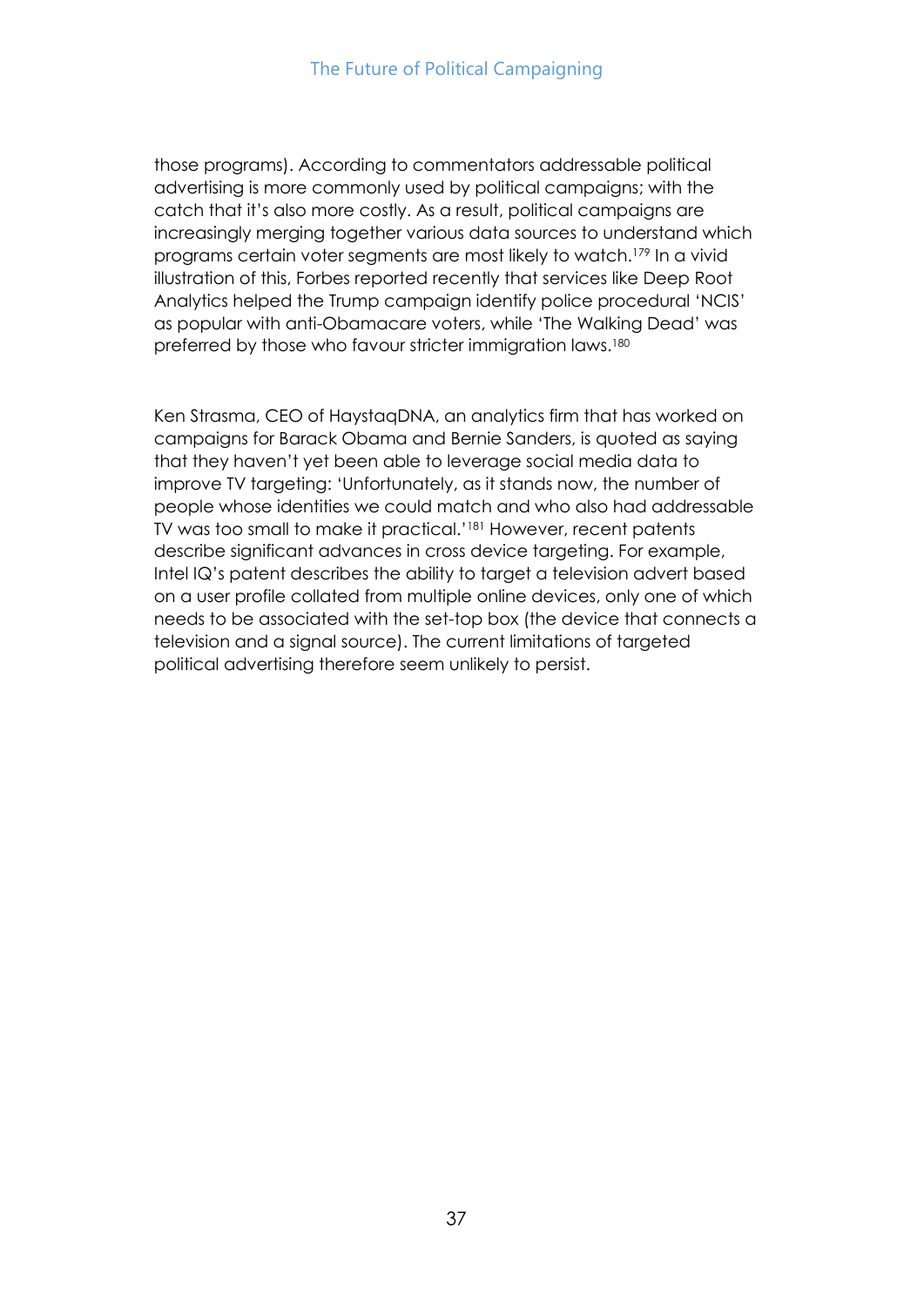those programs). According to commentators addressable political advertising is more commonly used by political campaigns; with the catch that it's also more costly. As a result, political campaigns are increasingly merging together various data sources to understand which programs certain voter segments are most likely to watch.[179] In a vivid illustration of this, Forbes reported recently that services like Deep Root Analytics helped the Trump campaign identify police procedural 'NCIS' as popular with anti-Obamacare voters, while 'The Walking Dead' was preferred by those who favour stricter immigration laws.[180]

Ken Strasma, CEO of HaystaqDNA, an analytics firm that has worked on campaigns for Barack Obama and Bernie Sanders, is quoted as saying that they haven't yet been able to leverage social media data to improve TV targeting: 'Unfortunately, as it stands now, the number of people whose identities we could match and who also had addressable TV was too small to make it practical.'[181] However, recent patents describe significant advances in cross device targeting. For example, Intel IQ's patent describes the ability to target a television advert based on a user profile collated from multiple online devices, only one of which needs to be associated with the set-top box (the device that connects a television and a signal source). The current limitations of targeted political advertising therefore seem unlikely to persist.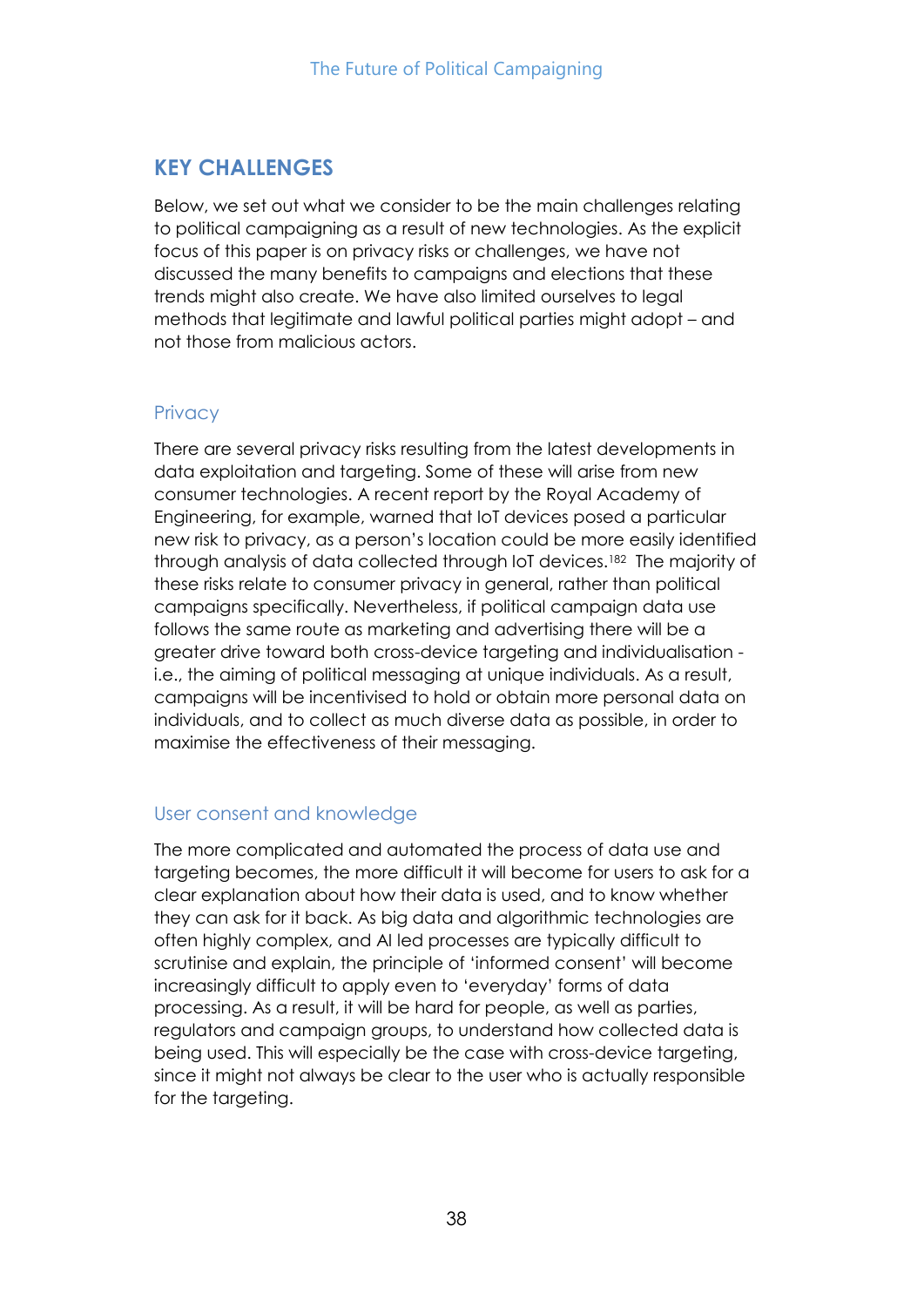## KEY CHALLENGES

Below, we set out what we consider to be the main challenges relating to political campaigning as a result of new technologies. As the explicit focus of this paper is on privacy risks or challenges, we have not discussed the many benefits to campaigns and elections that these trends might also create. We have also limited ourselves to legal methods that legitimate and lawful political parties might adopt – and not those from malicious actors.

### Privacy

There are several privacy risks resulting from the latest developments in data exploitation and targeting. Some of these will arise from new consumer technologies. A recent report by the Royal Academy of Engineering, for example, warned that IoT devices posed a particular new risk to privacy, as a person's location could be more easily identified through analysis of data collected through IoT devices.[182] The majority of these risks relate to consumer privacy in general, rather than political campaigns specifically. Nevertheless, if political campaign data use follows the same route as marketing and advertising there will be a greater drive toward both cross-device targeting and individualisation - i.e., the aiming of political messaging at unique individuals. As a result, campaigns will be incentivised to hold or obtain more personal data on individuals, and to collect as much diverse data as possible, in order to maximise the effectiveness of their messaging.

### User consent and knowledge

The more complicated and automated the process of data use and targeting becomes, the more difficult it will become for users to ask for a clear explanation about how their data is used, and to know whether they can ask for it back. As big data and algorithmic technologies are often highly complex, and AI led processes are typically difficult to scrutinise and explain, the principle of 'informed consent' will become increasingly difficult to apply even to 'everyday' forms of data processing. As a result, it will be hard for people, as well as parties, regulators and campaign groups, to understand how collected data is being used. This will especially be the case with cross-device targeting, since it might not always be clear to the user who is actually responsible for the targeting.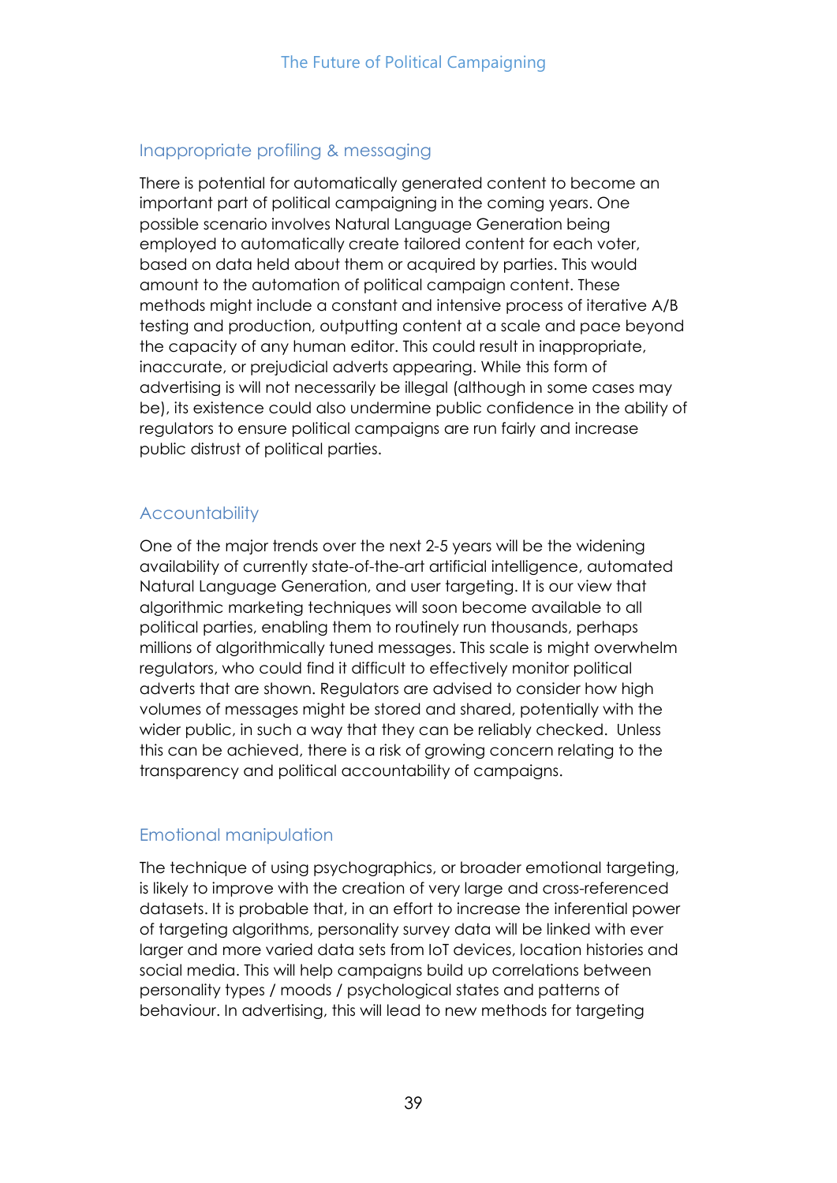## Inappropriate profiling & messaging

There is potential for automatically generated content to become an important part of political campaigning in the coming years. One possible scenario involves Natural Language Generation being employed to automatically create tailored content for each voter, based on data held about them or acquired by parties. This would amount to the automation of political campaign content. These methods might include a constant and intensive process of iterative A/B testing and production, outputting content at a scale and pace beyond the capacity of any human editor. This could result in inappropriate, inaccurate, or prejudicial adverts appearing. While this form of advertising is will not necessarily be illegal (although in some cases may be), its existence could also undermine public confidence in the ability of regulators to ensure political campaigns are run fairly and increase public distrust of political parties.

## Accountability

One of the major trends over the next 2-5 years will be the widening availability of currently state-of-the-art artificial intelligence, automated Natural Language Generation, and user targeting. It is our view that algorithmic marketing techniques will soon become available to all political parties, enabling them to routinely run thousands, perhaps millions of algorithmically tuned messages. This scale is might overwhelm regulators, who could find it difficult to effectively monitor political adverts that are shown. Regulators are advised to consider how high volumes of messages might be stored and shared, potentially with the wider public, in such a way that they can be reliably checked. Unless this can be achieved, there is a risk of growing concern relating to the transparency and political accountability of campaigns.

## Emotional manipulation

The technique of using psychographics, or broader emotional targeting, is likely to improve with the creation of very large and cross-referenced datasets. It is probable that, in an effort to increase the inferential power of targeting algorithms, personality survey data will be linked with ever larger and more varied data sets from IoT devices, location histories and social media. This will help campaigns build up correlations between personality types / moods / psychological states and patterns of behaviour. In advertising, this will lead to new methods for targeting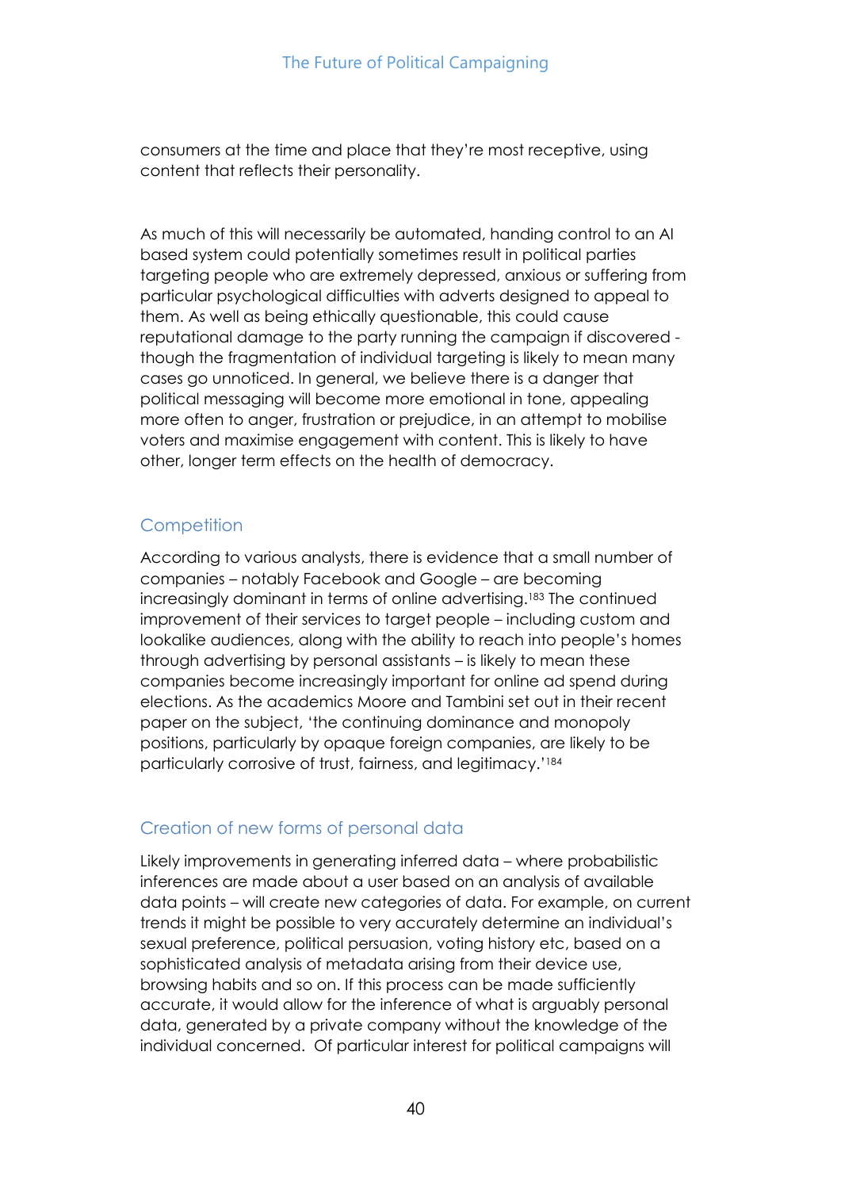consumers at the time and place that they're most receptive, using content that reflects their personality.

As much of this will necessarily be automated, handing control to an AI based system could potentially sometimes result in political parties targeting people who are extremely depressed, anxious or suffering from particular psychological difficulties with adverts designed to appeal to them. As well as being ethically questionable, this could cause reputational damage to the party running the campaign if discovered - though the fragmentation of individual targeting is likely to mean many cases go unnoticed. In general, we believe there is a danger that political messaging will become more emotional in tone, appealing more often to anger, frustration or prejudice, in an attempt to mobilise voters and maximise engagement with content. This is likely to have other, longer term effects on the health of democracy.

## Competition

According to various analysts, there is evidence that a small number of companies – notably Facebook and Google – are becoming increasingly dominant in terms of online advertising.[183] The continued improvement of their services to target people – including custom and lookalike audiences, along with the ability to reach into people's homes through advertising by personal assistants – is likely to mean these companies become increasingly important for online ad spend during elections. As the academics Moore and Tambini set out in their recent paper on the subject, 'the continuing dominance and monopoly positions, particularly by opaque foreign companies, are likely to be particularly corrosive of trust, fairness, and legitimacy.'[184]

## Creation of new forms of personal data

Likely improvements in generating inferred data – where probabilistic inferences are made about a user based on an analysis of available data points – will create new categories of data. For example, on current trends it might be possible to very accurately determine an individual's sexual preference, political persuasion, voting history etc, based on a sophisticated analysis of metadata arising from their device use, browsing habits and so on. If this process can be made sufficiently accurate, it would allow for the inference of what is arguably personal data, generated by a private company without the knowledge of the individual concerned. Of particular interest for political campaigns will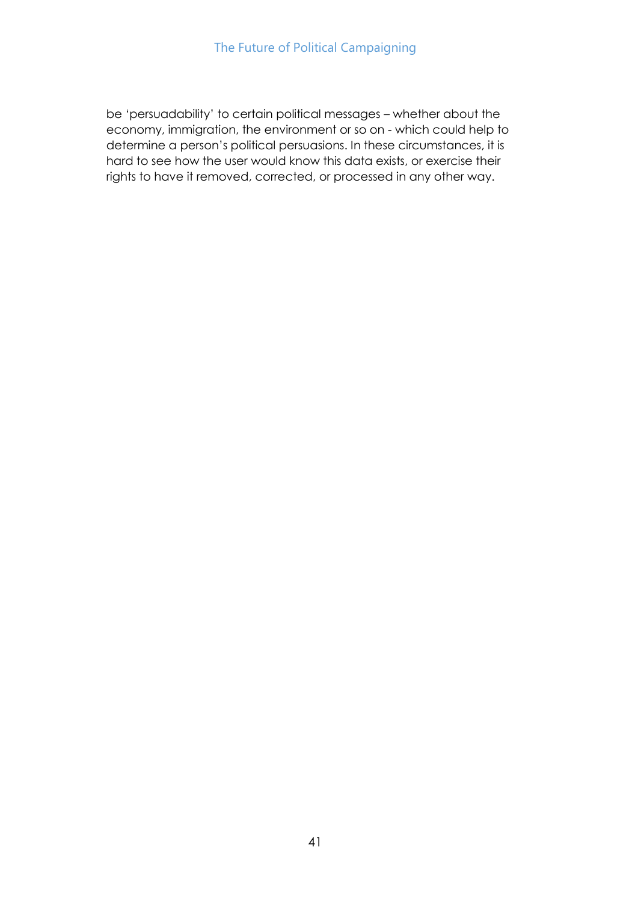be 'persuadability' to certain political messages – whether about the economy, immigration, the environment or so on - which could help to determine a person's political persuasions. In these circumstances, it is hard to see how the user would know this data exists, or exercise their rights to have it removed, corrected, or processed in any other way.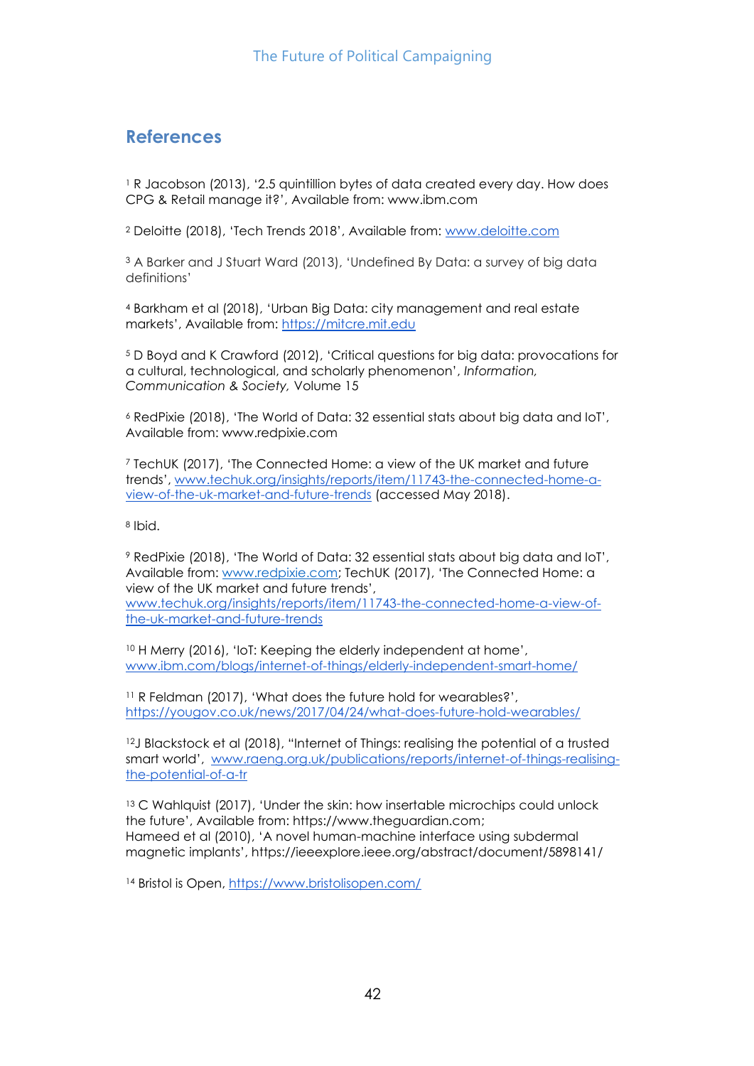## References

[1] R Jacobson (2013), '2.5 quintillion bytes of data created every day. How does CPG & Retail manage it?', Available from: www.ibm.com

[2] Deloitte (2018), 'Tech Trends 2018', Available from: www.deloitte.com

[3] A Barker and J Stuart Ward (2013), 'Undefined By Data: a survey of big data definitions'

[4] Barkham et al (2018), 'Urban Big Data: city management and real estate markets', Available from: https://mitcre.mit.edu

[5] D Boyd and K Crawford (2012), 'Critical questions for big data: provocations for a cultural, technological, and scholarly phenomenon', *Information, Communication & Society,* Volume 15

[6] RedPixie (2018), 'The World of Data: 32 essential stats about big data and IoT', Available from: www.redpixie.com

[7] TechUK (2017), 'The Connected Home: a view of the UK market and future trends', www.techuk.org/insights/reports/item/11743-the-connected-home-a-view-of-the-uk-market-and-future-trends (accessed May 2018).

[8] Ibid.

[9] RedPixie (2018), 'The World of Data: 32 essential stats about big data and IoT', Available from: www.redpixie.com; TechUK (2017), 'The Connected Home: a view of the UK market and future trends', www.techuk.org/insights/reports/item/11743-the-connected-home-a-view-of-the-uk-market-and-future-trends

[10] H Merry (2016), 'IoT: Keeping the elderly independent at home', www.ibm.com/blogs/internet-of-things/elderly-independent-smart-home/

[11] R Feldman (2017), 'What does the future hold for wearables?', https://yougov.co.uk/news/2017/04/24/what-does-future-hold-wearables/

[12] J Blackstock et al (2018), "Internet of Things: realising the potential of a trusted smart world', www.raeng.org.uk/publications/reports/internet-of-things-realising-the-potential-of-a-tr

[13] C Wahlquist (2017), 'Under the skin: how insertable microchips could unlock the future', Available from: https://www.theguardian.com;
Hameed et al (2010), 'A novel human-machine interface using subdermal magnetic implants', https://ieeexplore.ieee.org/abstract/document/5898141/

[14] Bristol is Open, https://www.bristolisopen.com/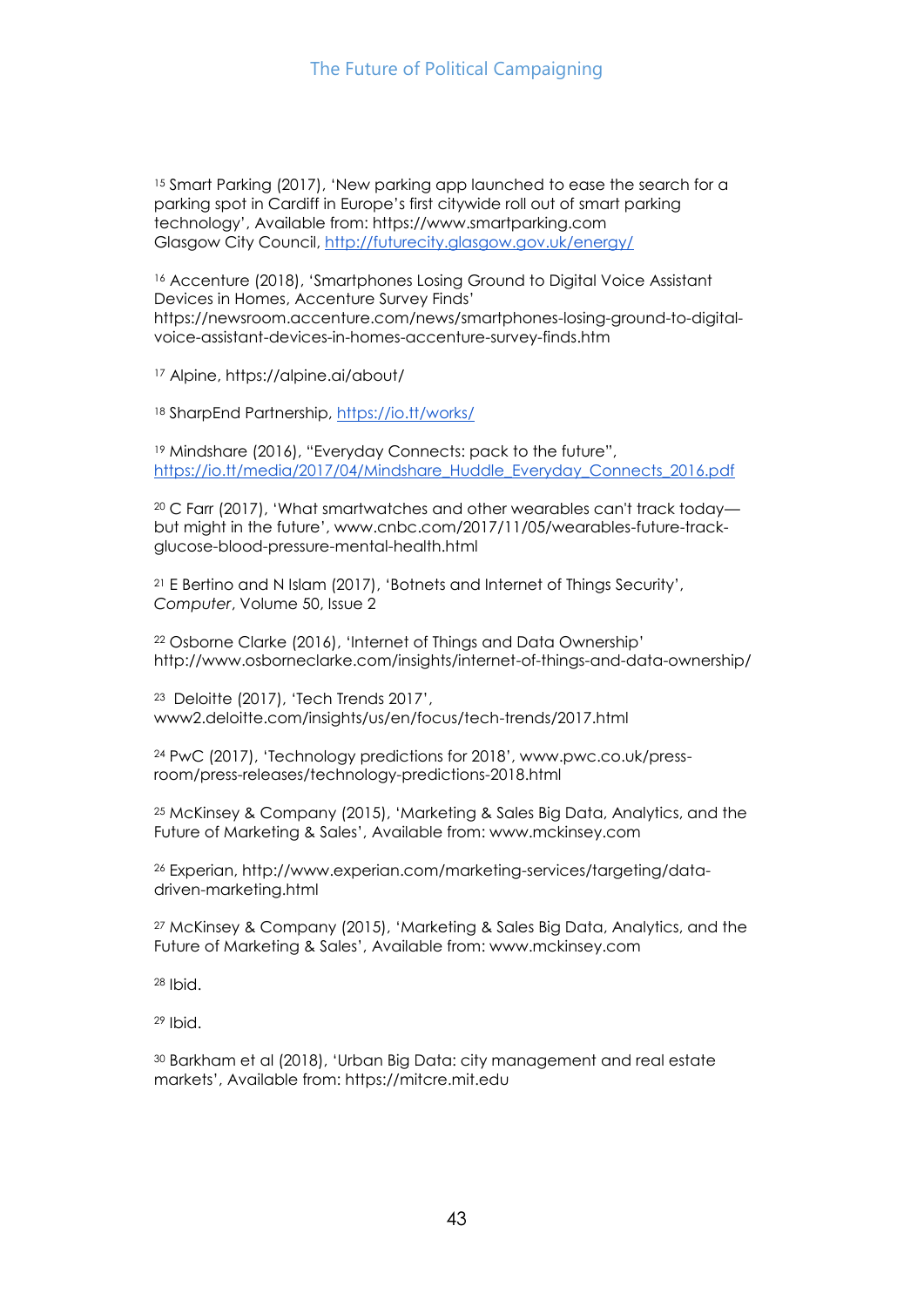[15] Smart Parking (2017), 'New parking app launched to ease the search for a parking spot in Cardiff in Europe's first citywide roll out of smart parking technology', Available from: https://www.smartparking.com
Glasgow City Council, http://futurecity.glasgow.gov.uk/energy/

[16] Accenture (2018), 'Smartphones Losing Ground to Digital Voice Assistant Devices in Homes, Accenture Survey Finds' https://newsroom.accenture.com/news/smartphones-losing-ground-to-digital-voice-assistant-devices-in-homes-accenture-survey-finds.htm

[17] Alpine, https://alpine.ai/about/

[18] SharpEnd Partnership, https://io.tt/works/

[19] Mindshare (2016), "Everyday Connects: pack to the future", https://io.tt/media/2017/04/Mindshare_Huddle_Everyday_Connects_2016.pdf

[20] C Farr (2017), 'What smartwatches and other wearables can't track today—but might in the future', www.cnbc.com/2017/11/05/wearables-future-track-glucose-blood-pressure-mental-health.html

[21] E Bertino and N Islam (2017), 'Botnets and Internet of Things Security', *Computer*, Volume 50, Issue 2

[22] Osborne Clarke (2016), 'Internet of Things and Data Ownership' http://www.osborneclarke.com/insights/internet-of-things-and-data-ownership/

[23] Deloitte (2017), 'Tech Trends 2017', www2.deloitte.com/insights/us/en/focus/tech-trends/2017.html

[24] PwC (2017), 'Technology predictions for 2018', www.pwc.co.uk/press-room/press-releases/technology-predictions-2018.html

[25] McKinsey & Company (2015), 'Marketing & Sales Big Data, Analytics, and the Future of Marketing & Sales', Available from: www.mckinsey.com

[26] Experian, http://www.experian.com/marketing-services/targeting/data-driven-marketing.html

[27] McKinsey & Company (2015), 'Marketing & Sales Big Data, Analytics, and the Future of Marketing & Sales', Available from: www.mckinsey.com

[28] Ibid.

[29] Ibid.

[30] Barkham et al (2018), 'Urban Big Data: city management and real estate markets', Available from: https://mitcre.mit.edu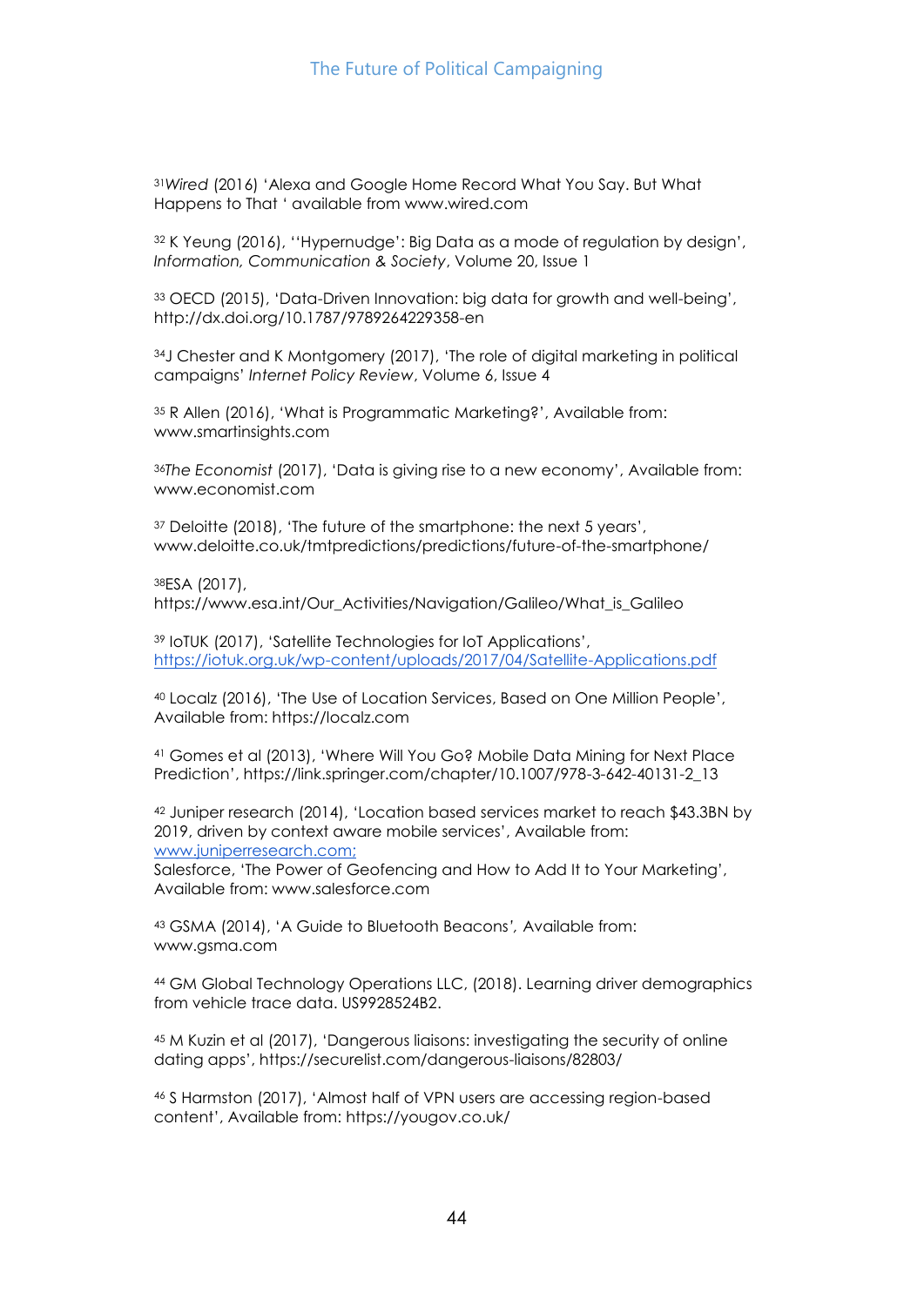[31] *Wired* (2016) 'Alexa and Google Home Record What You Say. But What Happens to That ' available from www.wired.com

[32] K Yeung (2016), ''Hypernudge': Big Data as a mode of regulation by design', *Information, Communication & Society*, Volume 20, Issue 1

[33] OECD (2015), 'Data-Driven Innovation: big data for growth and well-being', http://dx.doi.org/10.1787/9789264229358-en

[34] J Chester and K Montgomery (2017), 'The role of digital marketing in political campaigns' *Internet Policy Review*, Volume 6, Issue 4

[35] R Allen (2016), 'What is Programmatic Marketing?', Available from: www.smartinsights.com

[36] *The Economist* (2017), 'Data is giving rise to a new economy', Available from: www.economist.com

[37] Deloitte (2018), 'The future of the smartphone: the next 5 years', www.deloitte.co.uk/tmtpredictions/predictions/future-of-the-smartphone/

[38] ESA (2017), https://www.esa.int/Our_Activities/Navigation/Galileo/What_is_Galileo

[39] IoTUK (2017), 'Satellite Technologies for IoT Applications', https://iotuk.org.uk/wp-content/uploads/2017/04/Satellite-Applications.pdf

[40] Localz (2016), 'The Use of Location Services, Based on One Million People', Available from: https://localz.com

[41] Gomes et al (2013), 'Where Will You Go? Mobile Data Mining for Next Place Prediction', https://link.springer.com/chapter/10.1007/978-3-642-40131-2_13

[42] Juniper research (2014), 'Location based services market to reach $43.3BN by 2019, driven by context aware mobile services', Available from: www.juniperresearch.com;
Salesforce, 'The Power of Geofencing and How to Add It to Your Marketing', Available from: www.salesforce.com

[43] GSMA (2014), 'A Guide to Bluetooth Beacons', Available from: www.gsma.com

[44] GM Global Technology Operations LLC, (2018). Learning driver demographics from vehicle trace data. US9928524B2.

[45] M Kuzin et al (2017), 'Dangerous liaisons: investigating the security of online dating apps', https://securelist.com/dangerous-liaisons/82803/

[46] S Harmston (2017), 'Almost half of VPN users are accessing region-based content', Available from: https://yougov.co.uk/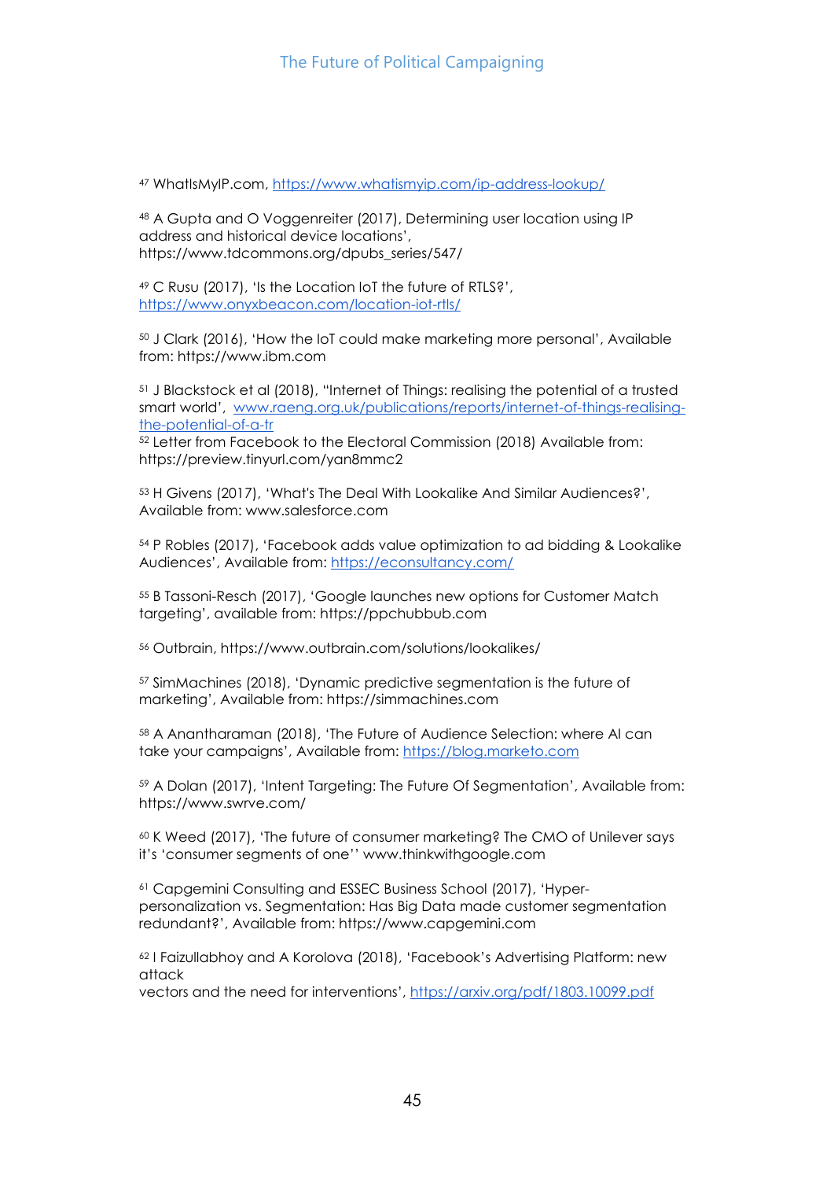[47] WhatIsMyIP.com, https://www.whatismyip.com/ip-address-lookup/

[48] A Gupta and O Voggenreiter (2017), Determining user location using IP address and historical device locations', https://www.tdcommons.org/dpubs_series/547/

[49] C Rusu (2017), 'Is the Location IoT the future of RTLS?', https://www.onyxbeacon.com/location-iot-rtls/

[50] J Clark (2016), 'How the IoT could make marketing more personal', Available from: https://www.ibm.com

[51] J Blackstock et al (2018), ''Internet of Things: realising the potential of a trusted smart world', www.raeng.org.uk/publications/reports/internet-of-things-realising-the-potential-of-a-tr

[52] Letter from Facebook to the Electoral Commission (2018) Available from: https://preview.tinyurl.com/yan8mmc2

[53] H Givens (2017), 'What's The Deal With Lookalike And Similar Audiences?', Available from: www.salesforce.com

[54] P Robles (2017), 'Facebook adds value optimization to ad bidding & Lookalike Audiences', Available from: https://econsultancy.com/

[55] B Tassoni-Resch (2017), 'Google launches new options for Customer Match targeting', available from: https://ppchubbub.com

[56] Outbrain, https://www.outbrain.com/solutions/lookalikes/

[57] SimMachines (2018), 'Dynamic predictive segmentation is the future of marketing', Available from: https://simmachines.com

[58] A Anantharaman (2018), 'The Future of Audience Selection: where AI can take your campaigns', Available from: https://blog.marketo.com

[59] A Dolan (2017), 'Intent Targeting: The Future Of Segmentation', Available from: https://www.swrve.com/

[60] K Weed (2017), 'The future of consumer marketing? The CMO of Unilever says it's 'consumer segments of one'' www.thinkwithgoogle.com

[61] Capgemini Consulting and ESSEC Business School (2017), 'Hyper-personalization vs. Segmentation: Has Big Data made customer segmentation redundant?', Available from: https://www.capgemini.com

[62] I Faizullabhoy and A Korolova (2018), 'Facebook's Advertising Platform: new attack vectors and the need for interventions', https://arxiv.org/pdf/1803.10099.pdf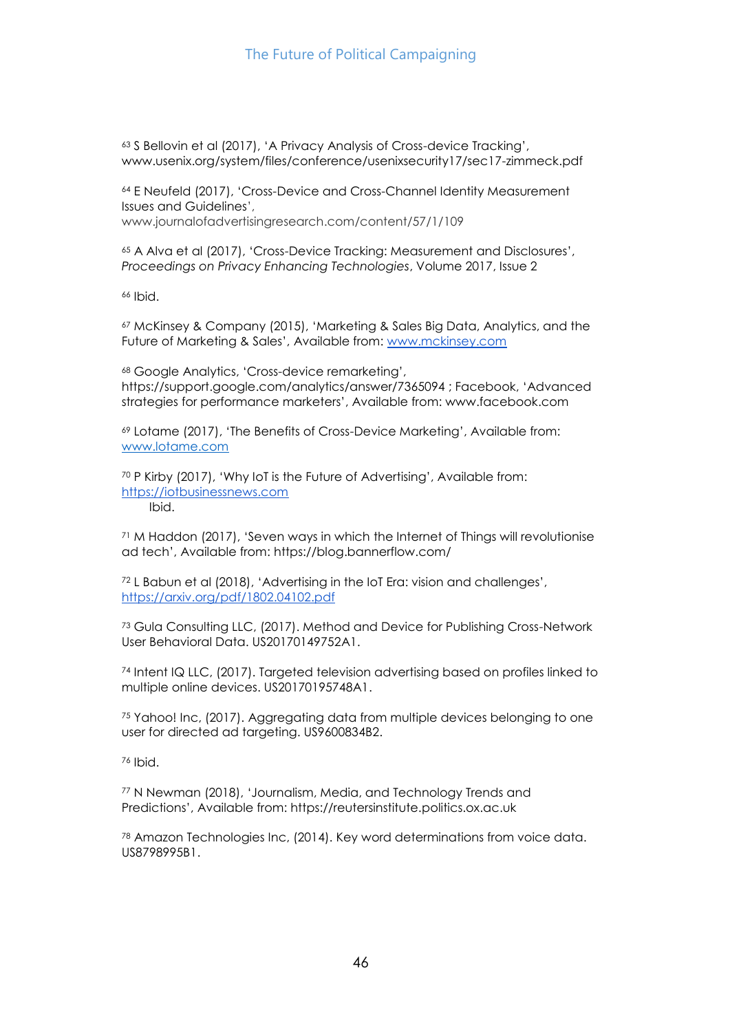[63] S Bellovin et al (2017), 'A Privacy Analysis of Cross-device Tracking', www.usenix.org/system/files/conference/usenixsecurity17/sec17-zimmeck.pdf

[64] E Neufeld (2017), 'Cross-Device and Cross-Channel Identity Measurement Issues and Guidelines', www.journalofadvertisingresearch.com/content/57/1/109

[65] A Alva et al (2017), 'Cross-Device Tracking: Measurement and Disclosures', *Proceedings on Privacy Enhancing Technologies*, Volume 2017, Issue 2

[66] Ibid.

[67] McKinsey & Company (2015), 'Marketing & Sales Big Data, Analytics, and the Future of Marketing & Sales', Available from: www.mckinsey.com

[68] Google Analytics, 'Cross-device remarketing', https://support.google.com/analytics/answer/7365094 ; Facebook, 'Advanced strategies for performance marketers', Available from: www.facebook.com

[69] Lotame (2017), 'The Benefits of Cross-Device Marketing', Available from: www.lotame.com

[70] P Kirby (2017), 'Why IoT is the Future of Advertising', Available from: https://iotbusinessnews.com
Ibid.

[71] M Haddon (2017), 'Seven ways in which the Internet of Things will revolutionise ad tech', Available from: https://blog.bannerflow.com/

[72] L Babun et al (2018), 'Advertising in the IoT Era: vision and challenges', https://arxiv.org/pdf/1802.04102.pdf

[73] Gula Consulting LLC, (2017). Method and Device for Publishing Cross-Network User Behavioral Data. US20170149752A1.

[74] Intent IQ LLC, (2017). Targeted television advertising based on profiles linked to multiple online devices. US20170195748A1.

[75] Yahoo! Inc, (2017). Aggregating data from multiple devices belonging to one user for directed ad targeting. US9600834B2.

[76] Ibid.

[77] N Newman (2018), 'Journalism, Media, and Technology Trends and Predictions', Available from: https://reutersinstitute.politics.ox.ac.uk

[78] Amazon Technologies Inc, (2014). Key word determinations from voice data. US8798995B1.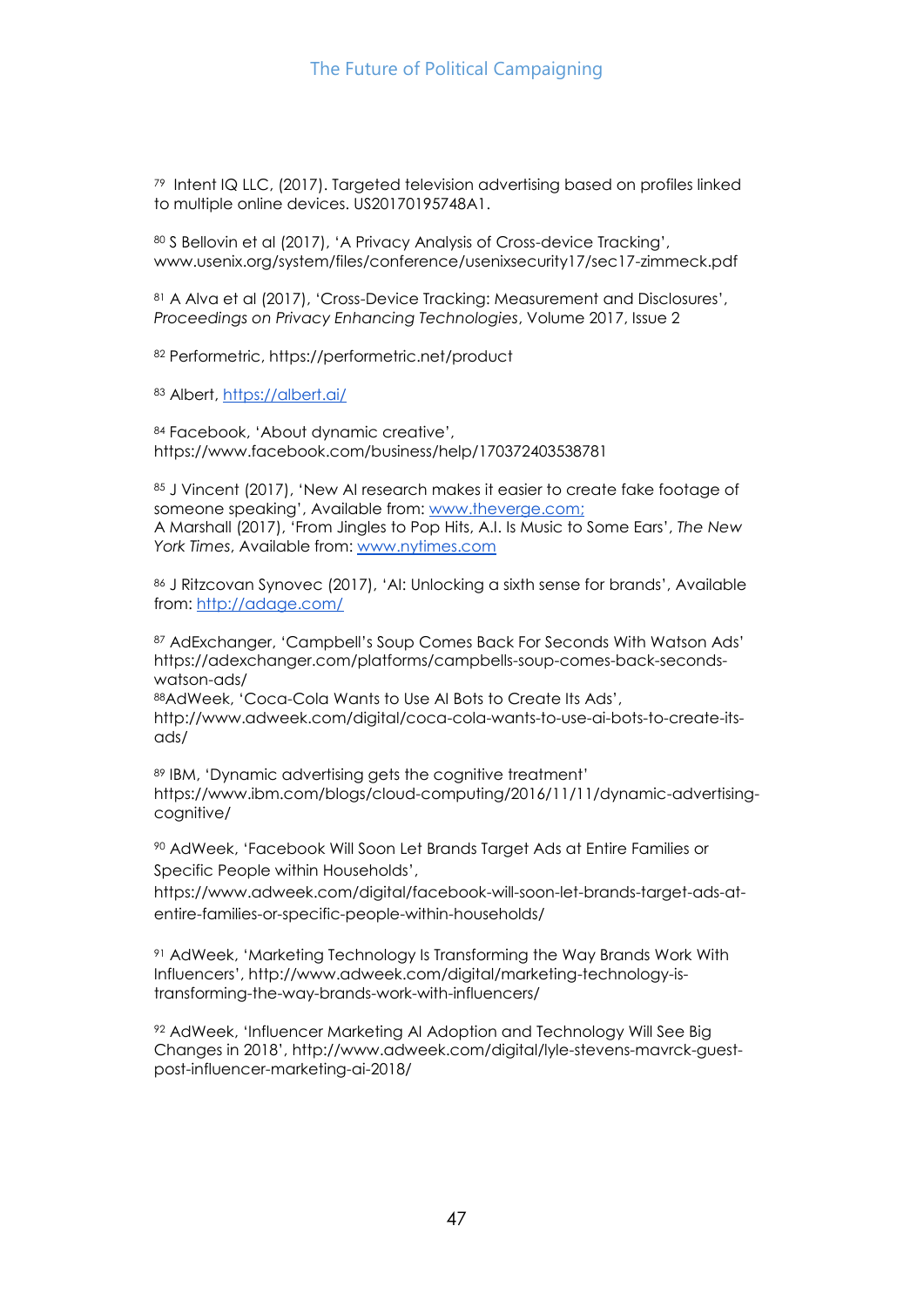[79] Intent IQ LLC, (2017). Targeted television advertising based on profiles linked to multiple online devices. US20170195748A1.

[80] S Bellovin et al (2017), 'A Privacy Analysis of Cross-device Tracking', www.usenix.org/system/files/conference/usenixsecurity17/sec17-zimmeck.pdf

[81] A Alva et al (2017), 'Cross-Device Tracking: Measurement and Disclosures', *Proceedings on Privacy Enhancing Technologies*, Volume 2017, Issue 2

[82] Performetric, https://performetric.net/product

[83] Albert, https://albert.ai/

[84] Facebook, 'About dynamic creative', https://www.facebook.com/business/help/170372403538781

[85] J Vincent (2017), 'New AI research makes it easier to create fake footage of someone speaking', Available from: www.theverge.com;
A Marshall (2017), 'From Jingles to Pop Hits, A.I. Is Music to Some Ears', *The New York Times*, Available from: www.nytimes.com

[86] J Ritzcovan Synovec (2017), 'AI: Unlocking a sixth sense for brands', Available from: http://adage.com/

[87] AdExchanger, 'Campbell's Soup Comes Back For Seconds With Watson Ads' https://adexchanger.com/platforms/campbells-soup-comes-back-seconds-watson-ads/
[88]AdWeek, 'Coca-Cola Wants to Use AI Bots to Create Its Ads', http://www.adweek.com/digital/coca-cola-wants-to-use-ai-bots-to-create-its-ads/

[89] IBM, 'Dynamic advertising gets the cognitive treatment' https://www.ibm.com/blogs/cloud-computing/2016/11/11/dynamic-advertising-cognitive/

[90] AdWeek, 'Facebook Will Soon Let Brands Target Ads at Entire Families or Specific People within Households', https://www.adweek.com/digital/facebook-will-soon-let-brands-target-ads-at-entire-families-or-specific-people-within-households/

[91] AdWeek, 'Marketing Technology Is Transforming the Way Brands Work With Influencers', http://www.adweek.com/digital/marketing-technology-is-transforming-the-way-brands-work-with-influencers/

[92] AdWeek, 'Influencer Marketing AI Adoption and Technology Will See Big Changes in 2018', http://www.adweek.com/digital/lyle-stevens-mavrck-guest-post-influencer-marketing-ai-2018/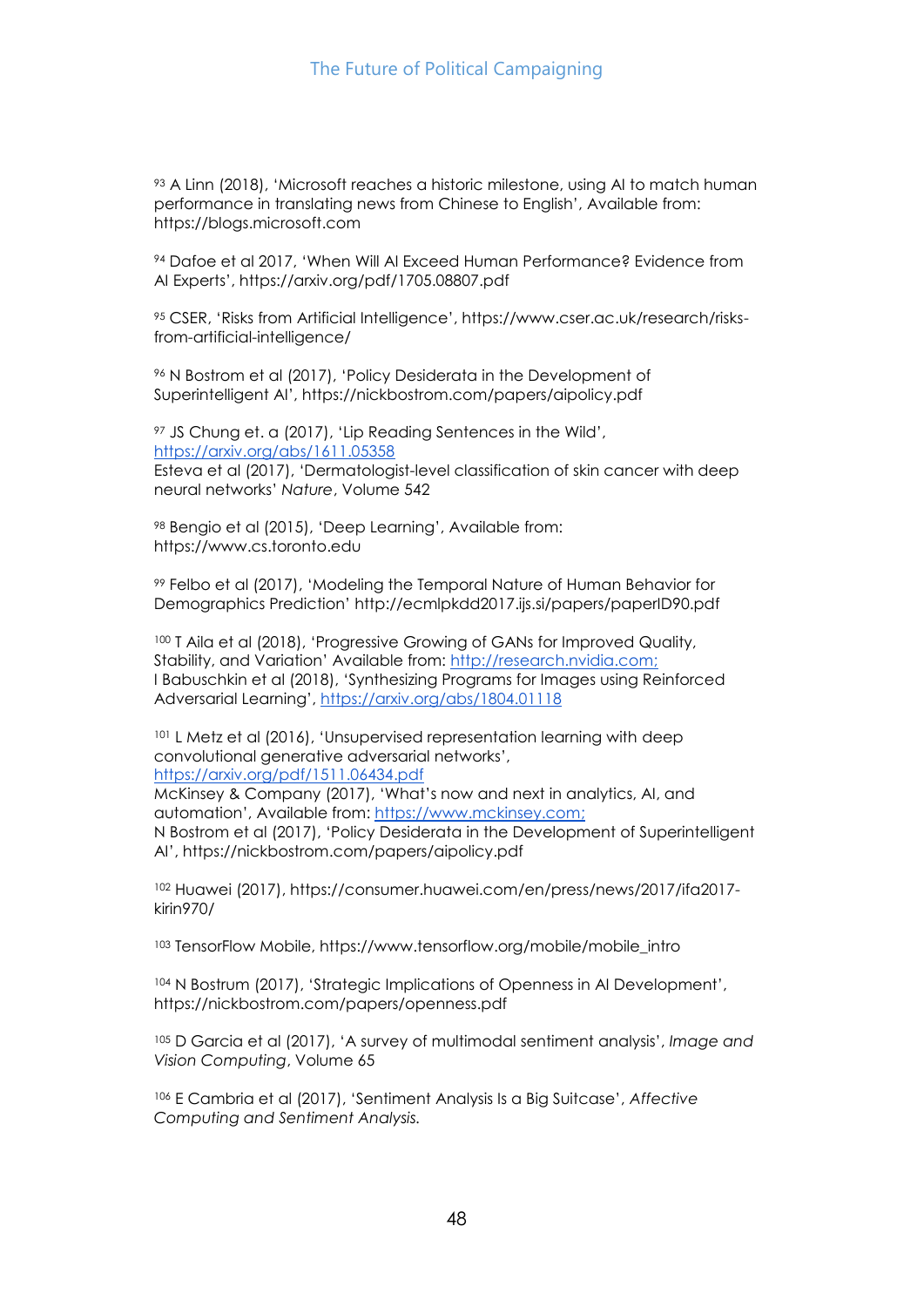[93] A Linn (2018), 'Microsoft reaches a historic milestone, using AI to match human performance in translating news from Chinese to English', Available from: https://blogs.microsoft.com

[94] Dafoe et al 2017, 'When Will AI Exceed Human Performance? Evidence from AI Experts', https://arxiv.org/pdf/1705.08807.pdf

[95] CSER, 'Risks from Artificial Intelligence', https://www.cser.ac.uk/research/risks-from-artificial-intelligence/

[96] N Bostrom et al (2017), 'Policy Desiderata in the Development of Superintelligent AI', https://nickbostrom.com/papers/aipolicy.pdf

[97] JS Chung et. a (2017), 'Lip Reading Sentences in the Wild', https://arxiv.org/abs/1611.05358
Esteva et al (2017), 'Dermatologist-level classification of skin cancer with deep neural networks' *Nature*, Volume 542

[98] Bengio et al (2015), 'Deep Learning', Available from: https://www.cs.toronto.edu

[99] Felbo et al (2017), 'Modeling the Temporal Nature of Human Behavior for Demographics Prediction' http://ecmlpkdd2017.ijs.si/papers/paperID90.pdf

[100] T Aila et al (2018), 'Progressive Growing of GANs for Improved Quality, Stability, and Variation' Available from: http://research.nvidia.com;
I Babuschkin et al (2018), 'Synthesizing Programs for Images using Reinforced Adversarial Learning', https://arxiv.org/abs/1804.01118

[101] L Metz et al (2016), 'Unsupervised representation learning with deep convolutional generative adversarial networks', https://arxiv.org/pdf/1511.06434.pdf
McKinsey & Company (2017), 'What's now and next in analytics, AI, and automation', Available from: https://www.mckinsey.com;
N Bostrom et al (2017), 'Policy Desiderata in the Development of Superintelligent AI', https://nickbostrom.com/papers/aipolicy.pdf

[102] Huawei (2017), https://consumer.huawei.com/en/press/news/2017/ifa2017-kirin970/

[103] TensorFlow Mobile, https://www.tensorflow.org/mobile/mobile_intro

[104] N Bostrum (2017), 'Strategic Implications of Openness in AI Development', https://nickbostrom.com/papers/openness.pdf

[105] D Garcia et al (2017), 'A survey of multimodal sentiment analysis', *Image and Vision Computing*, Volume 65

[106] E Cambria et al (2017), 'Sentiment Analysis Is a Big Suitcase', *Affective Computing and Sentiment Analysis.*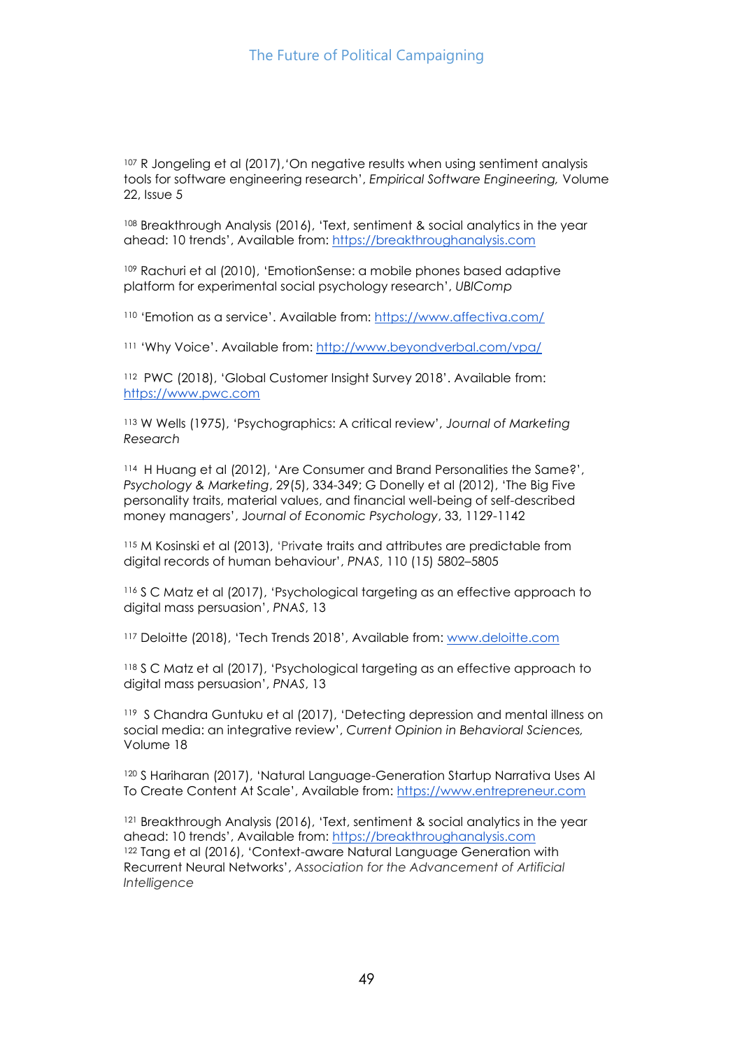[107] R Jongeling et al (2017),'On negative results when using sentiment analysis tools for software engineering research', *Empirical Software Engineering,* Volume 22, Issue 5

[108] Breakthrough Analysis (2016), 'Text, sentiment & social analytics in the year ahead: 10 trends', Available from: https://breakthroughanalysis.com

[109] Rachuri et al (2010), 'EmotionSense: a mobile phones based adaptive platform for experimental social psychology research', *UBIComp*

[110] 'Emotion as a service'. Available from: https://www.affectiva.com/

[111] 'Why Voice'. Available from: http://www.beyondverbal.com/vpa/

[112] PWC (2018), 'Global Customer Insight Survey 2018'. Available from: https://www.pwc.com

[113] W Wells (1975), 'Psychographics: A critical review', *Journal of Marketing Research*

[114] H Huang et al (2012), 'Are Consumer and Brand Personalities the Same?', *Psychology & Marketing*, 29(5), 334-349; G Donelly et al (2012), 'The Big Five personality traits, material values, and financial well-being of self-described money managers', *Journal of Economic Psychology*, 33, 1129-1142

[115] M Kosinski et al (2013), 'Private traits and attributes are predictable from digital records of human behaviour', *PNAS*, 110 (15) 5802–5805

[116] S C Matz et al (2017), 'Psychological targeting as an effective approach to digital mass persuasion', *PNAS*, 13

[117] Deloitte (2018), 'Tech Trends 2018', Available from: www.deloitte.com

[118] S C Matz et al (2017), 'Psychological targeting as an effective approach to digital mass persuasion', *PNAS*, 13

[119] S Chandra Guntuku et al (2017), 'Detecting depression and mental illness on social media: an integrative review', *Current Opinion in Behavioral Sciences,* Volume 18

[120] S Hariharan (2017), 'Natural Language-Generation Startup Narrativa Uses AI To Create Content At Scale', Available from: https://www.entrepreneur.com

[121] Breakthrough Analysis (2016), 'Text, sentiment & social analytics in the year ahead: 10 trends', Available from: https://breakthroughanalysis.com

[122] Tang et al (2016), 'Context-aware Natural Language Generation with Recurrent Neural Networks', *Association for the Advancement of Artificial Intelligence*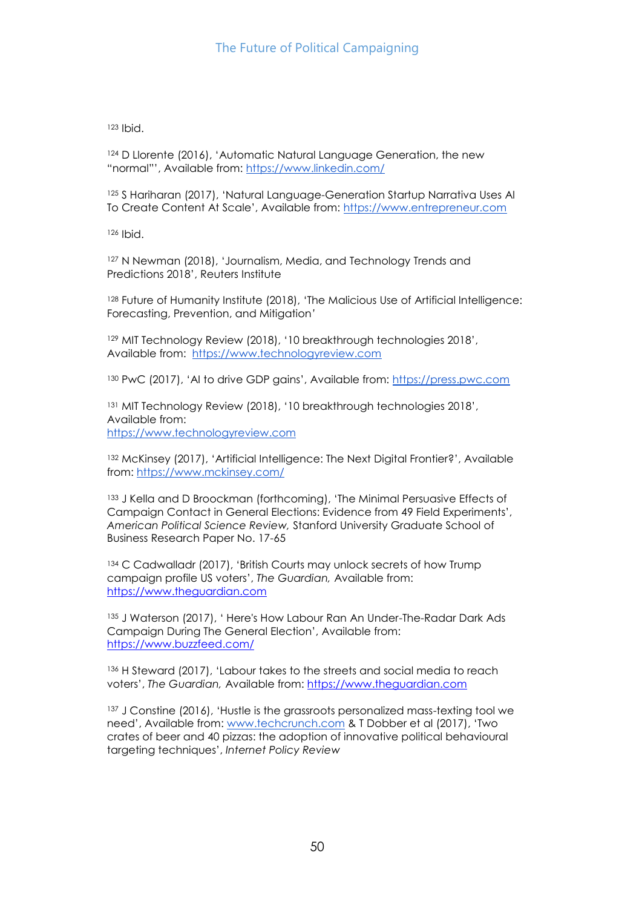[123] Ibid.

[124] D Llorente (2016), 'Automatic Natural Language Generation, the new "normal"', Available from: https://www.linkedin.com/

[125] S Hariharan (2017), 'Natural Language-Generation Startup Narrativa Uses AI To Create Content At Scale', Available from: https://www.entrepreneur.com

[126] Ibid.

[127] N Newman (2018), 'Journalism, Media, and Technology Trends and Predictions 2018', Reuters Institute

[128] Future of Humanity Institute (2018), 'The Malicious Use of Artificial Intelligence: Forecasting, Prevention, and Mitigation'

[129] MIT Technology Review (2018), '10 breakthrough technologies 2018', Available from: https://www.technologyreview.com

[130] PwC (2017), 'AI to drive GDP gains', Available from: https://press.pwc.com

[131] MIT Technology Review (2018), '10 breakthrough technologies 2018', Available from: https://www.technologyreview.com

[132] McKinsey (2017), 'Artificial Intelligence: The Next Digital Frontier?', Available from: https://www.mckinsey.com/

[133] J Kella and D Broockman (forthcoming), 'The Minimal Persuasive Effects of Campaign Contact in General Elections: Evidence from 49 Field Experiments', *American Political Science Review,* Stanford University Graduate School of Business Research Paper No. 17-65

[134] C Cadwalladr (2017), 'British Courts may unlock secrets of how Trump campaign profile US voters', *The Guardian,* Available from: https://www.theguardian.com

[135] J Waterson (2017), ' Here's How Labour Ran An Under-The-Radar Dark Ads Campaign During The General Election', Available from: https://www.buzzfeed.com/

[136] H Steward (2017), 'Labour takes to the streets and social media to reach voters', *The Guardian,* Available from: https://www.theguardian.com

[137] J Constine (2016), 'Hustle is the grassroots personalized mass-texting tool we need', Available from: www.techcrunch.com & T Dobber et al (2017), 'Two crates of beer and 40 pizzas: the adoption of innovative political behavioural targeting techniques', *Internet Policy Review*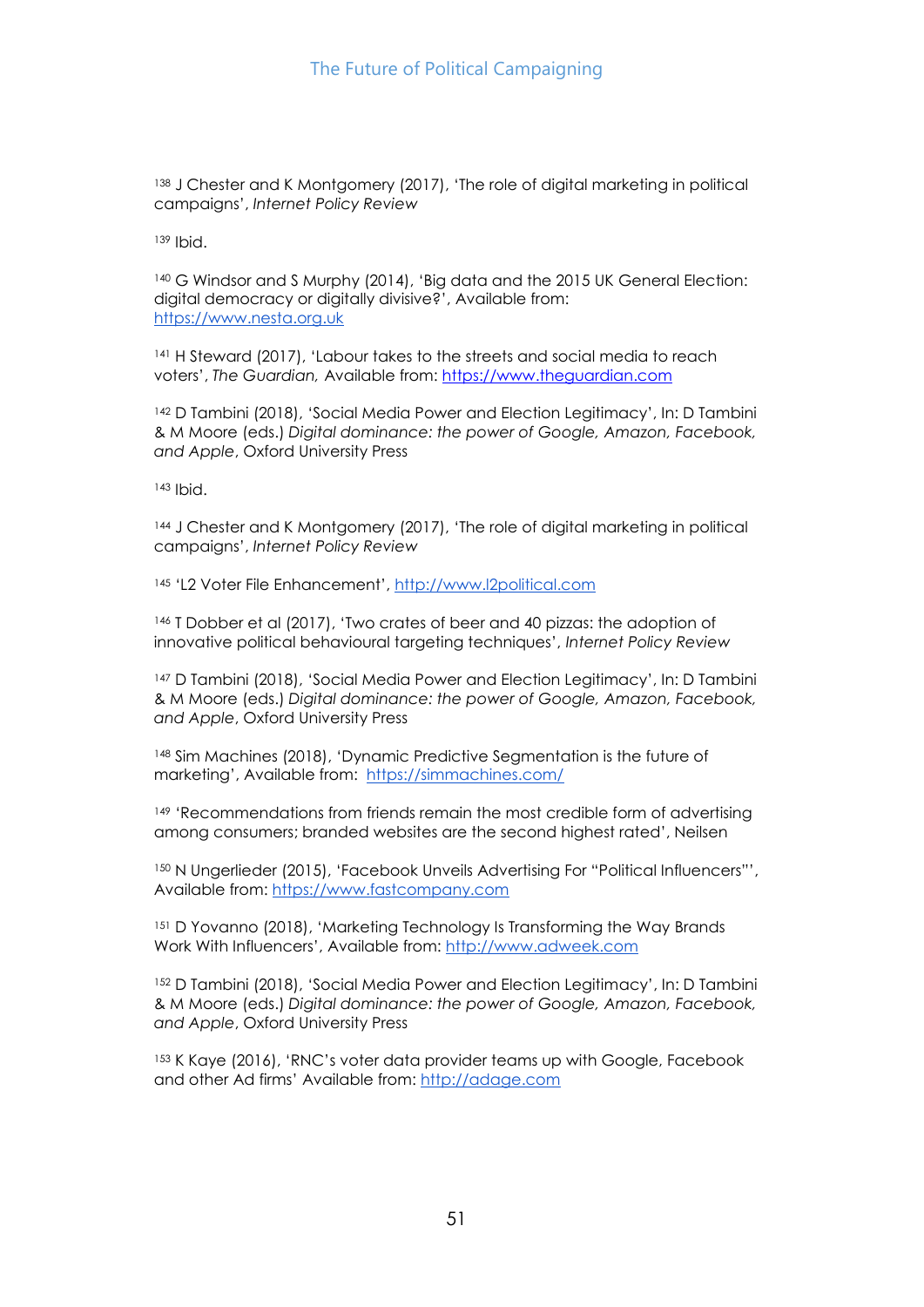[138] J Chester and K Montgomery (2017), 'The role of digital marketing in political campaigns', *Internet Policy Review*

[139] Ibid.

[140] G Windsor and S Murphy (2014), 'Big data and the 2015 UK General Election: digital democracy or digitally divisive?', Available from: https://www.nesta.org.uk

[141] H Steward (2017), 'Labour takes to the streets and social media to reach voters', *The Guardian,* Available from: https://www.theguardian.com

[142] D Tambini (2018), 'Social Media Power and Election Legitimacy', In: D Tambini & M Moore (eds.) *Digital dominance: the power of Google, Amazon, Facebook, and Apple*, Oxford University Press

[143] Ibid.

[144] J Chester and K Montgomery (2017), 'The role of digital marketing in political campaigns', *Internet Policy Review*

[145] 'L2 Voter File Enhancement', http://www.l2political.com

[146] T Dobber et al (2017), 'Two crates of beer and 40 pizzas: the adoption of innovative political behavioural targeting techniques', *Internet Policy Review*

[147] D Tambini (2018), 'Social Media Power and Election Legitimacy', In: D Tambini & M Moore (eds.) *Digital dominance: the power of Google, Amazon, Facebook, and Apple*, Oxford University Press

[148] Sim Machines (2018), 'Dynamic Predictive Segmentation is the future of marketing', Available from: https://simmachines.com/

[149] 'Recommendations from friends remain the most credible form of advertising among consumers; branded websites are the second highest rated', Neilsen

[150] N Ungerlieder (2015), 'Facebook Unveils Advertising For "Political Influencers"', Available from: https://www.fastcompany.com

[151] D Yovanno (2018), 'Marketing Technology Is Transforming the Way Brands Work With Influencers', Available from: http://www.adweek.com

[152] D Tambini (2018), 'Social Media Power and Election Legitimacy', In: D Tambini & M Moore (eds.) *Digital dominance: the power of Google, Amazon, Facebook, and Apple*, Oxford University Press

[153] K Kaye (2016), 'RNC's voter data provider teams up with Google, Facebook and other Ad firms' Available from: http://adage.com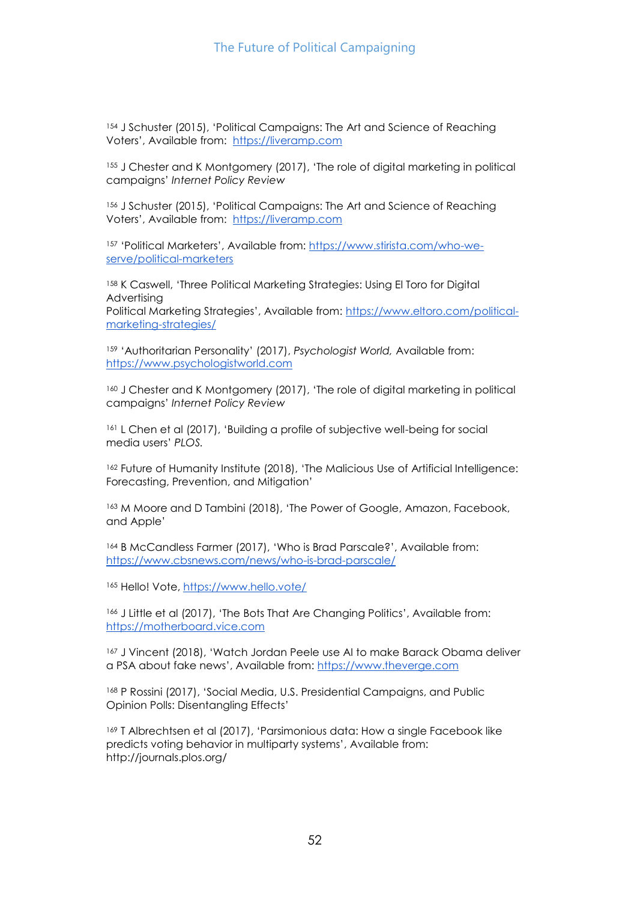[154] J Schuster (2015), 'Political Campaigns: The Art and Science of Reaching Voters', Available from: [https://liveramp.com](https://liveramp.com)

[155] J Chester and K Montgomery (2017), 'The role of digital marketing in political campaigns' *Internet Policy Review*

[156] J Schuster (2015), 'Political Campaigns: The Art and Science of Reaching Voters', Available from: [https://liveramp.com](https://liveramp.com)

[157] 'Political Marketers', Available from: [https://www.stirista.com/who-we-serve/political-marketers](https://www.stirista.com/who-we-serve/political-marketers)

[158] K Caswell, 'Three Political Marketing Strategies: Using El Toro for Digital Advertising
Political Marketing Strategies', Available from: [https://www.eltoro.com/political-marketing-strategies/](https://www.eltoro.com/political-marketing-strategies/)

[159] 'Authoritarian Personality' (2017), *Psychologist World,* Available from: [https://www.psychologistworld.com](https://www.psychologistworld.com)

[160] J Chester and K Montgomery (2017), 'The role of digital marketing in political campaigns' *Internet Policy Review*

[161] L Chen et al (2017), 'Building a profile of subjective well-being for social media users' *PLOS.*

[162] Future of Humanity Institute (2018), 'The Malicious Use of Artificial Intelligence: Forecasting, Prevention, and Mitigation'

[163] M Moore and D Tambini (2018), 'The Power of Google, Amazon, Facebook, and Apple'

[164] B McCandless Farmer (2017), 'Who is Brad Parscale?', Available from: [https://www.cbsnews.com/news/who-is-brad-parscale/](https://www.cbsnews.com/news/who-is-brad-parscale/)

[165] Hello! Vote, [https://www.hello.vote/](https://www.hello.vote/)

[166] J Little et al (2017), 'The Bots That Are Changing Politics', Available from: [https://motherboard.vice.com](https://motherboard.vice.com)

[167] J Vincent (2018), 'Watch Jordan Peele use AI to make Barack Obama deliver a PSA about fake news', Available from: [https://www.theverge.com](https://www.theverge.com)

[168] P Rossini (2017), 'Social Media, U.S. Presidential Campaigns, and Public Opinion Polls: Disentangling Effects'

[169] T Albrechtsen et al (2017), 'Parsimonious data: How a single Facebook like predicts voting behavior in multiparty systems', Available from: http://journals.plos.org/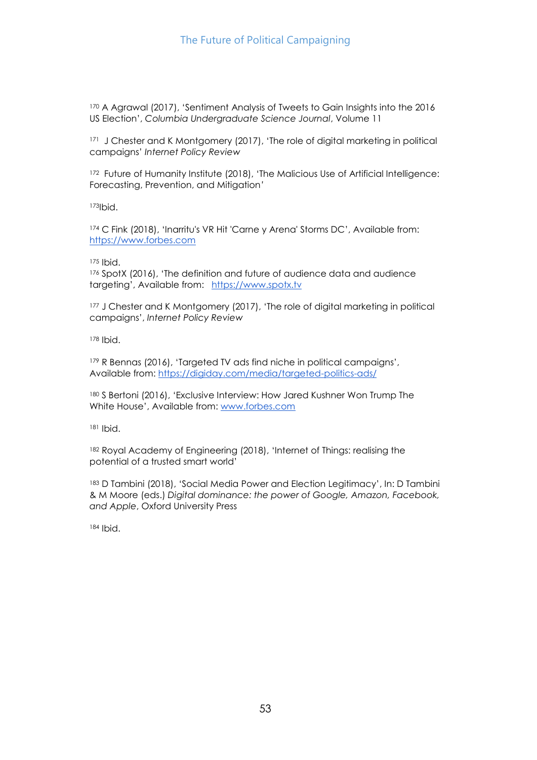[170] A Agrawal (2017), 'Sentiment Analysis of Tweets to Gain Insights into the 2016 US Election', *Columbia Undergraduate Science Journal*, Volume 11

[171] J Chester and K Montgomery (2017), 'The role of digital marketing in political campaigns' *Internet Policy Review*

[172] Future of Humanity Institute (2018), 'The Malicious Use of Artificial Intelligence: Forecasting, Prevention, and Mitigation'

[173] Ibid.

[174] C Fink (2018), 'Inarritu's VR Hit 'Carne y Arena' Storms DC', Available from: https://www.forbes.com

[175] Ibid.

[176] SpotX (2016), 'The definition and future of audience data and audience targeting', Available from: https://www.spotx.tv

[177] J Chester and K Montgomery (2017), 'The role of digital marketing in political campaigns', *Internet Policy Review*

[178] Ibid.

[179] R Bennas (2016), 'Targeted TV ads find niche in political campaigns', Available from: https://digiday.com/media/targeted-politics-ads/

[180] S Bertoni (2016), 'Exclusive Interview: How Jared Kushner Won Trump The White House', Available from: www.forbes.com

[181] Ibid.

[182] Royal Academy of Engineering (2018), 'Internet of Things: realising the potential of a trusted smart world'

[183] D Tambini (2018), 'Social Media Power and Election Legitimacy', In: D Tambini & M Moore (eds.) *Digital dominance: the power of Google, Amazon, Facebook, and Apple*, Oxford University Press

[184] Ibid.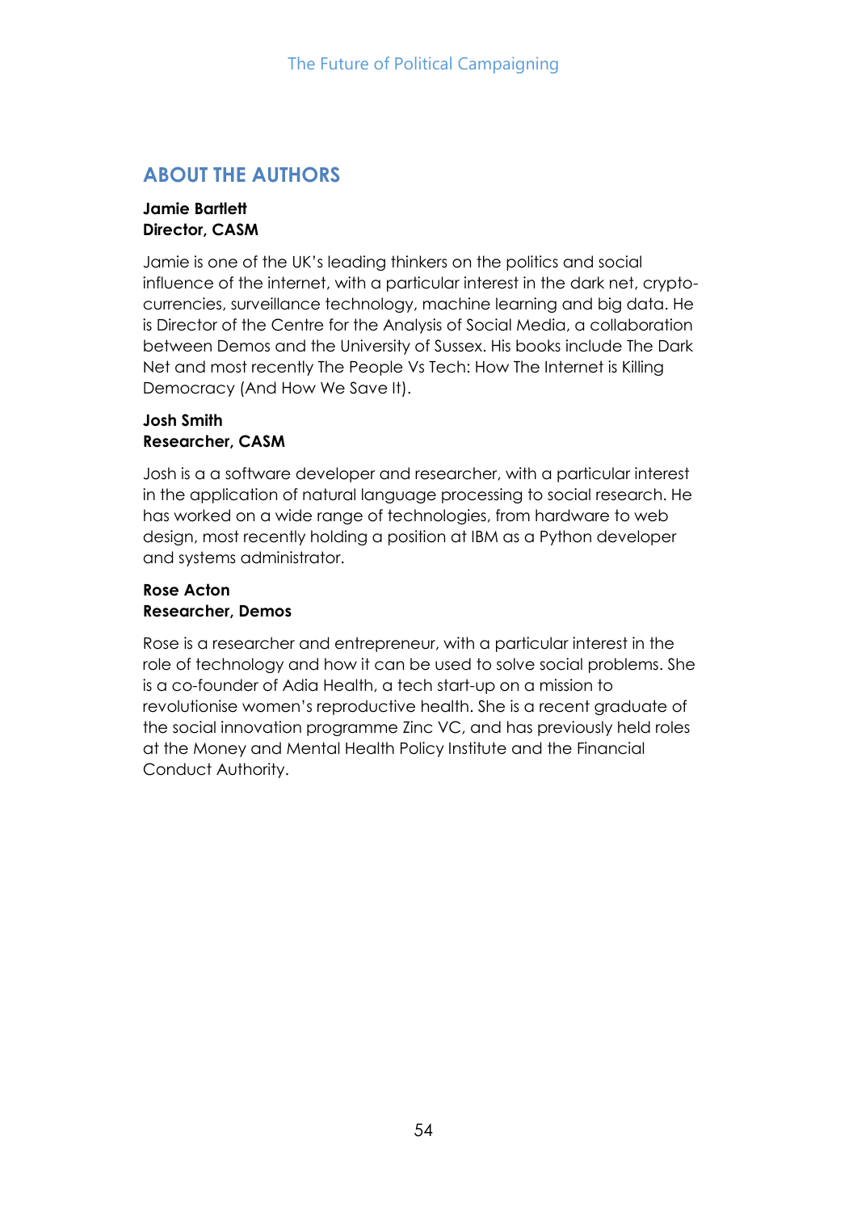## ABOUT THE AUTHORS

**Jamie Bartlett**
**Director, CASM**

Jamie is one of the UK's leading thinkers on the politics and social influence of the internet, with a particular interest in the dark net, crypto-currencies, surveillance technology, machine learning and big data. He is Director of the Centre for the Analysis of Social Media, a collaboration between Demos and the University of Sussex. His books include The Dark Net and most recently The People Vs Tech: How The Internet is Killing Democracy (And How We Save It).

**Josh Smith**
**Researcher, CASM**

Josh is a a software developer and researcher, with a particular interest in the application of natural language processing to social research. He has worked on a wide range of technologies, from hardware to web design, most recently holding a position at IBM as a Python developer and systems administrator.

**Rose Acton**
**Researcher, Demos**

Rose is a researcher and entrepreneur, with a particular interest in the role of technology and how it can be used to solve social problems. She is a co-founder of Adia Health, a tech start-up on a mission to revolutionise women's reproductive health. She is a recent graduate of the social innovation programme Zinc VC, and has previously held roles at the Money and Mental Health Policy Institute and the Financial Conduct Authority.